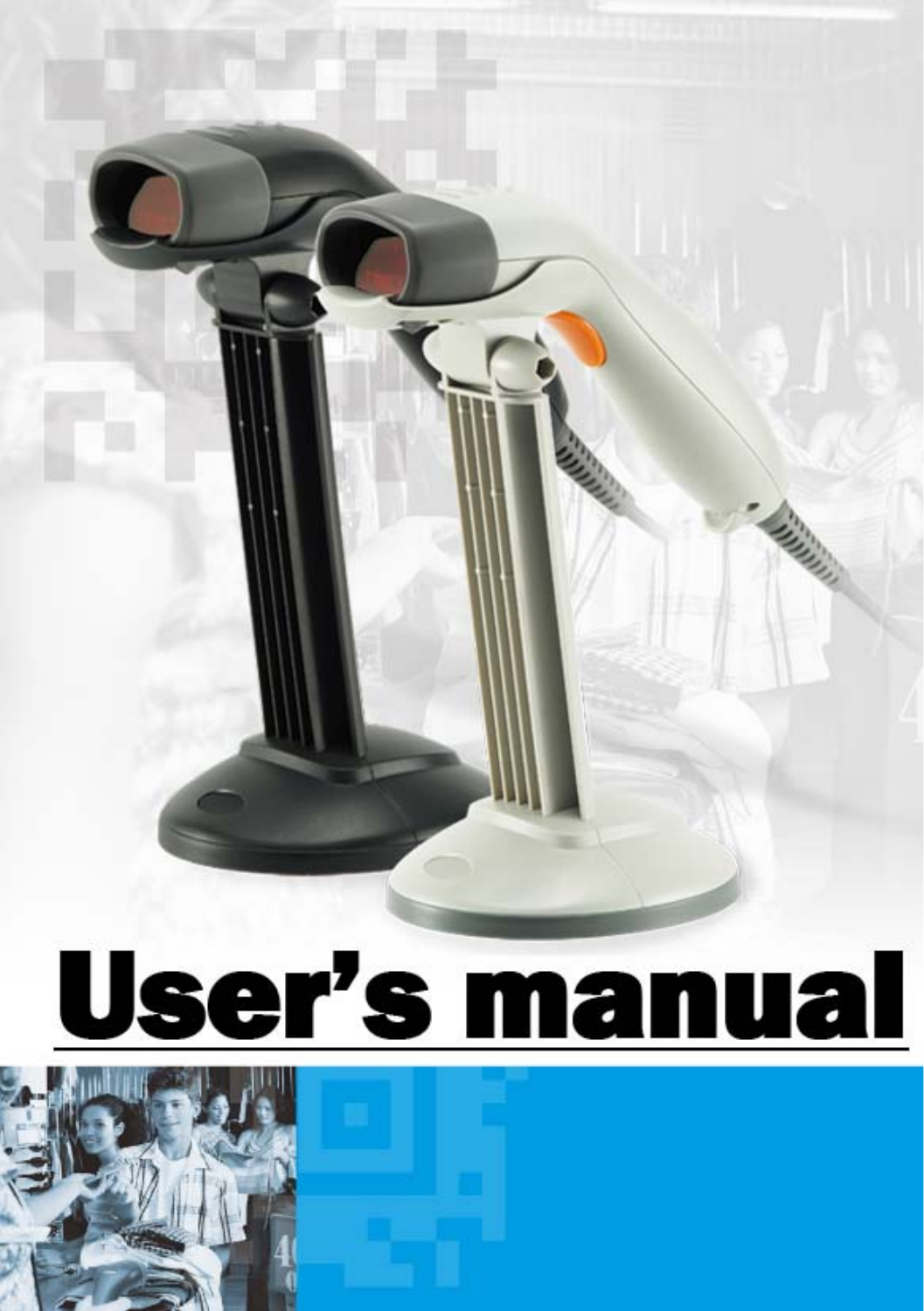# User's manual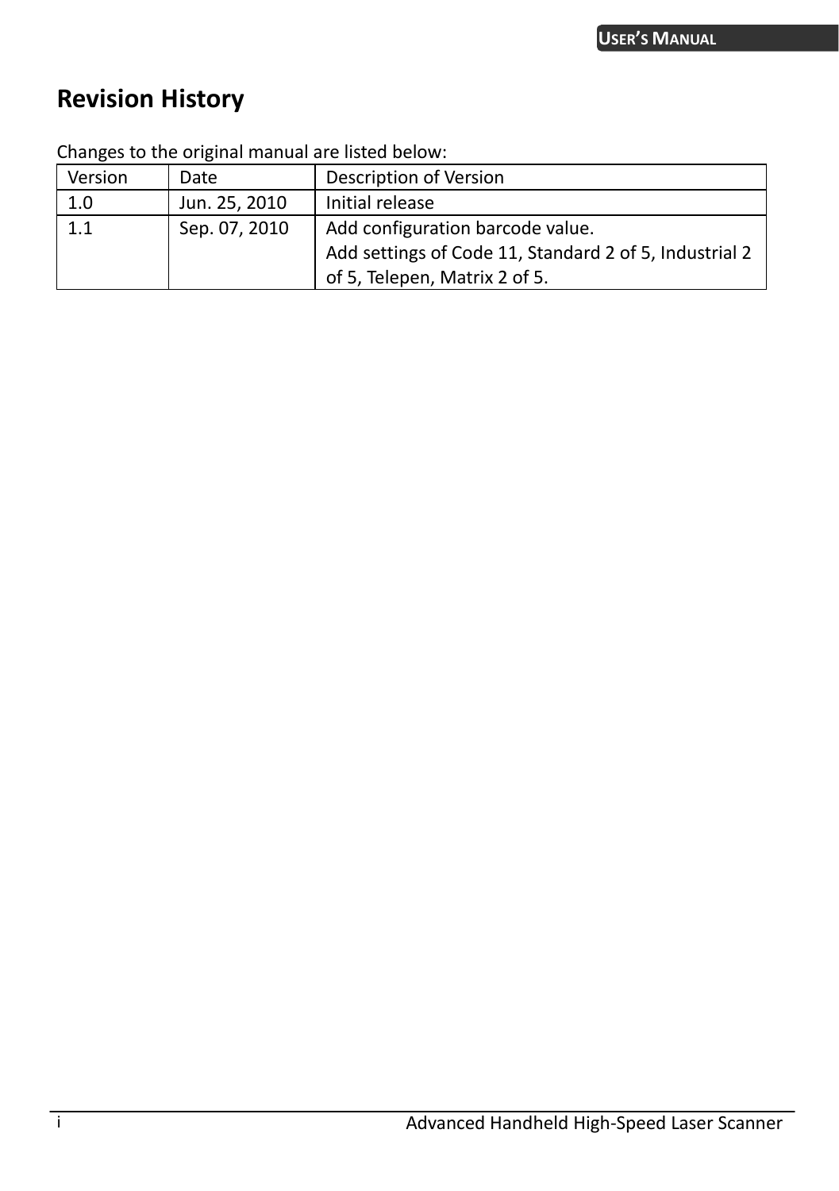# Revision History

Changes to the original manual are listed below:

| Version | Date | Description of Version |
|---|---|---|
| 1.0 | Jun. 25, 2010 | Initial release |
| 1.1 | Sep. 07, 2010 | Add configuration barcode value.<br>Add settings of Code 11, Standard 2 of 5, Industrial 2 of 5, Telepen, Matrix 2 of 5. |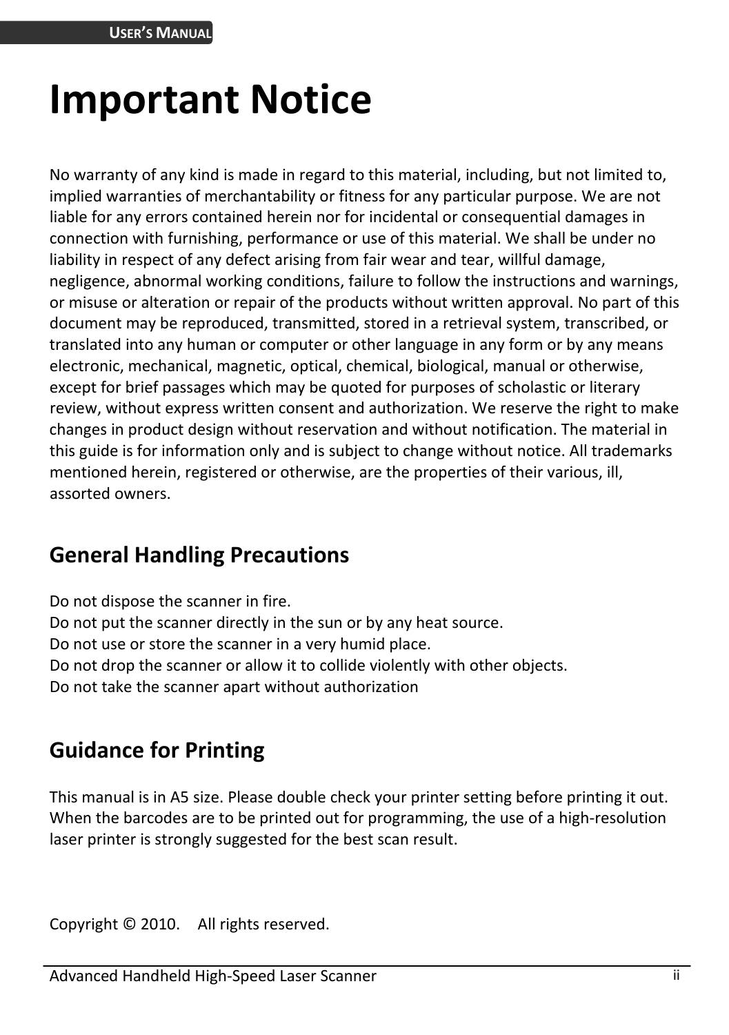# Important Notice

No warranty of any kind is made in regard to this material, including, but not limited to, implied warranties of merchantability or fitness for any particular purpose. We are not liable for any errors contained herein nor for incidental or consequential damages in connection with furnishing, performance or use of this material. We shall be under no liability in respect of any defect arising from fair wear and tear, willful damage, negligence, abnormal working conditions, failure to follow the instructions and warnings, or misuse or alteration or repair of the products without written approval. No part of this document may be reproduced, transmitted, stored in a retrieval system, transcribed, or translated into any human or computer or other language in any form or by any means electronic, mechanical, magnetic, optical, chemical, biological, manual or otherwise, except for brief passages which may be quoted for purposes of scholastic or literary review, without express written consent and authorization. We reserve the right to make changes in product design without reservation and without notification. The material in this guide is for information only and is subject to change without notice. All trademarks mentioned herein, registered or otherwise, are the properties of their various, ill, assorted owners.

## General Handling Precautions

Do not dispose the scanner in fire.
Do not put the scanner directly in the sun or by any heat source.
Do not use or store the scanner in a very humid place.
Do not drop the scanner or allow it to collide violently with other objects.
Do not take the scanner apart without authorization

## Guidance for Printing

This manual is in A5 size. Please double check your printer setting before printing it out. When the barcodes are to be printed out for programming, the use of a high-resolution laser printer is strongly suggested for the best scan result.

Copyright © 2010. All rights reserved.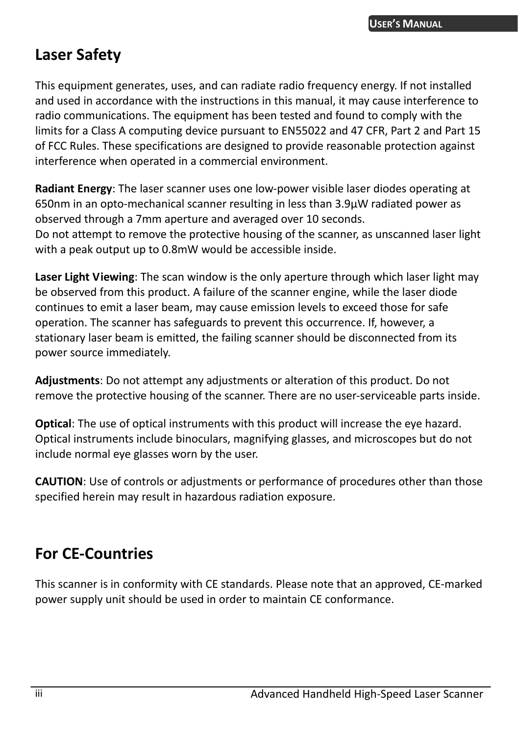## Laser Safety

This equipment generates, uses, and can radiate radio frequency energy. If not installed and used in accordance with the instructions in this manual, it may cause interference to radio communications. The equipment has been tested and found to comply with the limits for a Class A computing device pursuant to EN55022 and 47 CFR, Part 2 and Part 15 of FCC Rules. These specifications are designed to provide reasonable protection against interference when operated in a commercial environment.

**Radiant Energy**: The laser scanner uses one low-power visible laser diodes operating at 650nm in an opto-mechanical scanner resulting in less than 3.9μW radiated power as observed through a 7mm aperture and averaged over 10 seconds.
Do not attempt to remove the protective housing of the scanner, as unscanned laser light with a peak output up to 0.8mW would be accessible inside.

**Laser Light Viewing**: The scan window is the only aperture through which laser light may be observed from this product. A failure of the scanner engine, while the laser diode continues to emit a laser beam, may cause emission levels to exceed those for safe operation. The scanner has safeguards to prevent this occurrence. If, however, a stationary laser beam is emitted, the failing scanner should be disconnected from its power source immediately.

**Adjustments**: Do not attempt any adjustments or alteration of this product. Do not remove the protective housing of the scanner. There are no user-serviceable parts inside.

**Optical**: The use of optical instruments with this product will increase the eye hazard. Optical instruments include binoculars, magnifying glasses, and microscopes but do not include normal eye glasses worn by the user.

**CAUTION**: Use of controls or adjustments or performance of procedures other than those specified herein may result in hazardous radiation exposure.

## For CE-Countries

This scanner is in conformity with CE standards. Please note that an approved, CE-marked power supply unit should be used in order to maintain CE conformance.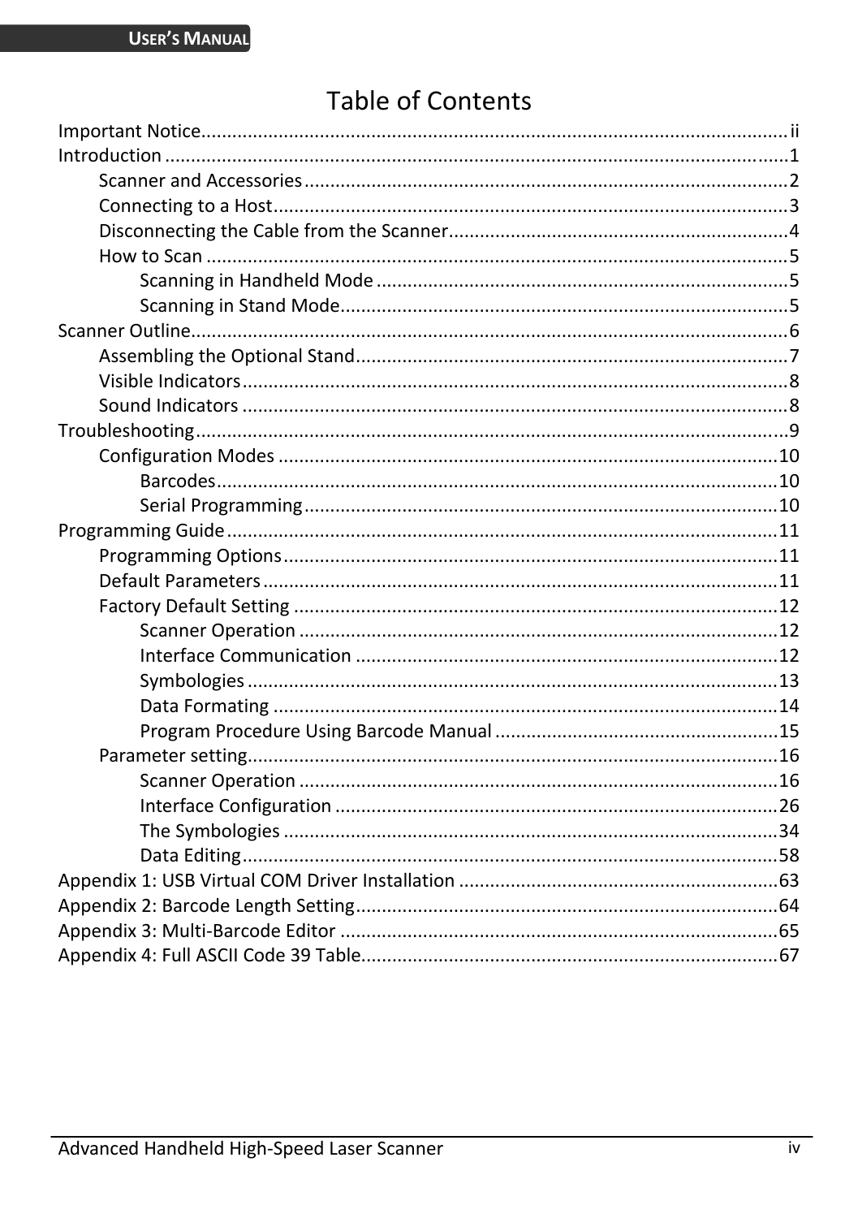# Table of Contents

Important Notice ........ ii

Introduction ........ 1

- Scanner and Accessories ........ 2
- Connecting to a Host ........ 3
- Disconnecting the Cable from the Scanner ........ 4
- How to Scan ........ 5
  - Scanning in Handheld Mode ........ 5
  - Scanning in Stand Mode ........ 5

Scanner Outline ........ 6

- Assembling the Optional Stand ........ 7
- Visible Indicators ........ 8
- Sound Indicators ........ 8

Troubleshooting ........ 9

- Configuration Modes ........ 10
  - Barcodes ........ 10
  - Serial Programming ........ 10

Programming Guide ........ 11

- Programming Options ........ 11
- Default Parameters ........ 11
- Factory Default Setting ........ 12
  - Scanner Operation ........ 12
  - Interface Communication ........ 12
  - Symbologies ........ 13
  - Data Formating ........ 14
  - Program Procedure Using Barcode Manual ........ 15
- Parameter setting ........ 16
  - Scanner Operation ........ 16
  - Interface Configuration ........ 26
  - The Symbologies ........ 34
  - Data Editing ........ 58

Appendix 1: USB Virtual COM Driver Installation ........ 63

Appendix 2: Barcode Length Setting ........ 64

Appendix 3: Multi-Barcode Editor ........ 65

Appendix 4: Full ASCII Code 39 Table ........ 67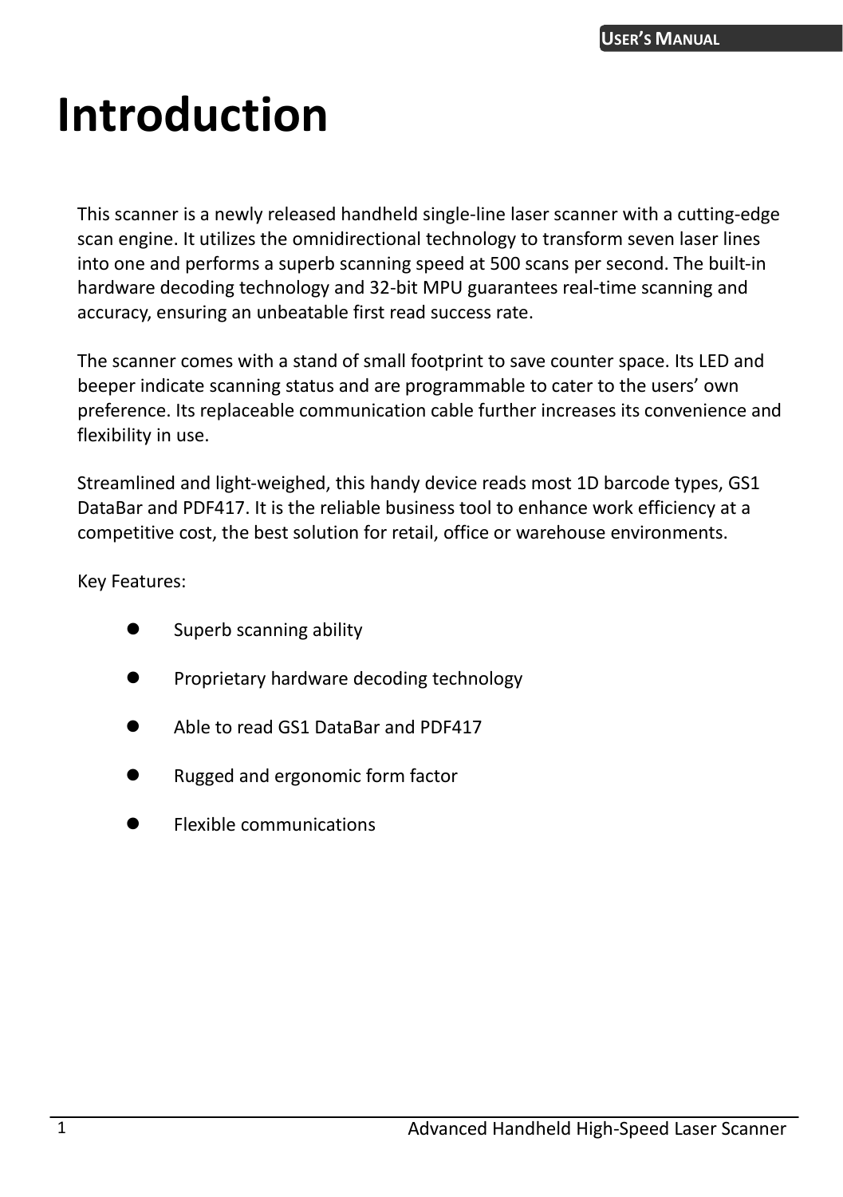# Introduction

This scanner is a newly released handheld single-line laser scanner with a cutting-edge scan engine. It utilizes the omnidirectional technology to transform seven laser lines into one and performs a superb scanning speed at 500 scans per second. The built-in hardware decoding technology and 32-bit MPU guarantees real-time scanning and accuracy, ensuring an unbeatable first read success rate.

The scanner comes with a stand of small footprint to save counter space. Its LED and beeper indicate scanning status and are programmable to cater to the users' own preference. Its replaceable communication cable further increases its convenience and flexibility in use.

Streamlined and light-weighed, this handy device reads most 1D barcode types, GS1 DataBar and PDF417. It is the reliable business tool to enhance work efficiency at a competitive cost, the best solution for retail, office or warehouse environments.

Key Features:

- Superb scanning ability
- Proprietary hardware decoding technology
- Able to read GS1 DataBar and PDF417
- Rugged and ergonomic form factor
- Flexible communications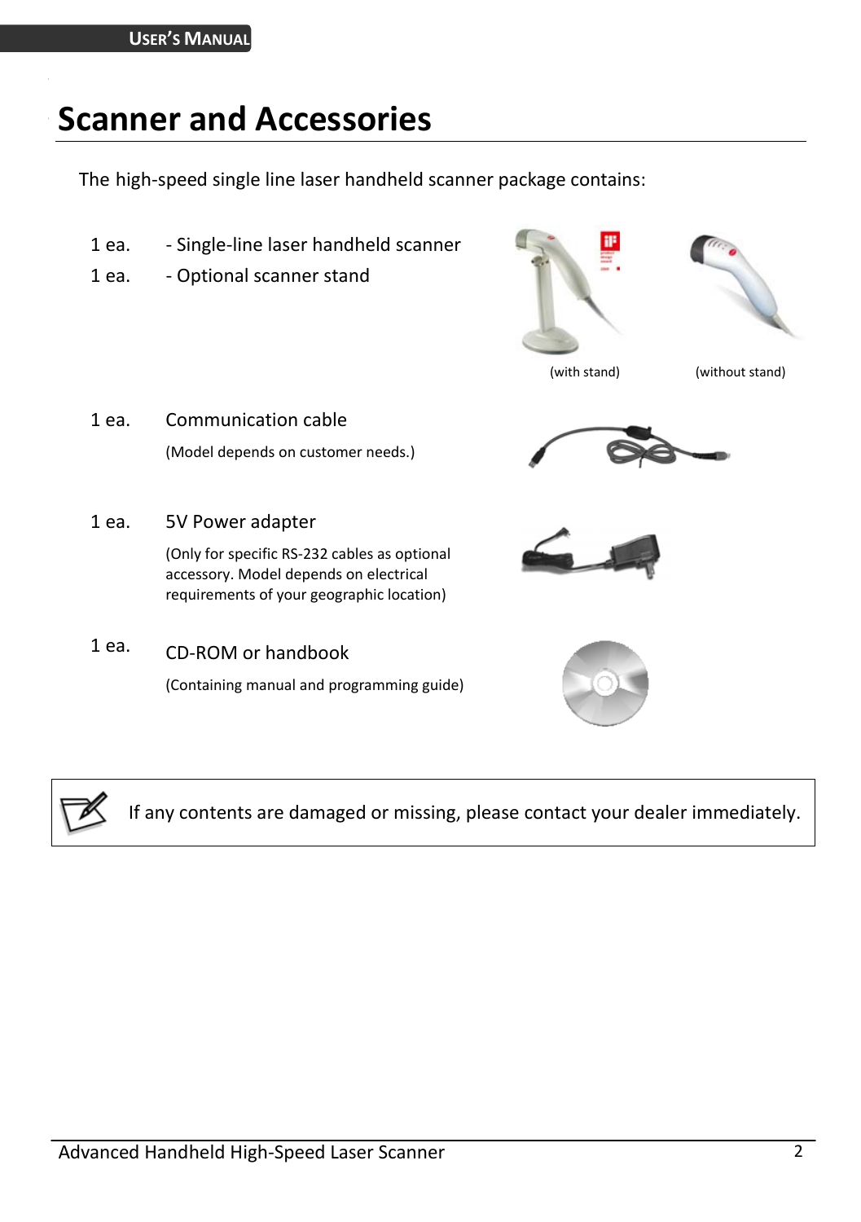# Scanner and Accessories

The high-speed single line laser handheld scanner package contains:

1 ea. - Single-line laser handheld scanner

1 ea. - Optional scanner stand

(with stand) (without stand)

1 ea. Communication cable

(Model depends on customer needs.)

1 ea. 5V Power adapter

(Only for specific RS-232 cables as optional accessory. Model depends on electrical requirements of your geographic location)

1 ea. CD-ROM or handbook

(Containing manual and programming guide)

If any contents are damaged or missing, please contact your dealer immediately.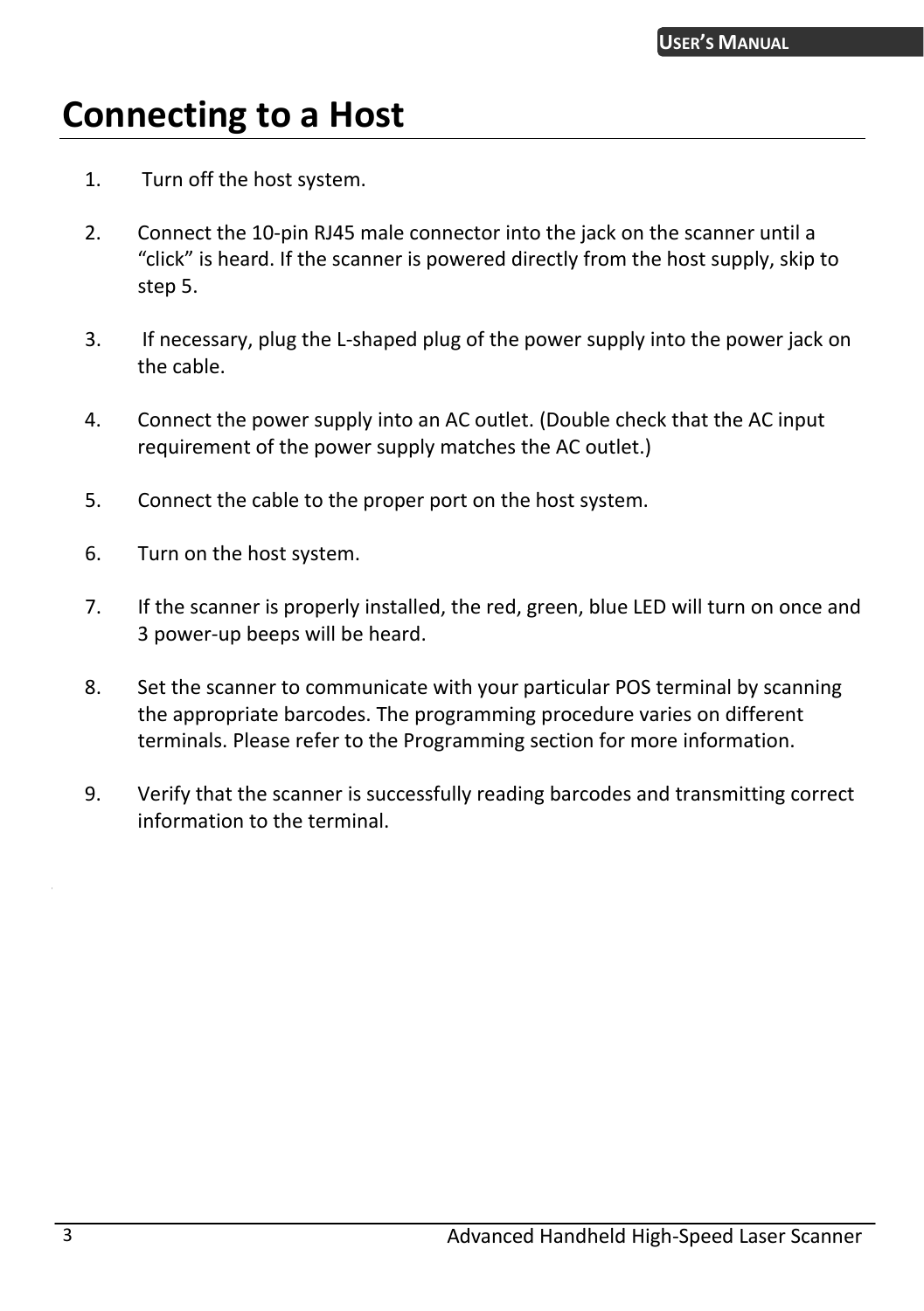# Connecting to a Host

1. Turn off the host system.

2. Connect the 10-pin RJ45 male connector into the jack on the scanner until a “click” is heard. If the scanner is powered directly from the host supply, skip to step 5.

3. If necessary, plug the L-shaped plug of the power supply into the power jack on the cable.

4. Connect the power supply into an AC outlet. (Double check that the AC input requirement of the power supply matches the AC outlet.)

5. Connect the cable to the proper port on the host system.

6. Turn on the host system.

7. If the scanner is properly installed, the red, green, blue LED will turn on once and 3 power-up beeps will be heard.

8. Set the scanner to communicate with your particular POS terminal by scanning the appropriate barcodes. The programming procedure varies on different terminals. Please refer to the Programming section for more information.

9. Verify that the scanner is successfully reading barcodes and transmitting correct information to the terminal.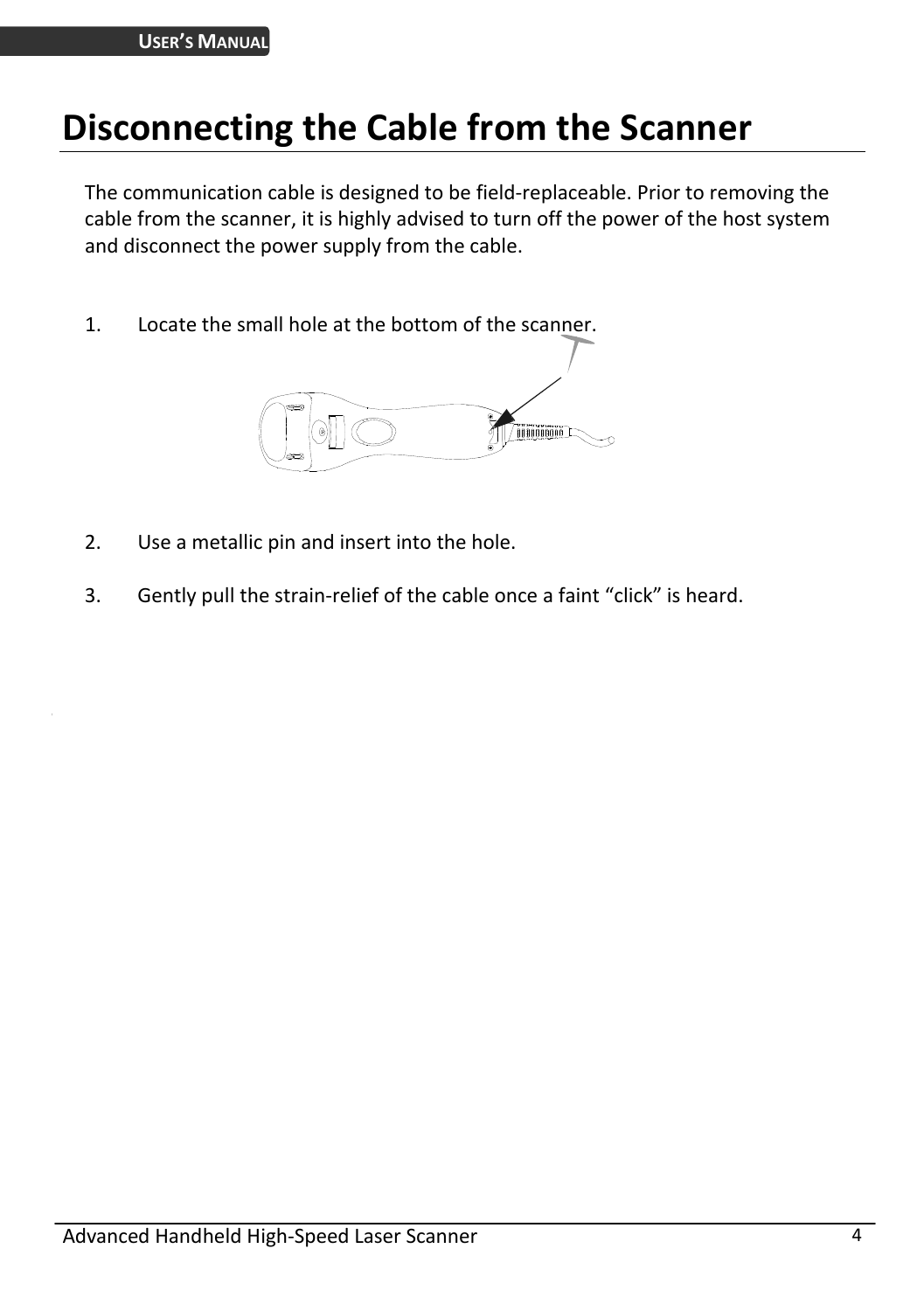# Disconnecting the Cable from the Scanner

The communication cable is designed to be field-replaceable. Prior to removing the cable from the scanner, it is highly advised to turn off the power of the host system and disconnect the power supply from the cable.

1. Locate the small hole at the bottom of the scanner.

2. Use a metallic pin and insert into the hole.

3. Gently pull the strain-relief of the cable once a faint “click” is heard.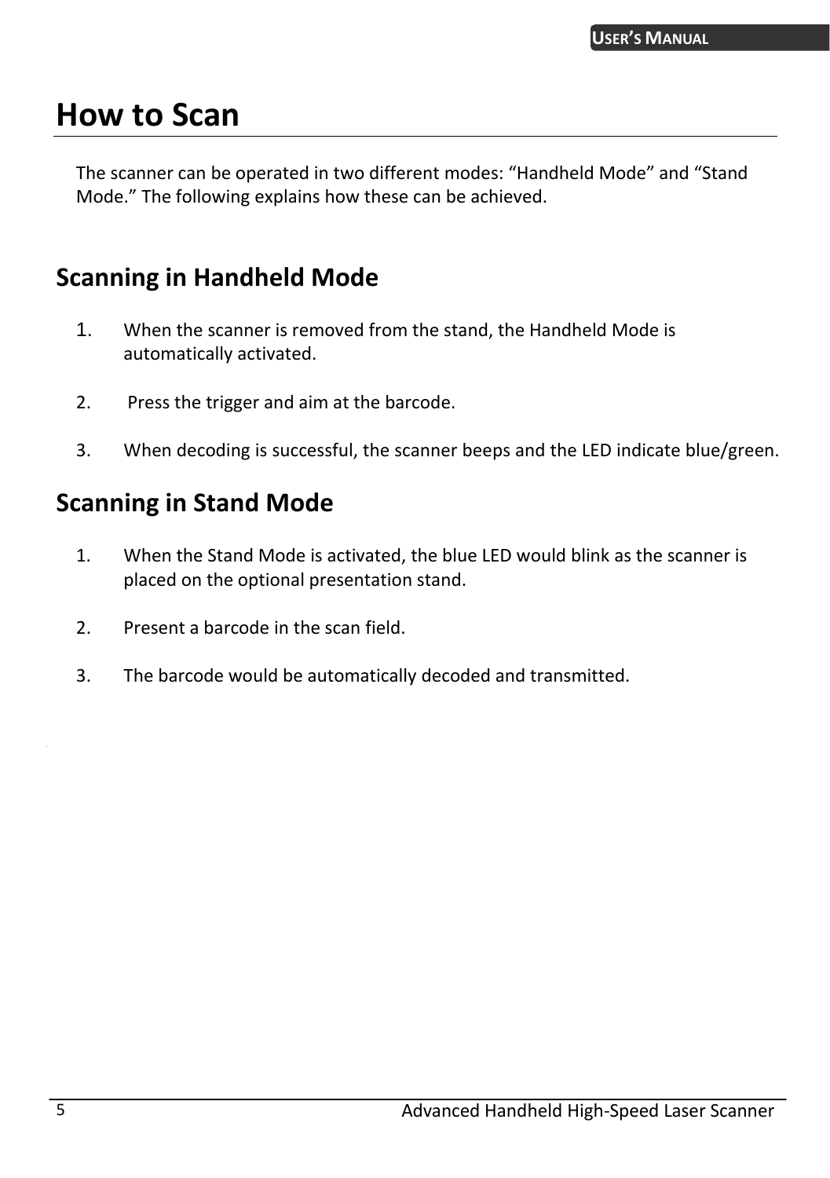# How to Scan

The scanner can be operated in two different modes: “Handheld Mode” and “Stand Mode.” The following explains how these can be achieved.

## Scanning in Handheld Mode

1. When the scanner is removed from the stand, the Handheld Mode is automatically activated.

2. Press the trigger and aim at the barcode.

3. When decoding is successful, the scanner beeps and the LED indicate blue/green.

## Scanning in Stand Mode

1. When the Stand Mode is activated, the blue LED would blink as the scanner is placed on the optional presentation stand.

2. Present a barcode in the scan field.

3. The barcode would be automatically decoded and transmitted.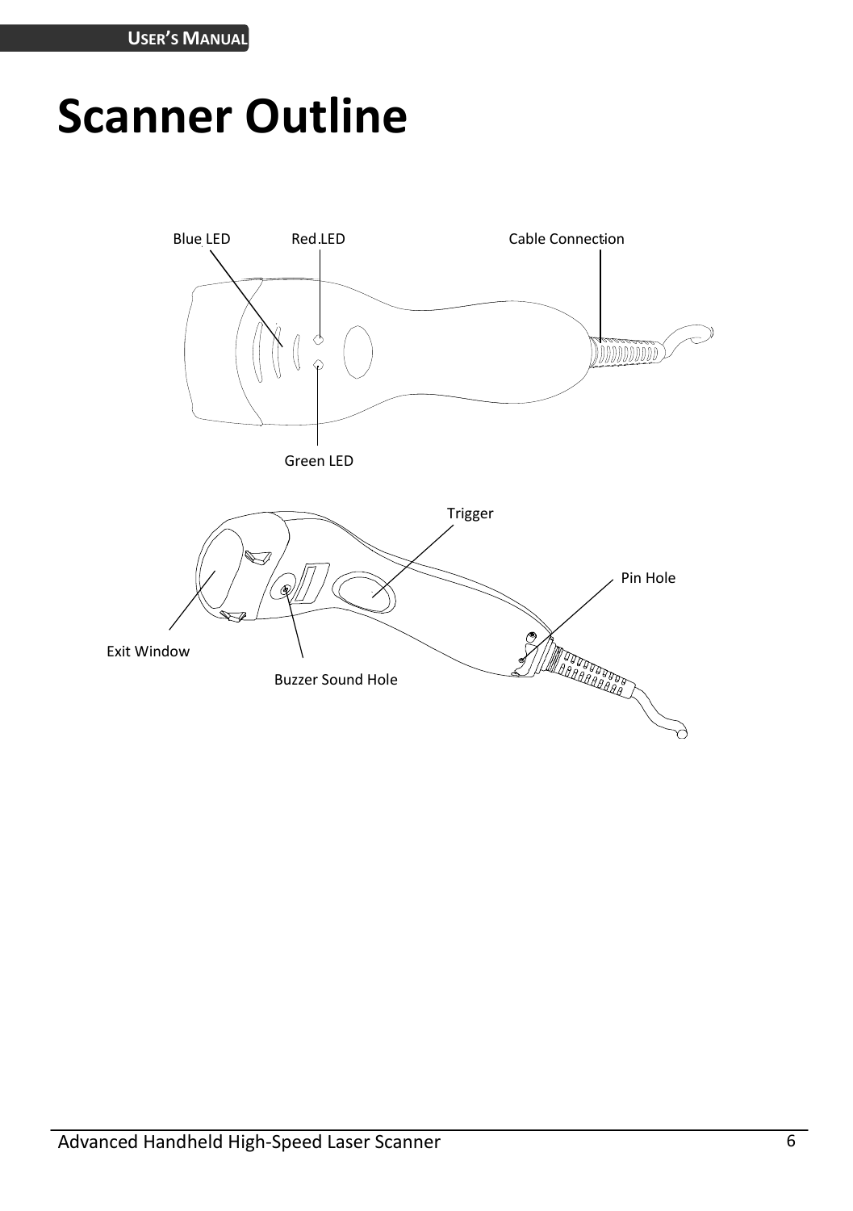# Scanner Outline

Blue LED

Red LED

Cable Connection

Green LED

Trigger

Pin Hole

Exit Window

Buzzer Sound Hole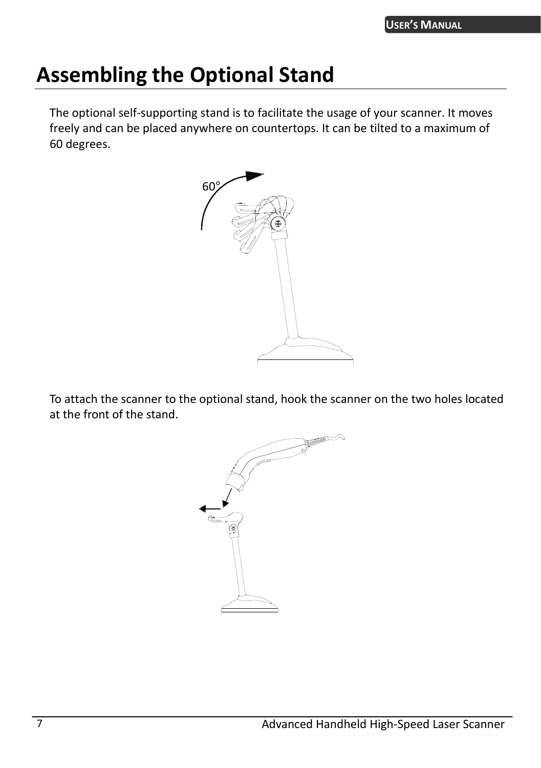# Assembling the Optional Stand

The optional self-supporting stand is to facilitate the usage of your scanner. It moves freely and can be placed anywhere on countertops. It can be tilted to a maximum of 60 degrees.

60°

To attach the scanner to the optional stand, hook the scanner on the two holes located at the front of the stand.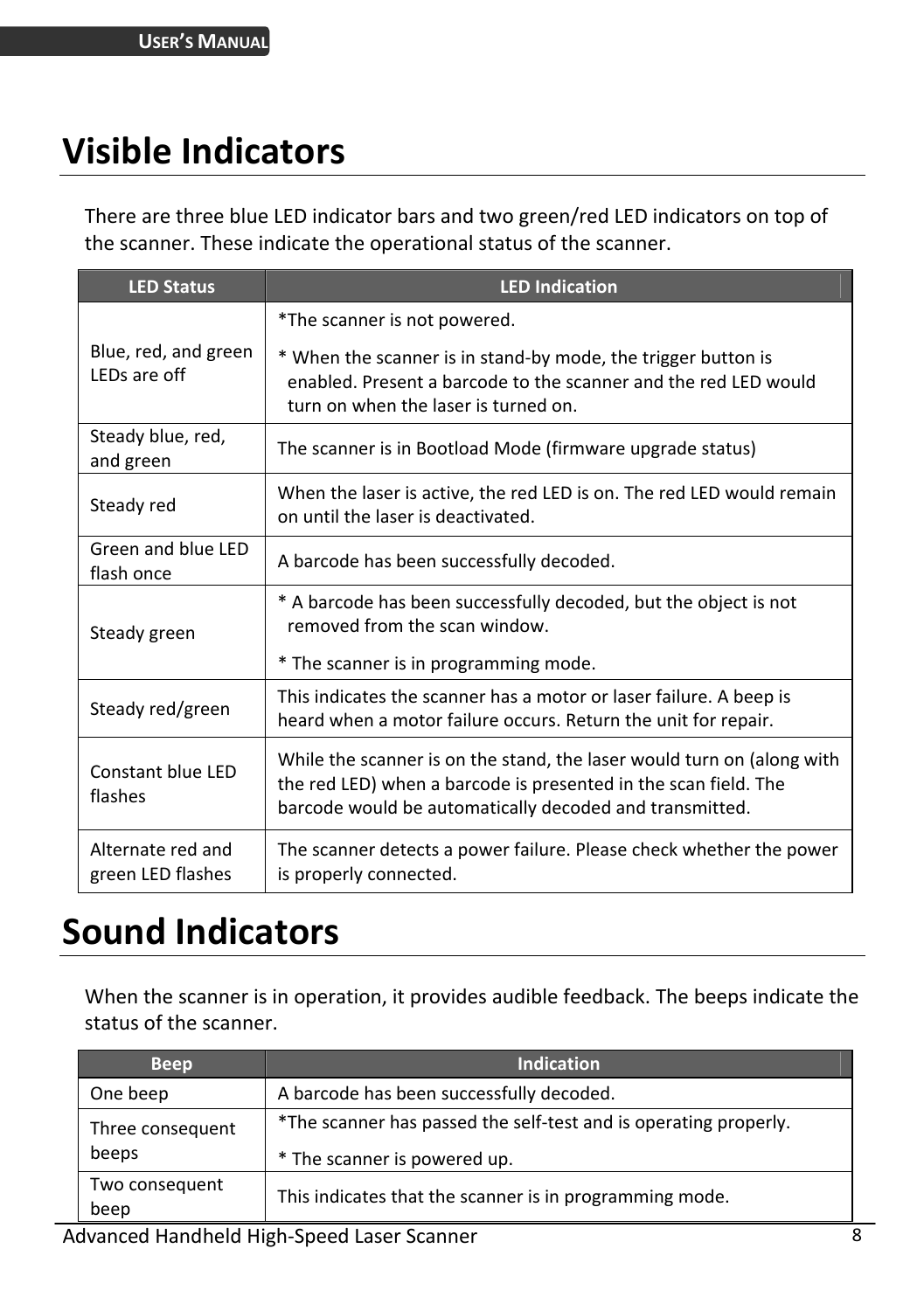# Visible Indicators

There are three blue LED indicator bars and two green/red LED indicators on top of the scanner. These indicate the operational status of the scanner.

| LED Status | LED Indication |
|---|---|
| Blue, red, and green LEDs are off | *The scanner is not powered.<br>* When the scanner is in stand-by mode, the trigger button is enabled. Present a barcode to the scanner and the red LED would turn on when the laser is turned on. |
| Steady blue, red, and green | The scanner is in Bootload Mode (firmware upgrade status) |
| Steady red | When the laser is active, the red LED is on. The red LED would remain on until the laser is deactivated. |
| Green and blue LED flash once | A barcode has been successfully decoded. |
| Steady green | * A barcode has been successfully decoded, but the object is not removed from the scan window.<br>* The scanner is in programming mode. |
| Steady red/green | This indicates the scanner has a motor or laser failure. A beep is heard when a motor failure occurs. Return the unit for repair. |
| Constant blue LED flashes | While the scanner is on the stand, the laser would turn on (along with the red LED) when a barcode is presented in the scan field. The barcode would be automatically decoded and transmitted. |
| Alternate red and green LED flashes | The scanner detects a power failure. Please check whether the power is properly connected. |

# Sound Indicators

When the scanner is in operation, it provides audible feedback. The beeps indicate the status of the scanner.

| Beep | Indication |
|---|---|
| One beep | A barcode has been successfully decoded. |
| Three consequent beeps | *The scanner has passed the self-test and is operating properly.<br>* The scanner is powered up. |
| Two consequent beep | This indicates that the scanner is in programming mode. |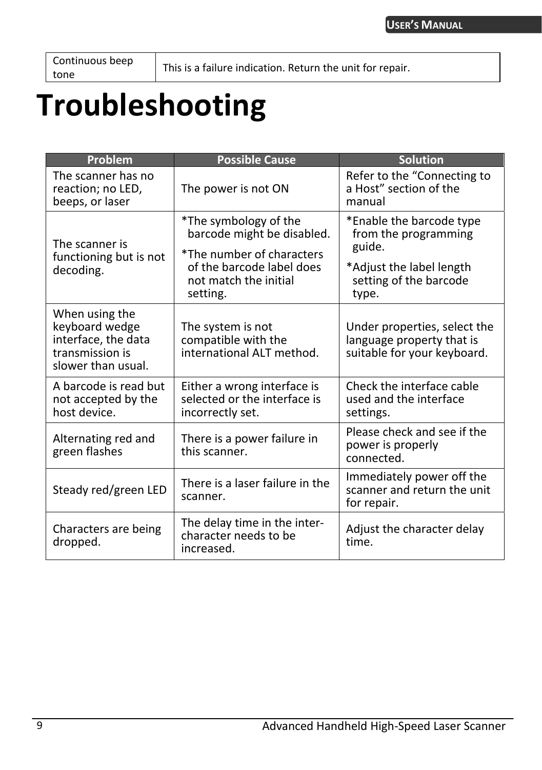| Continuous beep tone | This is a failure indication. Return the unit for repair. |
|---|---|

# Troubleshooting

| Problem | Possible Cause | Solution |
|---|---|---|
| The scanner has no reaction; no LED, beeps, or laser | The power is not ON | Refer to the "Connecting to a Host" section of the manual |
| The scanner is functioning but is not decoding. | *The symbology of the barcode might be disabled.<br>*The number of characters of the barcode label does not match the initial setting. | *Enable the barcode type from the programming guide.<br>*Adjust the label length setting of the barcode type. |
| When using the keyboard wedge interface, the data transmission is slower than usual. | The system is not compatible with the international ALT method. | Under properties, select the language property that is suitable for your keyboard. |
| A barcode is read but not accepted by the host device. | Either a wrong interface is selected or the interface is incorrectly set. | Check the interface cable used and the interface settings. |
| Alternating red and green flashes | There is a power failure in this scanner. | Please check and see if the power is properly connected. |
| Steady red/green LED | There is a laser failure in the scanner. | Immediately power off the scanner and return the unit for repair. |
| Characters are being dropped. | The delay time in the inter-character needs to be increased. | Adjust the character delay time. |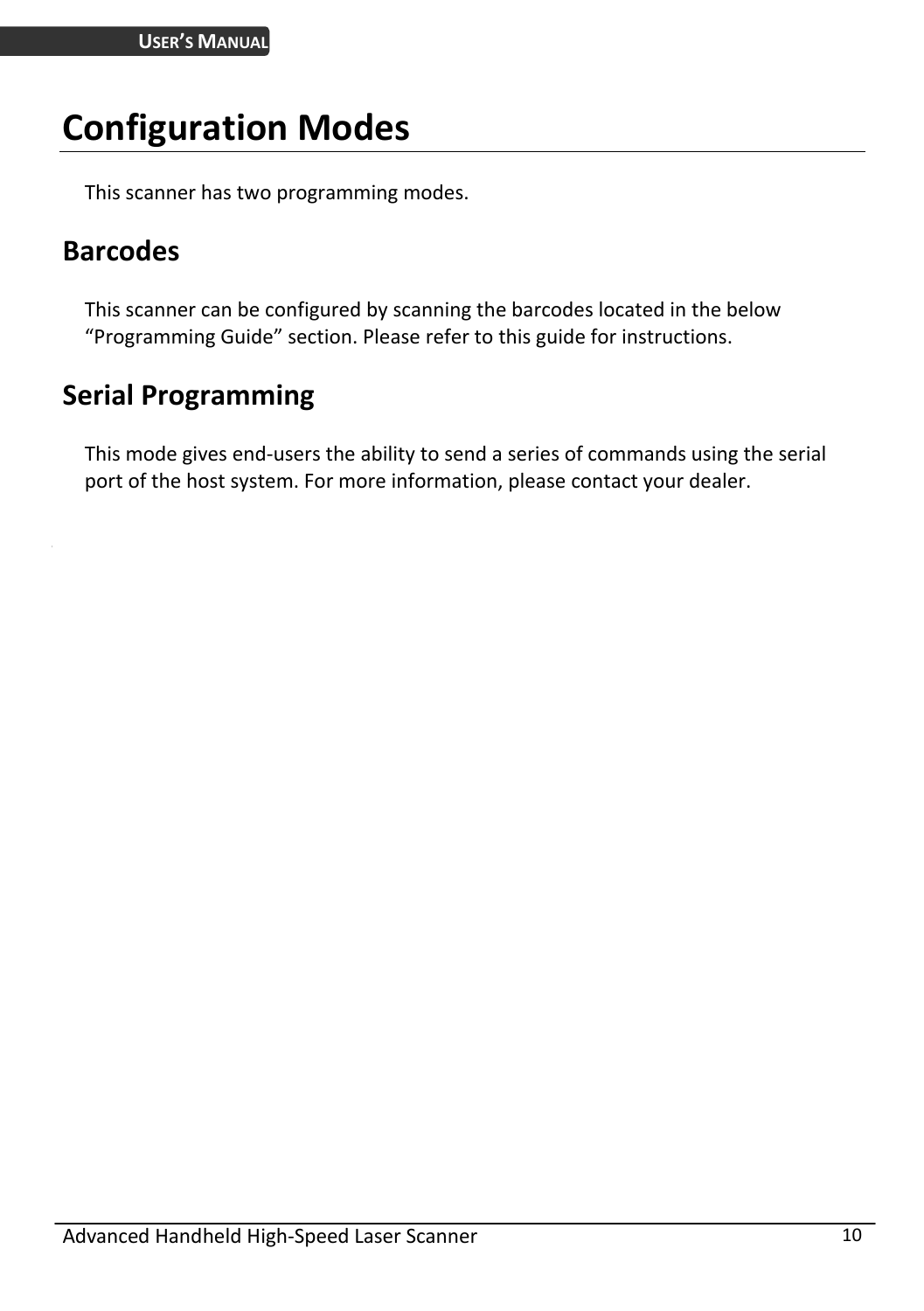# Configuration Modes

This scanner has two programming modes.

## Barcodes

This scanner can be configured by scanning the barcodes located in the below "Programming Guide" section. Please refer to this guide for instructions.

## Serial Programming

This mode gives end-users the ability to send a series of commands using the serial port of the host system. For more information, please contact your dealer.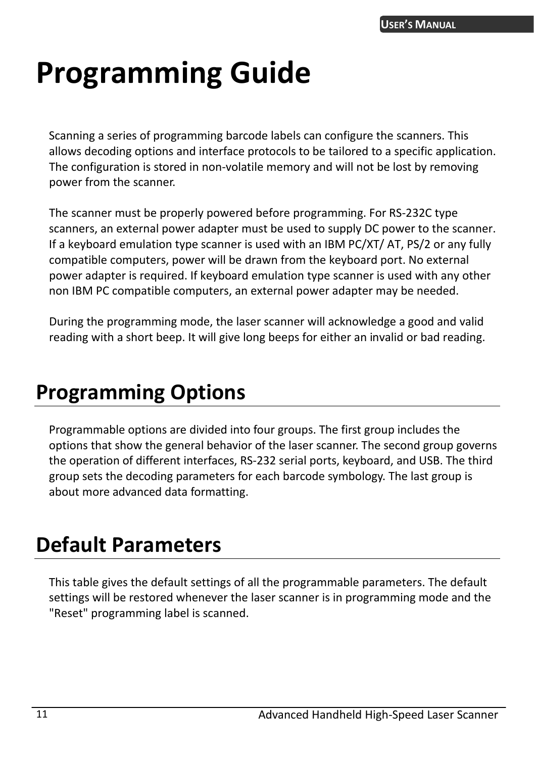# Programming Guide

Scanning a series of programming barcode labels can configure the scanners. This allows decoding options and interface protocols to be tailored to a specific application. The configuration is stored in non-volatile memory and will not be lost by removing power from the scanner.

The scanner must be properly powered before programming. For RS-232C type scanners, an external power adapter must be used to supply DC power to the scanner. If a keyboard emulation type scanner is used with an IBM PC/XT/ AT, PS/2 or any fully compatible computers, power will be drawn from the keyboard port. No external power adapter is required. If keyboard emulation type scanner is used with any other non IBM PC compatible computers, an external power adapter may be needed.

During the programming mode, the laser scanner will acknowledge a good and valid reading with a short beep. It will give long beeps for either an invalid or bad reading.

## Programming Options

Programmable options are divided into four groups. The first group includes the options that show the general behavior of the laser scanner. The second group governs the operation of different interfaces, RS-232 serial ports, keyboard, and USB. The third group sets the decoding parameters for each barcode symbology. The last group is about more advanced data formatting.

## Default Parameters

This table gives the default settings of all the programmable parameters. The default settings will be restored whenever the laser scanner is in programming mode and the "Reset" programming label is scanned.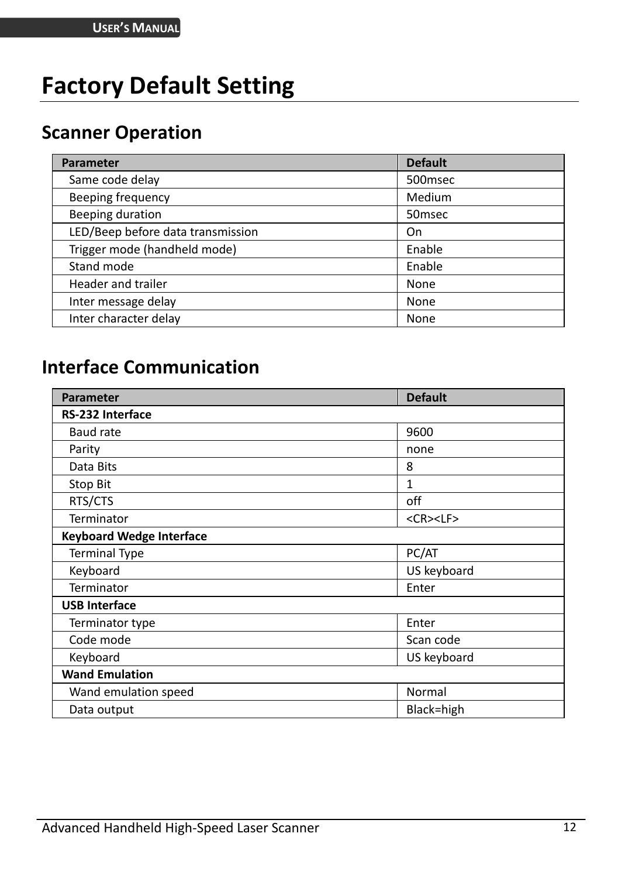# Factory Default Setting

## Scanner Operation

| Parameter | Default |
|---|---|
| Same code delay | 500msec |
| Beeping frequency | Medium |
| Beeping duration | 50msec |
| LED/Beep before data transmission | On |
| Trigger mode (handheld mode) | Enable |
| Stand mode | Enable |
| Header and trailer | None |
| Inter message delay | None |
| Inter character delay | None |

## Interface Communication

| Parameter | Default |
|---|---|
| **RS-232 Interface** | |
| Baud rate | 9600 |
| Parity | none |
| Data Bits | 8 |
| Stop Bit | 1 |
| RTS/CTS | off |
| Terminator | <CR><LF> |
| **Keyboard Wedge Interface** | |
| Terminal Type | PC/AT |
| Keyboard | US keyboard |
| Terminator | Enter |
| **USB Interface** | |
| Terminator type | Enter |
| Code mode | Scan code |
| Keyboard | US keyboard |
| **Wand Emulation** | |
| Wand emulation speed | Normal |
| Data output | Black=high |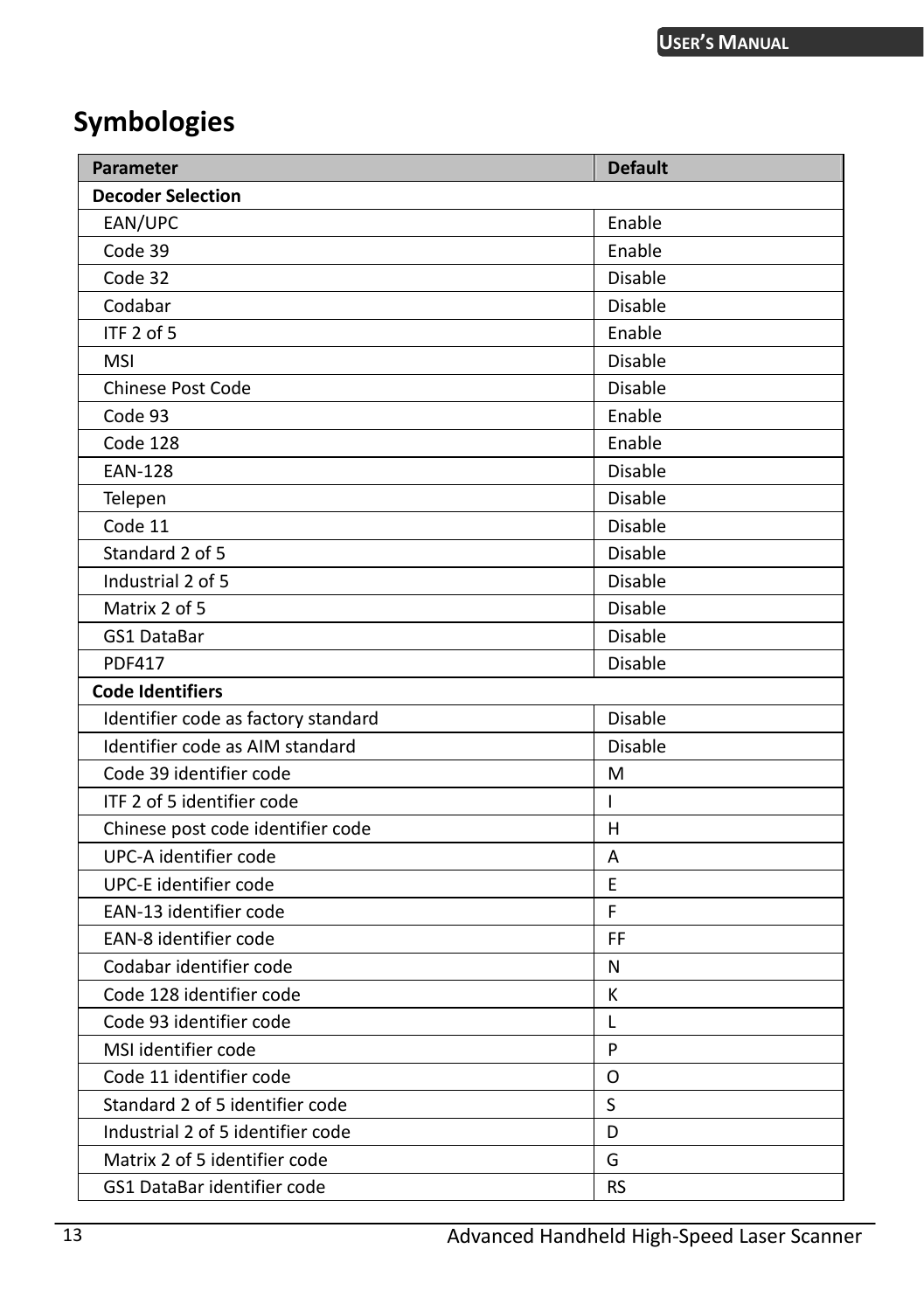## Symbologies

| Parameter | Default |
|---|---|
| **Decoder Selection** | |
| EAN/UPC | Enable |
| Code 39 | Enable |
| Code 32 | Disable |
| Codabar | Disable |
| ITF 2 of 5 | Enable |
| MSI | Disable |
| Chinese Post Code | Disable |
| Code 93 | Enable |
| Code 128 | Enable |
| EAN-128 | Disable |
| Telepen | Disable |
| Code 11 | Disable |
| Standard 2 of 5 | Disable |
| Industrial 2 of 5 | Disable |
| Matrix 2 of 5 | Disable |
| GS1 DataBar | Disable |
| PDF417 | Disable |
| **Code Identifiers** | |
| Identifier code as factory standard | Disable |
| Identifier code as AIM standard | Disable |
| Code 39 identifier code | M |
| ITF 2 of 5 identifier code | I |
| Chinese post code identifier code | H |
| UPC-A identifier code | A |
| UPC-E identifier code | E |
| EAN-13 identifier code | F |
| EAN-8 identifier code | FF |
| Codabar identifier code | N |
| Code 128 identifier code | K |
| Code 93 identifier code | L |
| MSI identifier code | P |
| Code 11 identifier code | O |
| Standard 2 of 5 identifier code | S |
| Industrial 2 of 5 identifier code | D |
| Matrix 2 of 5 identifier code | G |
| GS1 DataBar identifier code | RS |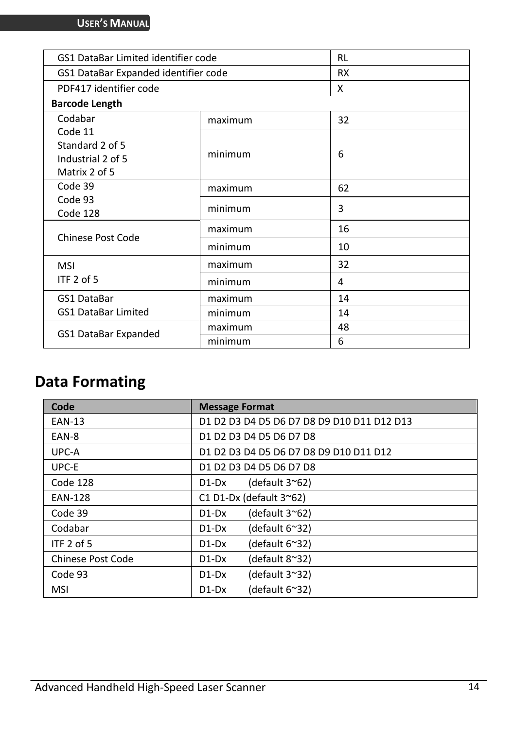| | | |
|---|---|---|
| GS1 DataBar Limited identifier code | | RL |
| GS1 DataBar Expanded identifier code | | RX |
| PDF417 identifier code | | X |
| **Barcode Length** | | |
| Codabar<br>Code 11<br>Standard 2 of 5<br>Industrial 2 of 5<br>Matrix 2 of 5 | maximum | 32 |
| | minimum | 6 |
| Code 39<br>Code 93<br>Code 128 | maximum | 62 |
| | minimum | 3 |
| Chinese Post Code | maximum | 16 |
| | minimum | 10 |
| MSI<br>ITF 2 of 5 | maximum | 32 |
| | minimum | 4 |
| GS1 DataBar<br>GS1 DataBar Limited | maximum | 14 |
| | minimum | 14 |
| GS1 DataBar Expanded | maximum | 48 |
| | minimum | 6 |

## Data Formating

| Code | Message Format |
|---|---|
| EAN-13 | D1 D2 D3 D4 D5 D6 D7 D8 D9 D10 D11 D12 D13 |
| EAN-8 | D1 D2 D3 D4 D5 D6 D7 D8 |
| UPC-A | D1 D2 D3 D4 D5 D6 D7 D8 D9 D10 D11 D12 |
| UPC-E | D1 D2 D3 D4 D5 D6 D7 D8 |
| Code 128 | D1-Dx (default 3~62) |
| EAN-128 | C1 D1-Dx (default 3~62) |
| Code 39 | D1-Dx (default 3~62) |
| Codabar | D1-Dx (default 6~32) |
| ITF 2 of 5 | D1-Dx (default 6~32) |
| Chinese Post Code | D1-Dx (default 8~32) |
| Code 93 | D1-Dx (default 3~32) |
| MSI | D1-Dx (default 6~32) |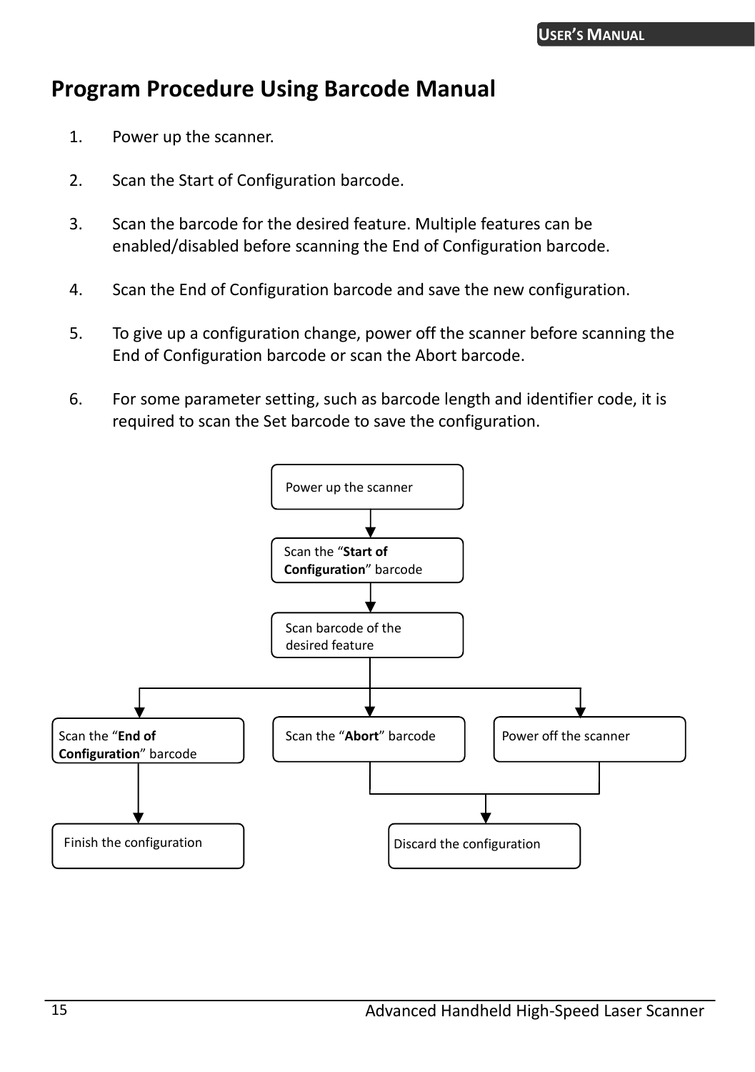# Program Procedure Using Barcode Manual

1. Power up the scanner.

2. Scan the Start of Configuration barcode.

3. Scan the barcode for the desired feature. Multiple features can be enabled/disabled before scanning the End of Configuration barcode.

4. Scan the End of Configuration barcode and save the new configuration.

5. To give up a configuration change, power off the scanner before scanning the End of Configuration barcode or scan the Abort barcode.

6. For some parameter setting, such as barcode length and identifier code, it is required to scan the Set barcode to save the configuration.

Power up the scanner

Scan the "**Start of Configuration**" barcode

Scan barcode of the desired feature

Scan the "**End of Configuration**" barcode

Scan the "**Abort**" barcode

Power off the scanner

Finish the configuration

Discard the configuration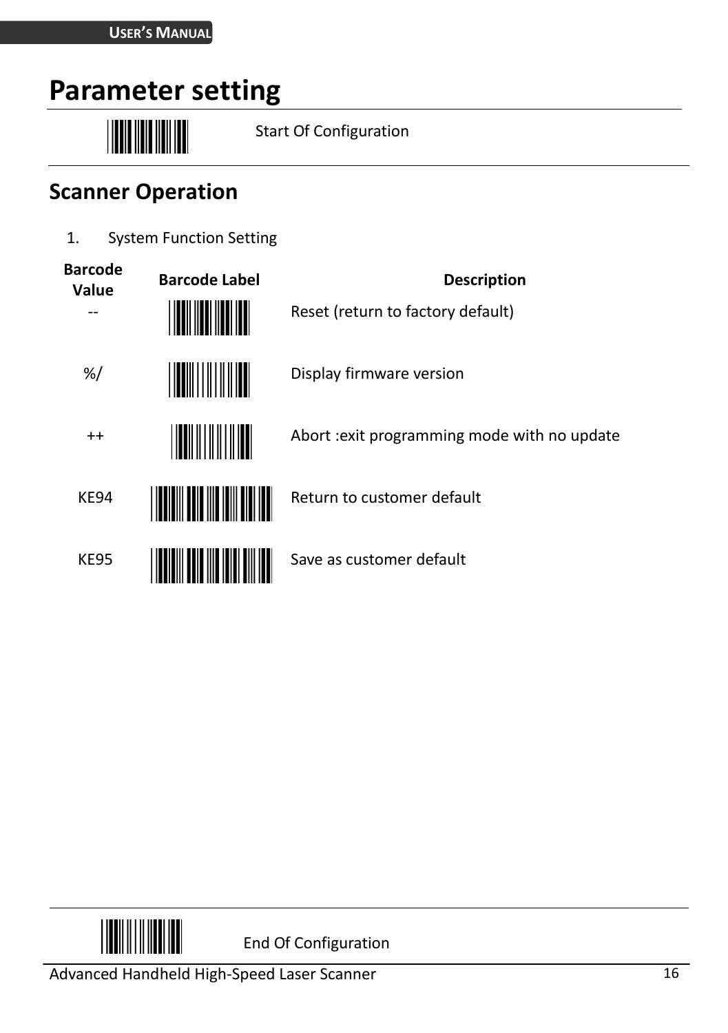# Parameter setting

Start Of Configuration

## Scanner Operation

1. System Function Setting

| Barcode Value | Barcode Label | Description |
|---|---|---|
| -- | | Reset (return to factory default) |
| %/ | | Display firmware version |
| ++ | | Abort :exit programming mode with no update |
| KE94 | | Return to customer default |
| KE95 | | Save as customer default |

End Of Configuration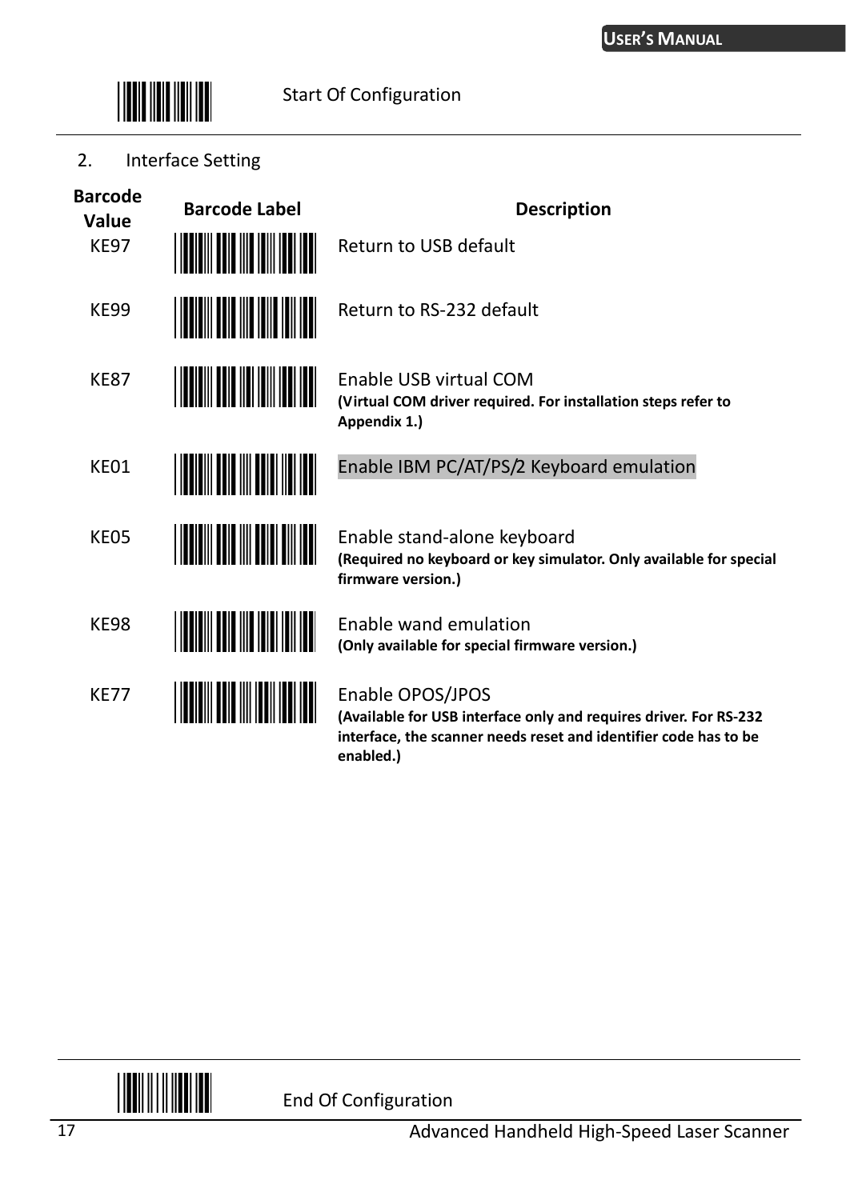Start Of Configuration

2. Interface Setting

| Barcode Value | Barcode Label | Description |
|---|---|---|
| KE97 | | Return to USB default |
| KE99 | | Return to RS-232 default |
| KE87 | | Enable USB virtual COM<br>**(Virtual COM driver required. For installation steps refer to Appendix 1.)** |
| KE01 | | Enable IBM PC/AT/PS/2 Keyboard emulation |
| KE05 | | Enable stand-alone keyboard<br>**(Required no keyboard or key simulator. Only available for special firmware version.)** |
| KE98 | | Enable wand emulation<br>**(Only available for special firmware version.)** |
| KE77 | | Enable OPOS/JPOS<br>**(Available for USB interface only and requires driver. For RS-232 interface, the scanner needs reset and identifier code has to be enabled.)** |

End Of Configuration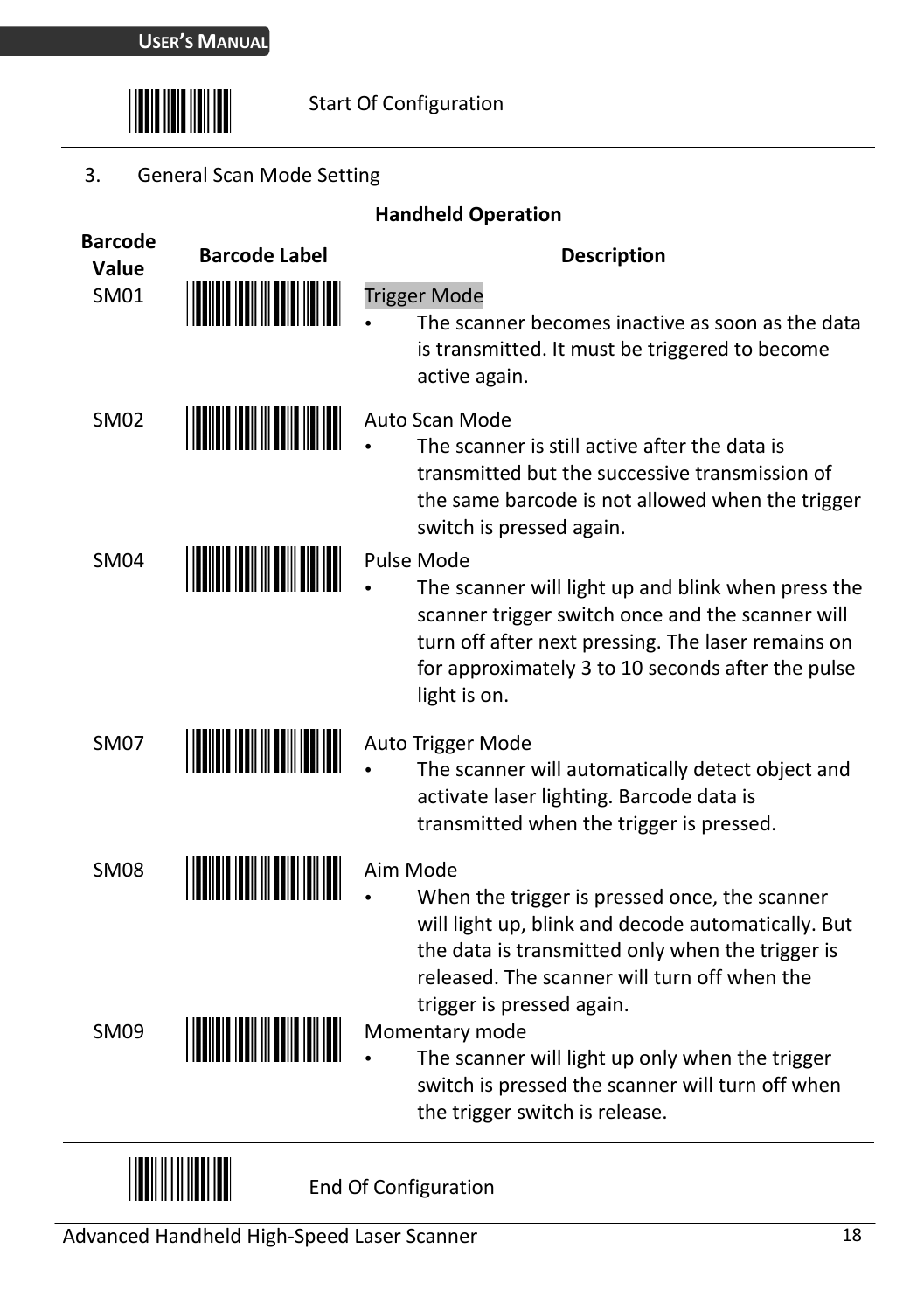Start Of Configuration

3. General Scan Mode Setting

**Handheld Operation**

| Barcode Value | Barcode Label | Description |
|---|---|---|
| SM01 | | Trigger Mode<br>• The scanner becomes inactive as soon as the data is transmitted. It must be triggered to become active again. |
| SM02 | | Auto Scan Mode<br>• The scanner is still active after the data is transmitted but the successive transmission of the same barcode is not allowed when the trigger switch is pressed again. |
| SM04 | | Pulse Mode<br>• The scanner will light up and blink when press the scanner trigger switch once and the scanner will turn off after next pressing. The laser remains on for approximately 3 to 10 seconds after the pulse light is on. |
| SM07 | | Auto Trigger Mode<br>• The scanner will automatically detect object and activate laser lighting. Barcode data is transmitted when the trigger is pressed. |
| SM08 | | Aim Mode<br>• When the trigger is pressed once, the scanner will light up, blink and decode automatically. But the data is transmitted only when the trigger is released. The scanner will turn off when the trigger is pressed again. |
| SM09 | | Momentary mode<br>• The scanner will light up only when the trigger switch is pressed the scanner will turn off when the trigger switch is release. |

End Of Configuration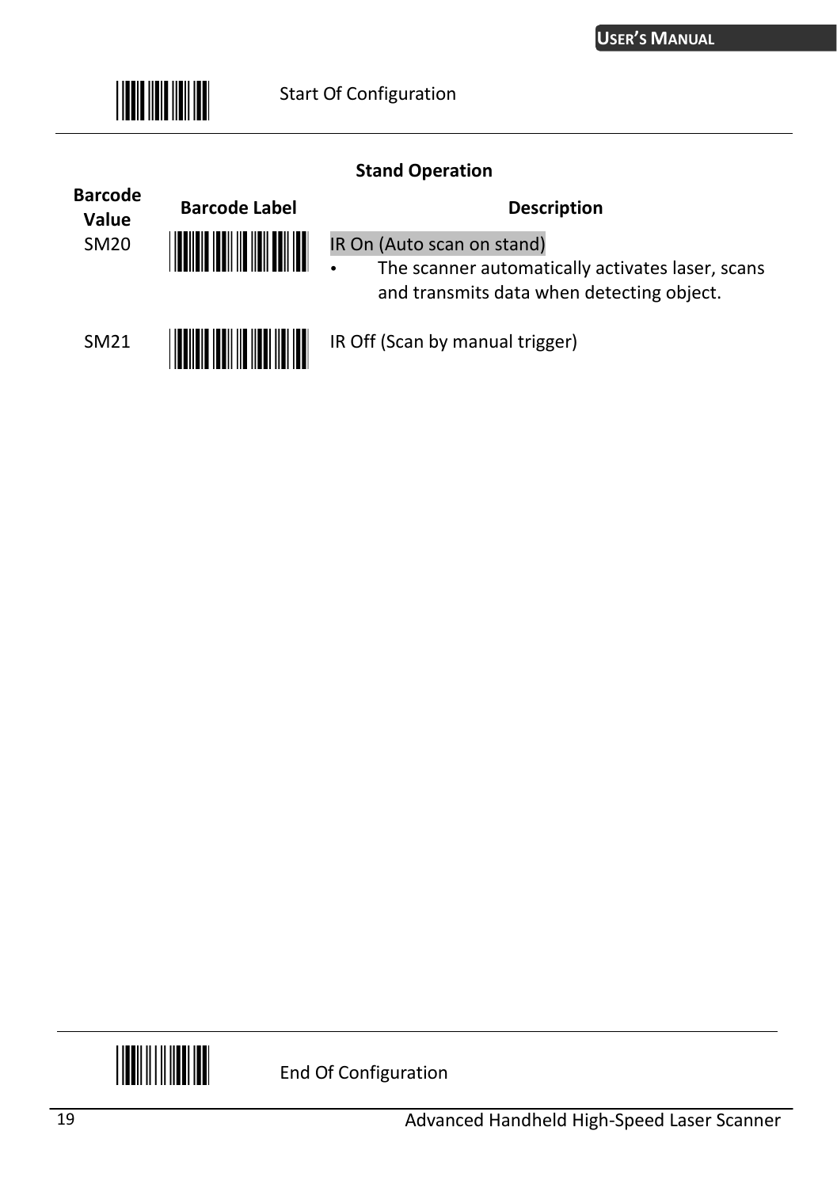Start Of Configuration

### Stand Operation

| Barcode Value | Barcode Label | Description |
| --- | --- | --- |
| SM20 | | IR On (Auto scan on stand)<br>• The scanner automatically activates laser, scans and transmits data when detecting object. |
| SM21 | | IR Off (Scan by manual trigger) |

End Of Configuration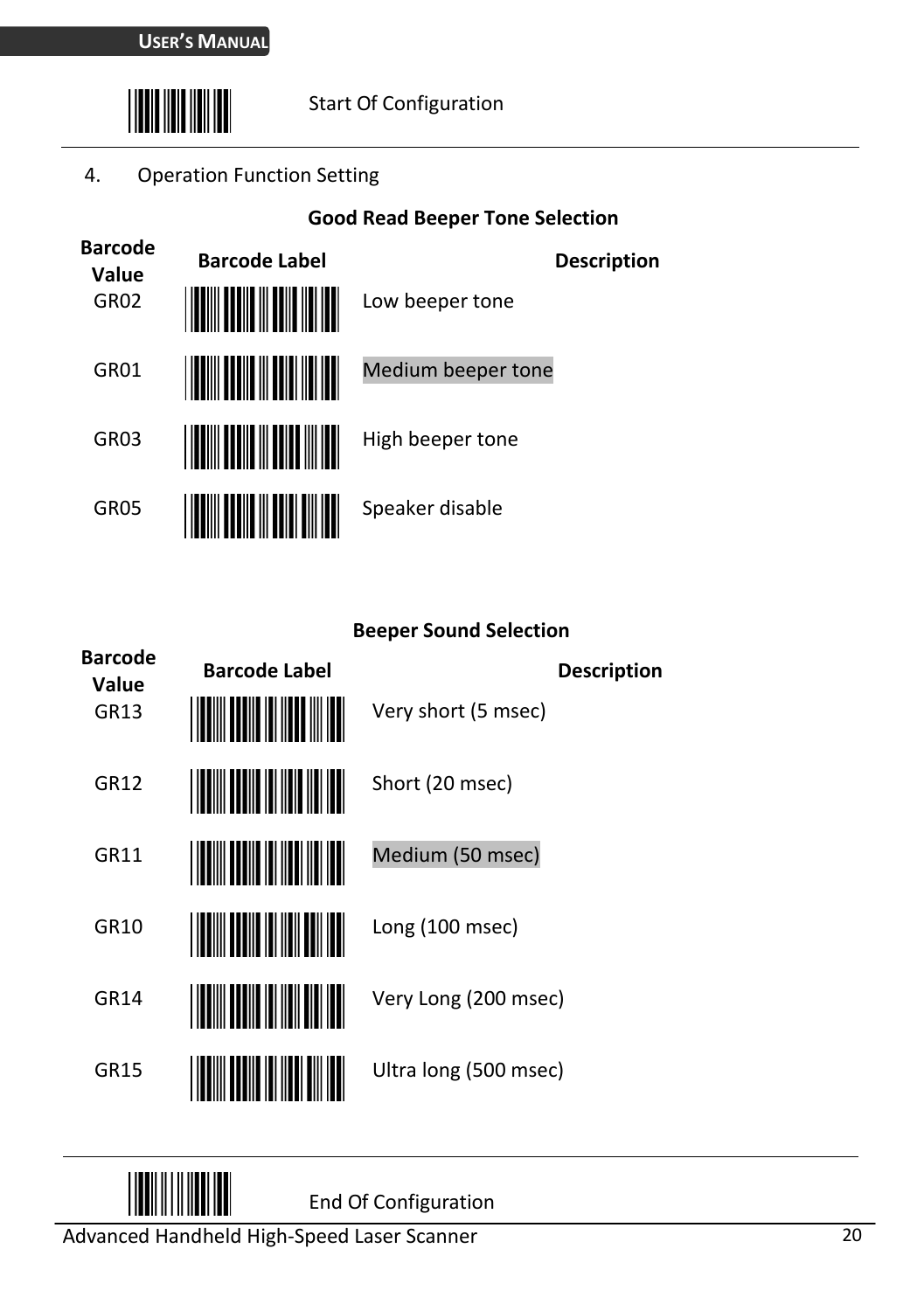Start Of Configuration

4. Operation Function Setting

**Good Read Beeper Tone Selection**

| Barcode Value | Barcode Label | Description |
|---|---|---|
| GR02 | | Low beeper tone |
| GR01 | | Medium beeper tone |
| GR03 | | High beeper tone |
| GR05 | | Speaker disable |

**Beeper Sound Selection**

| Barcode Value | Barcode Label | Description |
|---|---|---|
| GR13 | | Very short (5 msec) |
| GR12 | | Short (20 msec) |
| GR11 | | Medium (50 msec) |
| GR10 | | Long (100 msec) |
| GR14 | | Very Long (200 msec) |
| GR15 | | Ultra long (500 msec) |

End Of Configuration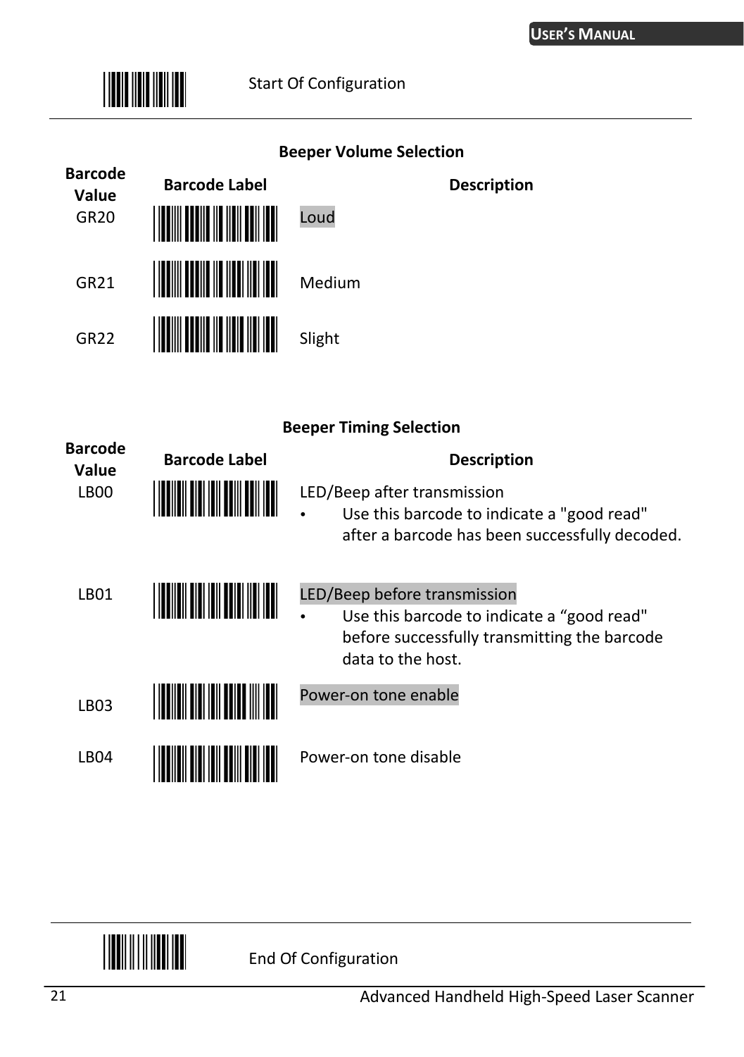Start Of Configuration

---

**Beeper Volume Selection**

| Barcode Value | Barcode Label | Description |
|---|---|---|
| GR20 | | Loud |
| GR21 | | Medium |
| GR22 | | Slight |

**Beeper Timing Selection**

| Barcode Value | Barcode Label | Description |
|---|---|---|
| LB00 | | LED/Beep after transmission<br>• Use this barcode to indicate a "good read" after a barcode has been successfully decoded. |
| LB01 | | LED/Beep before transmission<br>• Use this barcode to indicate a “good read" before successfully transmitting the barcode data to the host. |
| LB03 | | Power-on tone enable |
| LB04 | | Power-on tone disable |

---

End Of Configuration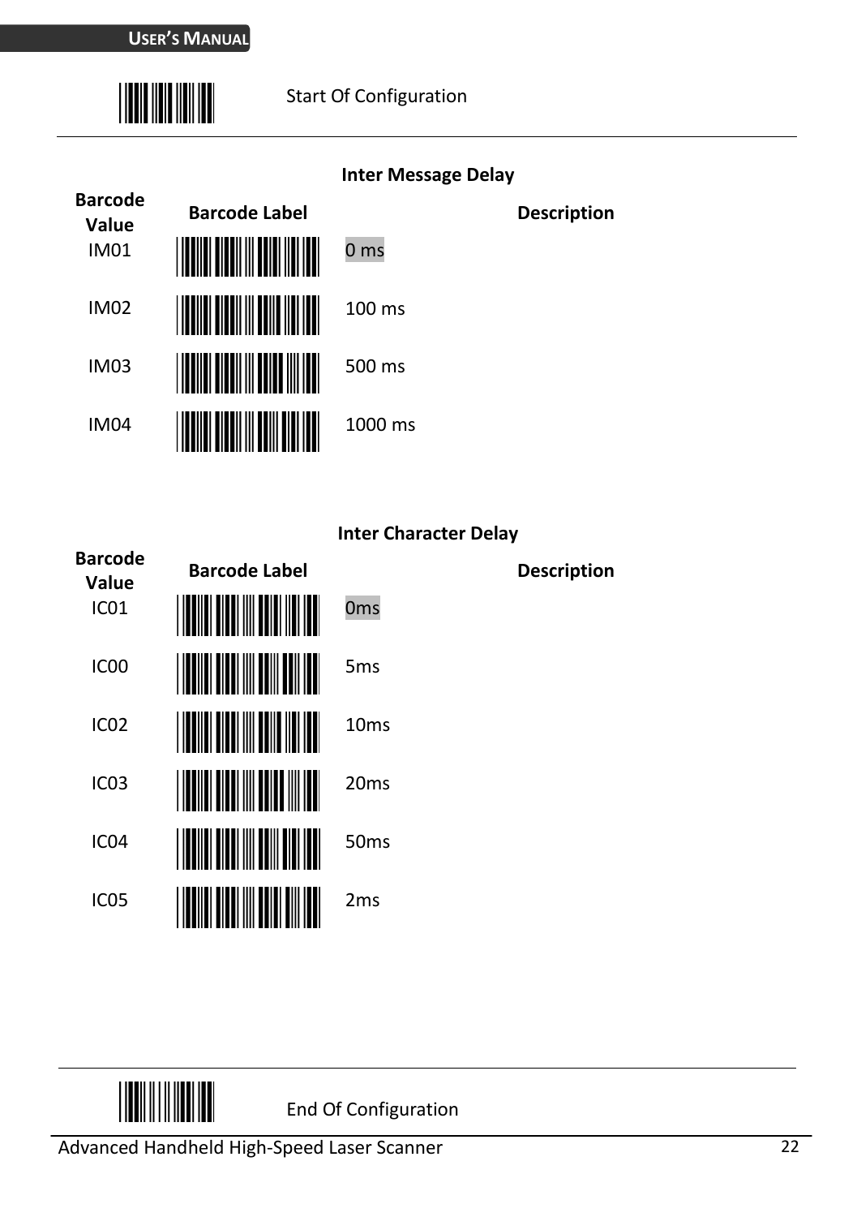Start Of Configuration

### Inter Message Delay

| Barcode Value | Barcode Label | Description |
|---|---|---|
| IM01 | | 0 ms |
| IM02 | | 100 ms |
| IM03 | | 500 ms |
| IM04 | | 1000 ms |

### Inter Character Delay

| Barcode Value | Barcode Label | Description |
|---|---|---|
| IC01 | | 0ms |
| IC00 | | 5ms |
| IC02 | | 10ms |
| IC03 | | 20ms |
| IC04 | | 50ms |
| IC05 | | 2ms |

End Of Configuration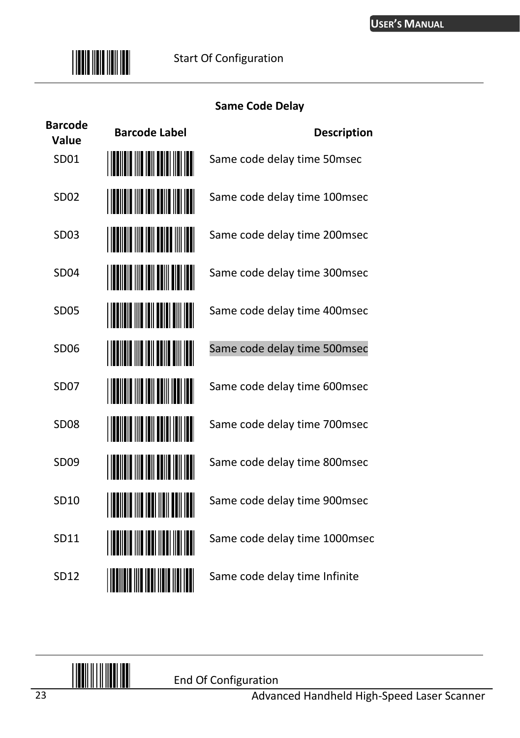Start Of Configuration

**Same Code Delay**

| Barcode Value | Barcode Label | Description |
|---|---|---|
| SD01 | | Same code delay time 50msec |
| SD02 | | Same code delay time 100msec |
| SD03 | | Same code delay time 200msec |
| SD04 | | Same code delay time 300msec |
| SD05 | | Same code delay time 400msec |
| SD06 | | Same code delay time 500msec |
| SD07 | | Same code delay time 600msec |
| SD08 | | Same code delay time 700msec |
| SD09 | | Same code delay time 800msec |
| SD10 | | Same code delay time 900msec |
| SD11 | | Same code delay time 1000msec |
| SD12 | | Same code delay time Infinite |

End Of Configuration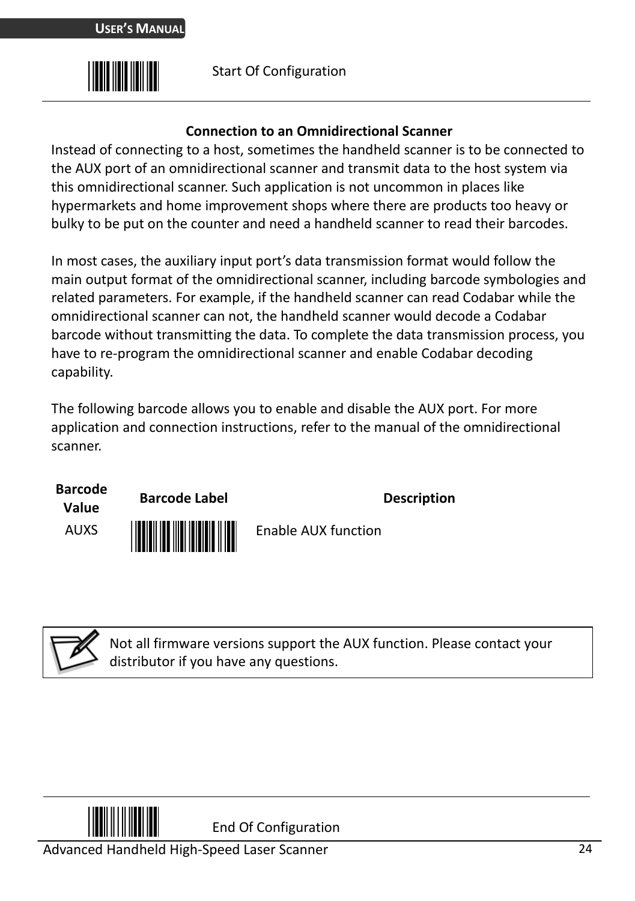Start Of Configuration

## Connection to an Omnidirectional Scanner

Instead of connecting to a host, sometimes the handheld scanner is to be connected to the AUX port of an omnidirectional scanner and transmit data to the host system via this omnidirectional scanner. Such application is not uncommon in places like hypermarkets and home improvement shops where there are products too heavy or bulky to be put on the counter and need a handheld scanner to read their barcodes.

In most cases, the auxiliary input port's data transmission format would follow the main output format of the omnidirectional scanner, including barcode symbologies and related parameters. For example, if the handheld scanner can read Codabar while the omnidirectional scanner can not, the handheld scanner would decode a Codabar barcode without transmitting the data. To complete the data transmission process, you have to re-program the omnidirectional scanner and enable Codabar decoding capability.

The following barcode allows you to enable and disable the AUX port. For more application and connection instructions, refer to the manual of the omnidirectional scanner.

| Barcode Value | Barcode Label | Description |
|---|---|---|
| AUXS | | Enable AUX function |

Not all firmware versions support the AUX function. Please contact your distributor if you have any questions.

End Of Configuration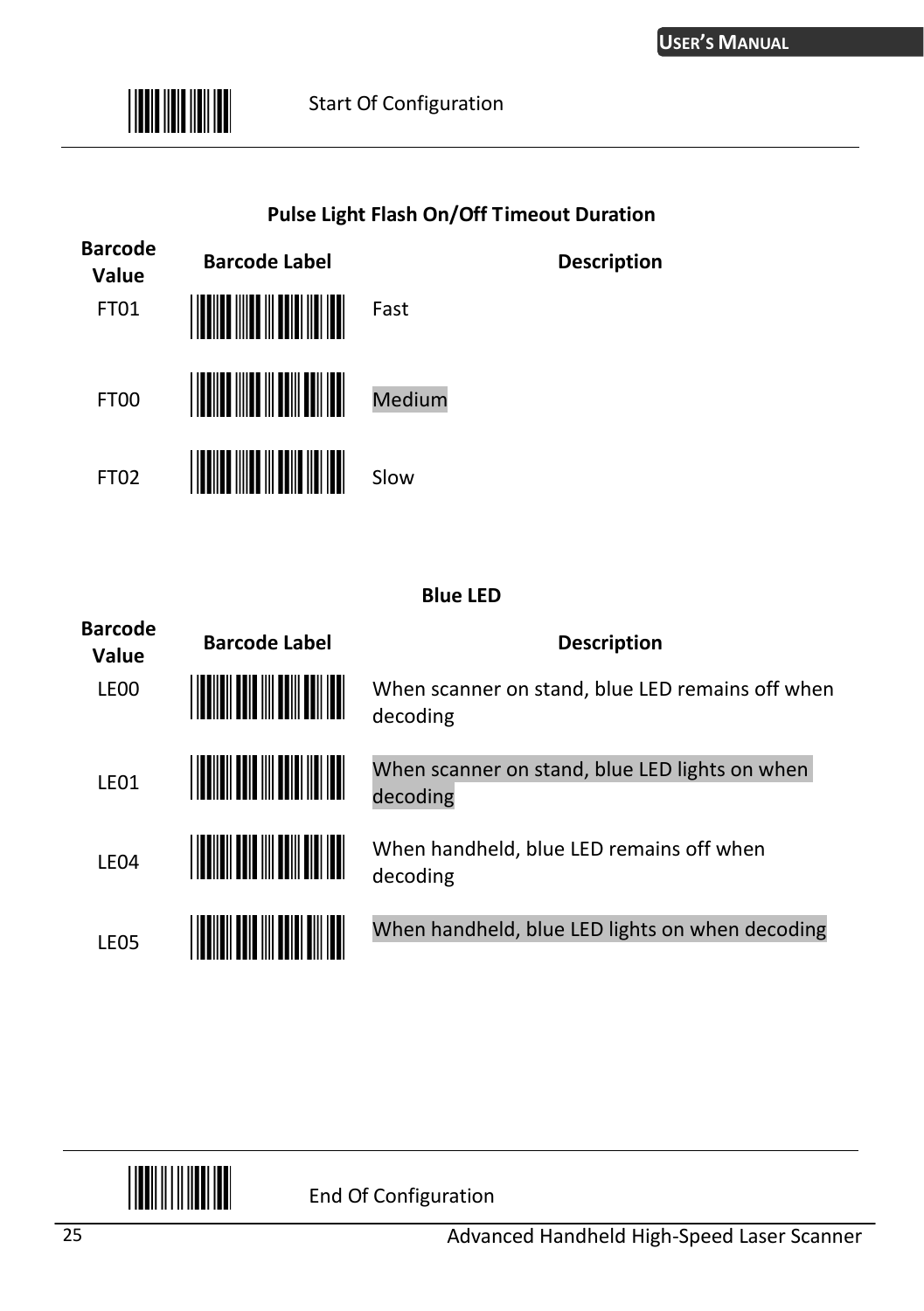Start Of Configuration

---

### Pulse Light Flash On/Off Timeout Duration

| Barcode Value | Barcode Label | Description |
|---|---|---|
| FT01 | | Fast |
| FT00 | | Medium |
| FT02 | | Slow |

### Blue LED

| Barcode Value | Barcode Label | Description |
|---|---|---|
| LE00 | | When scanner on stand, blue LED remains off when decoding |
| LE01 | | When scanner on stand, blue LED lights on when decoding |
| LE04 | | When handheld, blue LED remains off when decoding |
| LE05 | | When handheld, blue LED lights on when decoding |

---

End Of Configuration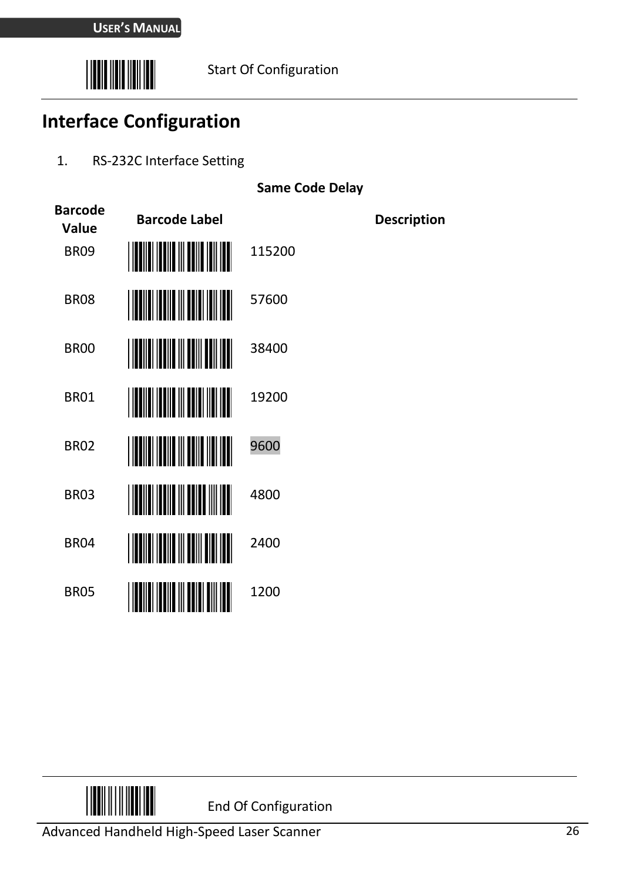Start Of Configuration

## Interface Configuration

1. RS-232C Interface Setting

**Same Code Delay**

| Barcode Value | Barcode Label | Description |
|---|---|---|
| BR09 | | 115200 |
| BR08 | | 57600 |
| BR00 | | 38400 |
| BR01 | | 19200 |
| BR02 | | 9600 |
| BR03 | | 4800 |
| BR04 | | 2400 |
| BR05 | | 1200 |

End Of Configuration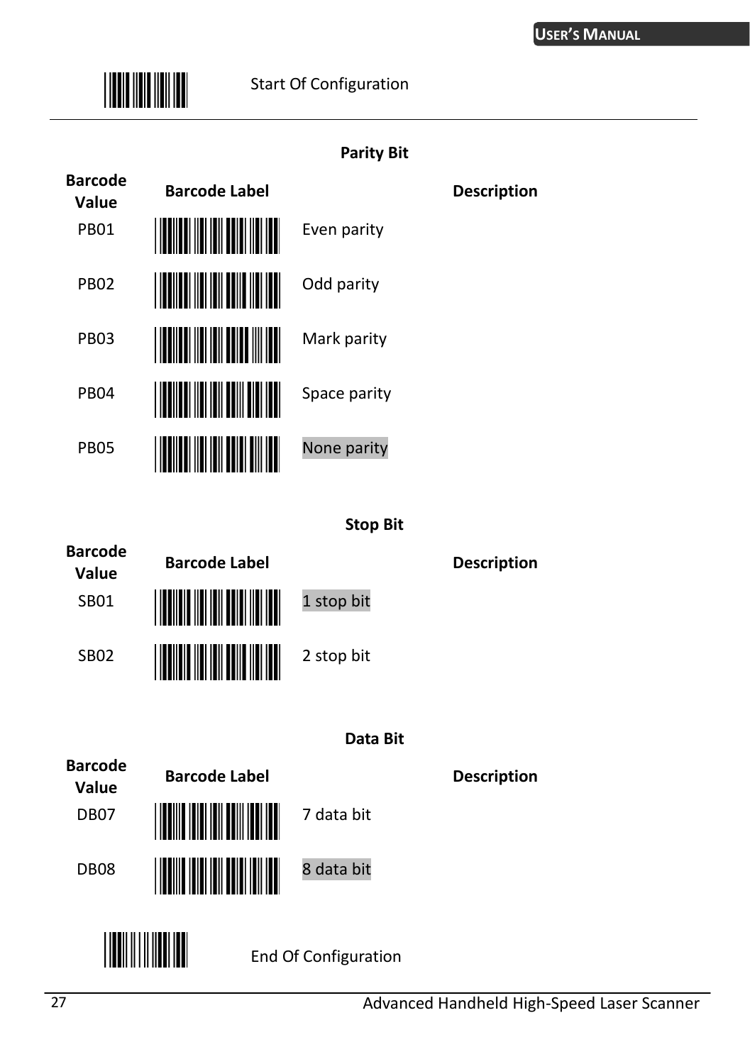Start Of Configuration

---

### Parity Bit

| Barcode Value | Barcode Label | Description |
|---|---|---|
| PB01 | | Even parity |
| PB02 | | Odd parity |
| PB03 | | Mark parity |
| PB04 | | Space parity |
| PB05 | | None parity |

### Stop Bit

| Barcode Value | Barcode Label | Description |
|---|---|---|
| SB01 | | 1 stop bit |
| SB02 | | 2 stop bit |

### Data Bit

| Barcode Value | Barcode Label | Description |
|---|---|---|
| DB07 | | 7 data bit |
| DB08 | | 8 data bit |

End Of Configuration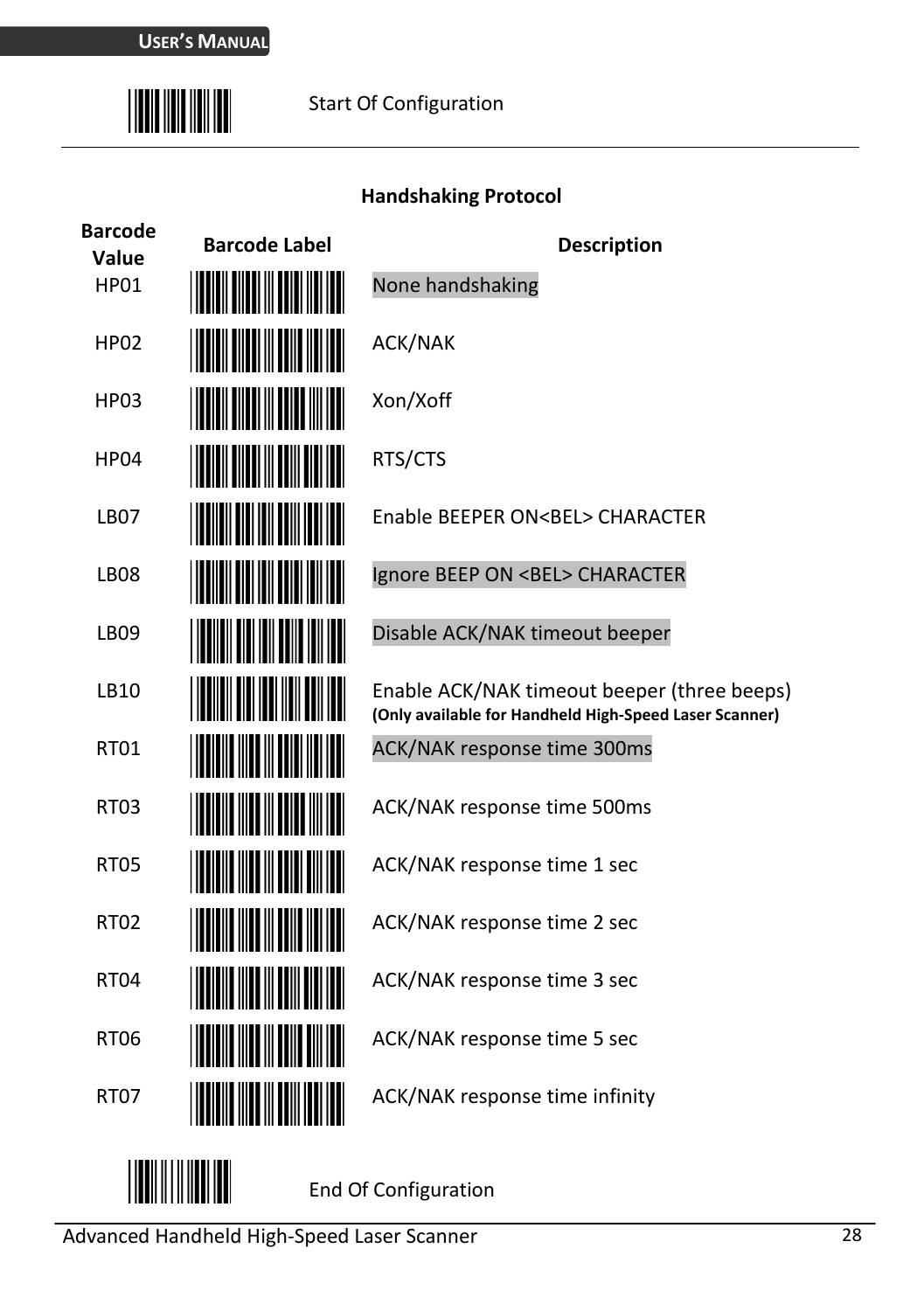Start Of Configuration

## Handshaking Protocol

| Barcode Value | Barcode Label | Description |
|---|---|---|
| HP01 | | None handshaking |
| HP02 | | ACK/NAK |
| HP03 | | Xon/Xoff |
| HP04 | | RTS/CTS |
| LB07 | | Enable BEEPER ON<BEL> CHARACTER |
| LB08 | | Ignore BEEP ON <BEL> CHARACTER |
| LB09 | | Disable ACK/NAK timeout beeper |
| LB10 | | Enable ACK/NAK timeout beeper (three beeps) **(Only available for Handheld High-Speed Laser Scanner)** |
| RT01 | | ACK/NAK response time 300ms |
| RT03 | | ACK/NAK response time 500ms |
| RT05 | | ACK/NAK response time 1 sec |
| RT02 | | ACK/NAK response time 2 sec |
| RT04 | | ACK/NAK response time 3 sec |
| RT06 | | ACK/NAK response time 5 sec |
| RT07 | | ACK/NAK response time infinity |

End Of Configuration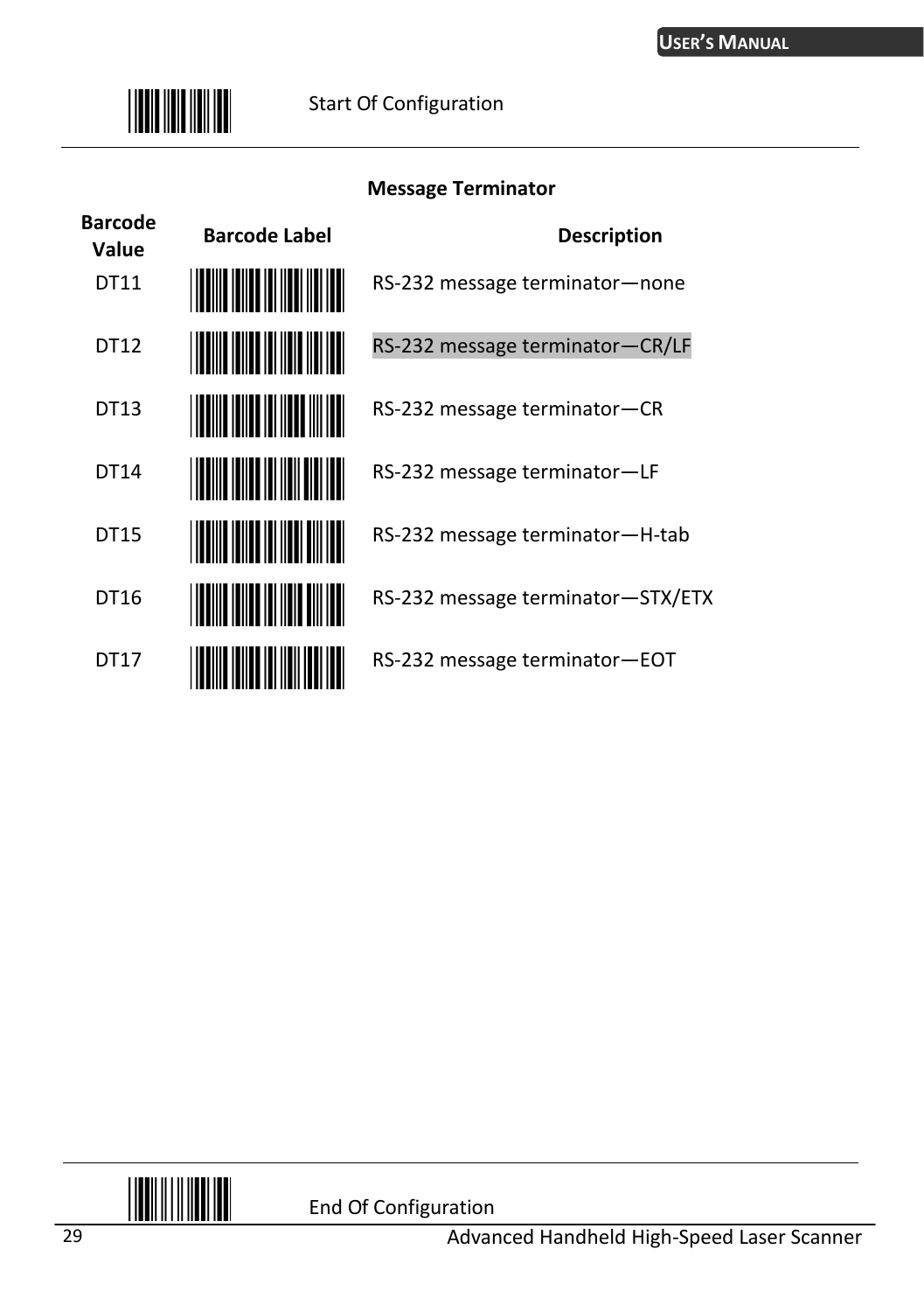Start Of Configuration

### Message Terminator

| Barcode Value | Barcode Label | Description |
| --- | --- | --- |
| DT11 | | RS-232 message terminator—none |
| DT12 | | RS-232 message terminator—CR/LF |
| DT13 | | RS-232 message terminator—CR |
| DT14 | | RS-232 message terminator—LF |
| DT15 | | RS-232 message terminator—H-tab |
| DT16 | | RS-232 message terminator—STX/ETX |
| DT17 | | RS-232 message terminator—EOT |

End Of Configuration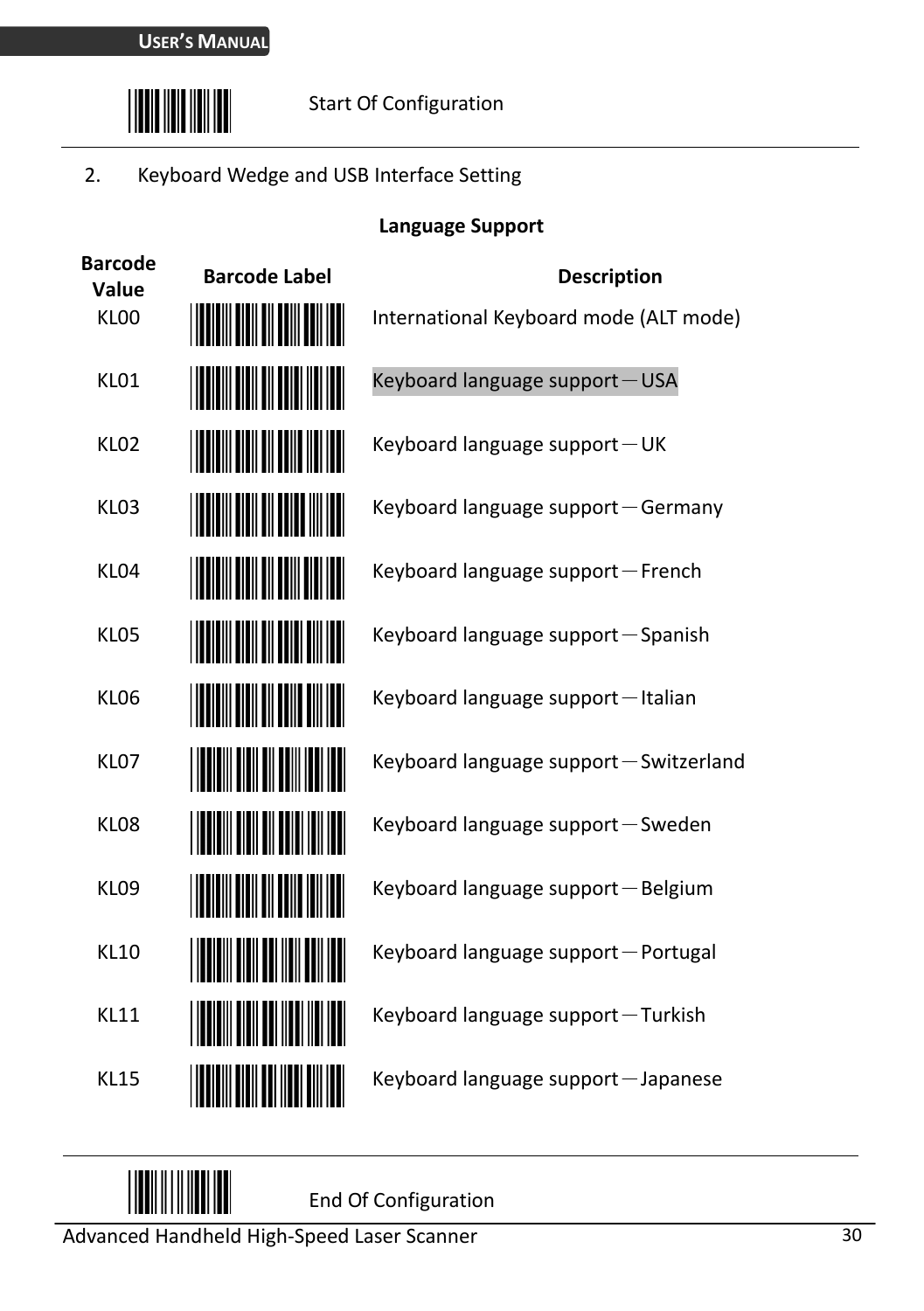Start Of Configuration

2. Keyboard Wedge and USB Interface Setting

**Language Support**

| Barcode Value | Barcode Label | Description |
|---|---|---|
| KL00 | | International Keyboard mode (ALT mode) |
| KL01 | | Keyboard language support－USA |
| KL02 | | Keyboard language support－UK |
| KL03 | | Keyboard language support－Germany |
| KL04 | | Keyboard language support－French |
| KL05 | | Keyboard language support－Spanish |
| KL06 | | Keyboard language support－Italian |
| KL07 | | Keyboard language support－Switzerland |
| KL08 | | Keyboard language support－Sweden |
| KL09 | | Keyboard language support－Belgium |
| KL10 | | Keyboard language support－Portugal |
| KL11 | | Keyboard language support－Turkish |
| KL15 | | Keyboard language support－Japanese |

End Of Configuration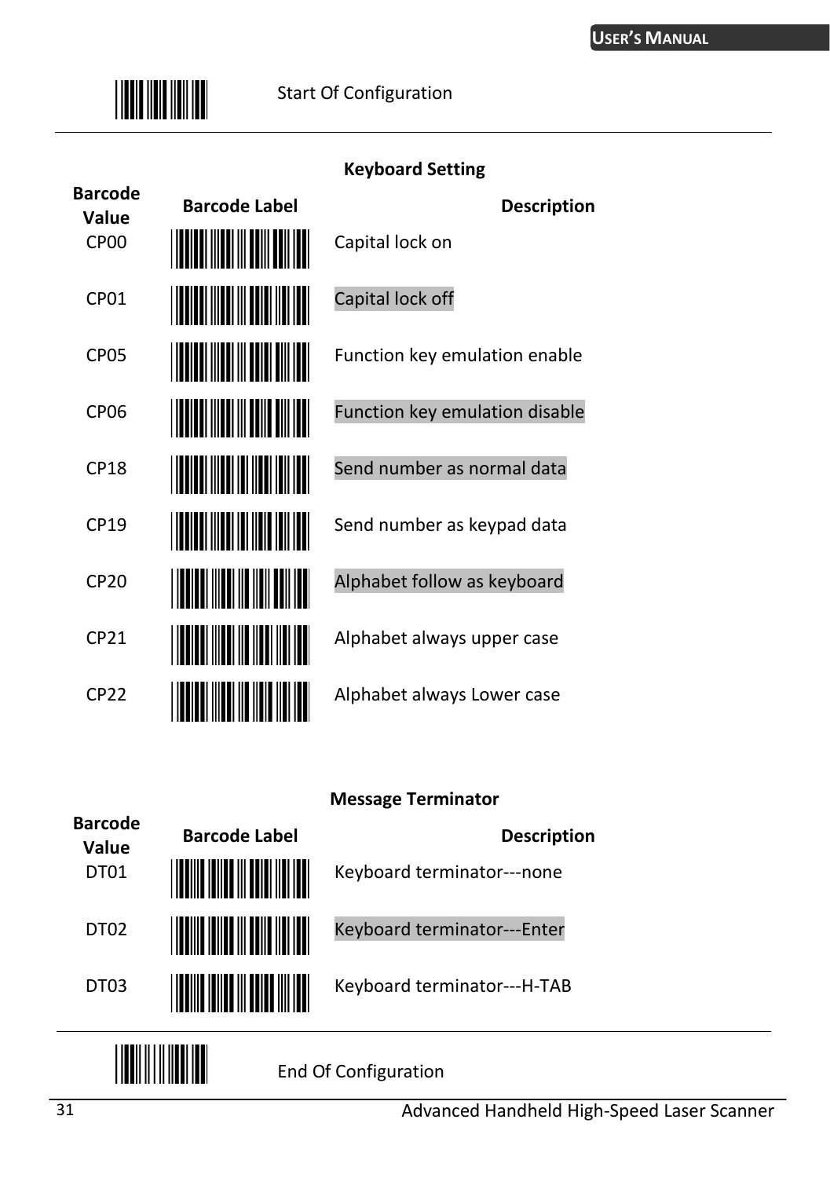Start Of Configuration

## Keyboard Setting

| Barcode Value | Barcode Label | Description |
|---|---|---|
| CP00 | | Capital lock on |
| CP01 | | Capital lock off |
| CP05 | | Function key emulation enable |
| CP06 | | Function key emulation disable |
| CP18 | | Send number as normal data |
| CP19 | | Send number as keypad data |
| CP20 | | Alphabet follow as keyboard |
| CP21 | | Alphabet always upper case |
| CP22 | | Alphabet always Lower case |

## Message Terminator

| Barcode Value | Barcode Label | Description |
|---|---|---|
| DT01 | | Keyboard terminator---none |
| DT02 | | Keyboard terminator---Enter |
| DT03 | | Keyboard terminator---H-TAB |

End Of Configuration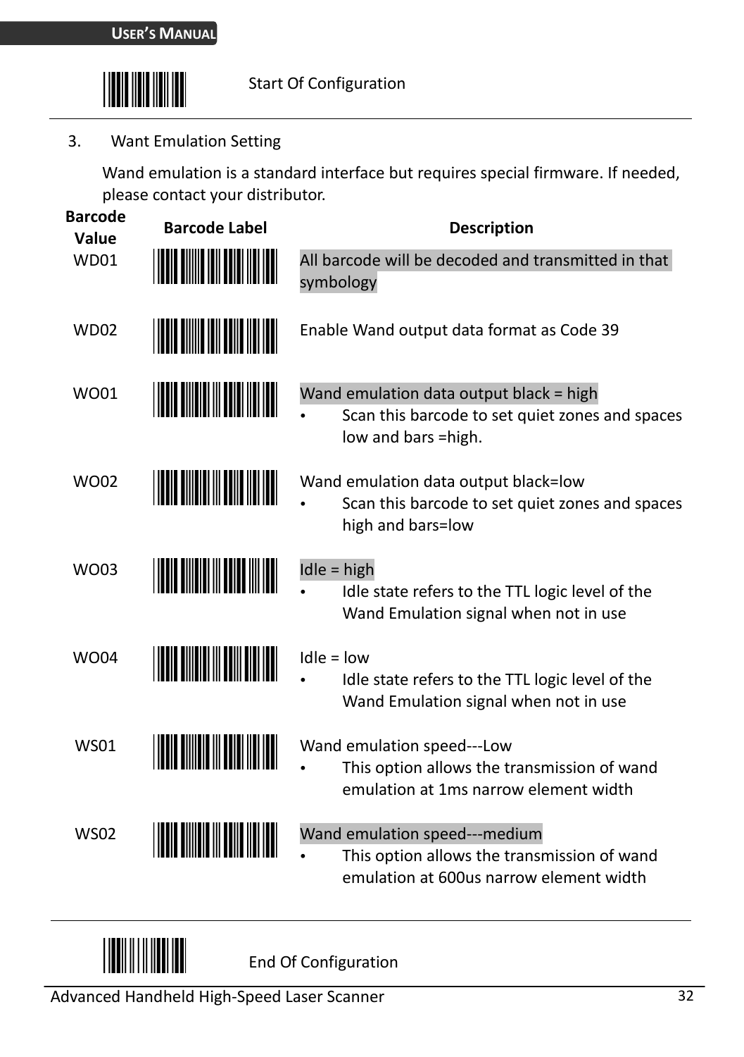Start Of Configuration

3. Want Emulation Setting

Wand emulation is a standard interface but requires special firmware. If needed, please contact your distributor.

| Barcode Value | Barcode Label | Description |
|---|---|---|
| WD01 | | All barcode will be decoded and transmitted in that symbology |
| WD02 | | Enable Wand output data format as Code 39 |
| WO01 | | Wand emulation data output black = high<br>• Scan this barcode to set quiet zones and spaces low and bars =high. |
| WO02 | | Wand emulation data output black=low<br>• Scan this barcode to set quiet zones and spaces high and bars=low |
| WO03 | | Idle = high<br>• Idle state refers to the TTL logic level of the Wand Emulation signal when not in use |
| WO04 | | Idle = low<br>• Idle state refers to the TTL logic level of the Wand Emulation signal when not in use |
| WS01 | | Wand emulation speed---Low<br>• This option allows the transmission of wand emulation at 1ms narrow element width |
| WS02 | | Wand emulation speed---medium<br>• This option allows the transmission of wand emulation at 600us narrow element width |

End Of Configuration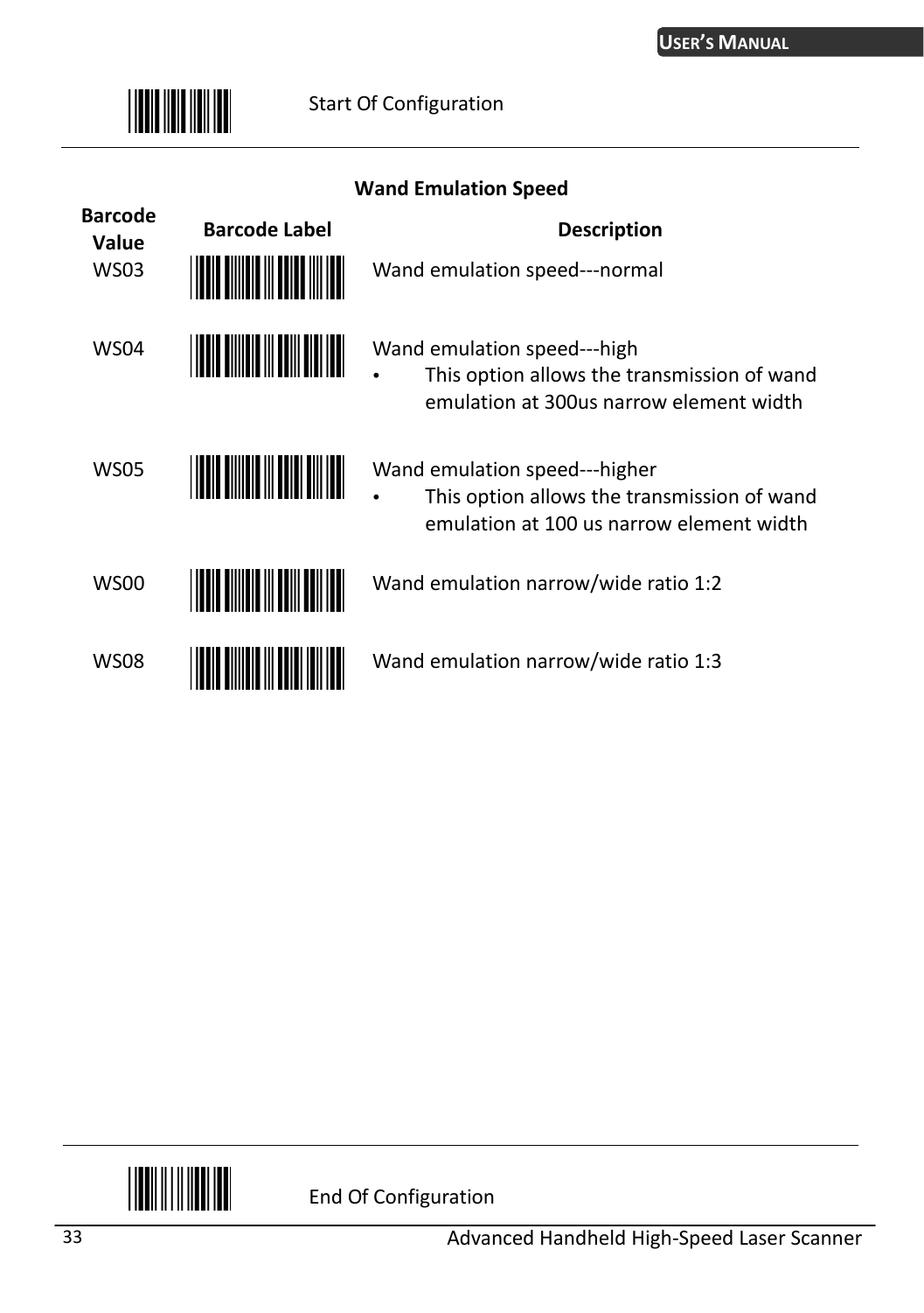Start Of Configuration

### Wand Emulation Speed

| Barcode Value | Barcode Label | Description |
|---|---|---|
| WS03 | | Wand emulation speed---normal |
| WS04 | | Wand emulation speed---high<br>• This option allows the transmission of wand emulation at 300us narrow element width |
| WS05 | | Wand emulation speed---higher<br>• This option allows the transmission of wand emulation at 100 us narrow element width |
| WS00 | | Wand emulation narrow/wide ratio 1:2 |
| WS08 | | Wand emulation narrow/wide ratio 1:3 |

End Of Configuration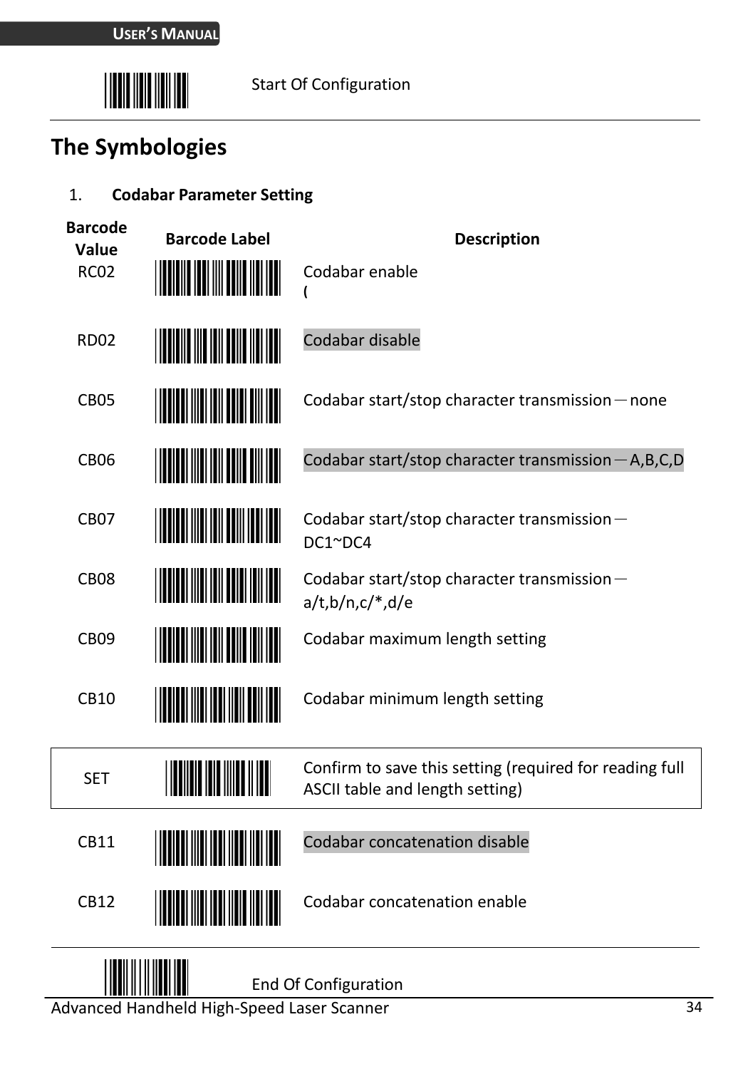Start Of Configuration

## The Symbologies

1. **Codabar Parameter Setting**

| Barcode Value | Barcode Label | Description |
|---|---|---|
| RC02 | | Codabar enable ( |
| RD02 | | Codabar disable |
| CB05 | | Codabar start/stop character transmission－none |
| CB06 | | Codabar start/stop character transmission－A,B,C,D |
| CB07 | | Codabar start/stop character transmission－DC1~DC4 |
| CB08 | | Codabar start/stop character transmission－a/t,b/n,c/*,d/e |
| CB09 | | Codabar maximum length setting |
| CB10 | | Codabar minimum length setting |
| SET | | Confirm to save this setting (required for reading full ASCII table and length setting) |
| CB11 | | Codabar concatenation disable |
| CB12 | | Codabar concatenation enable |

End Of Configuration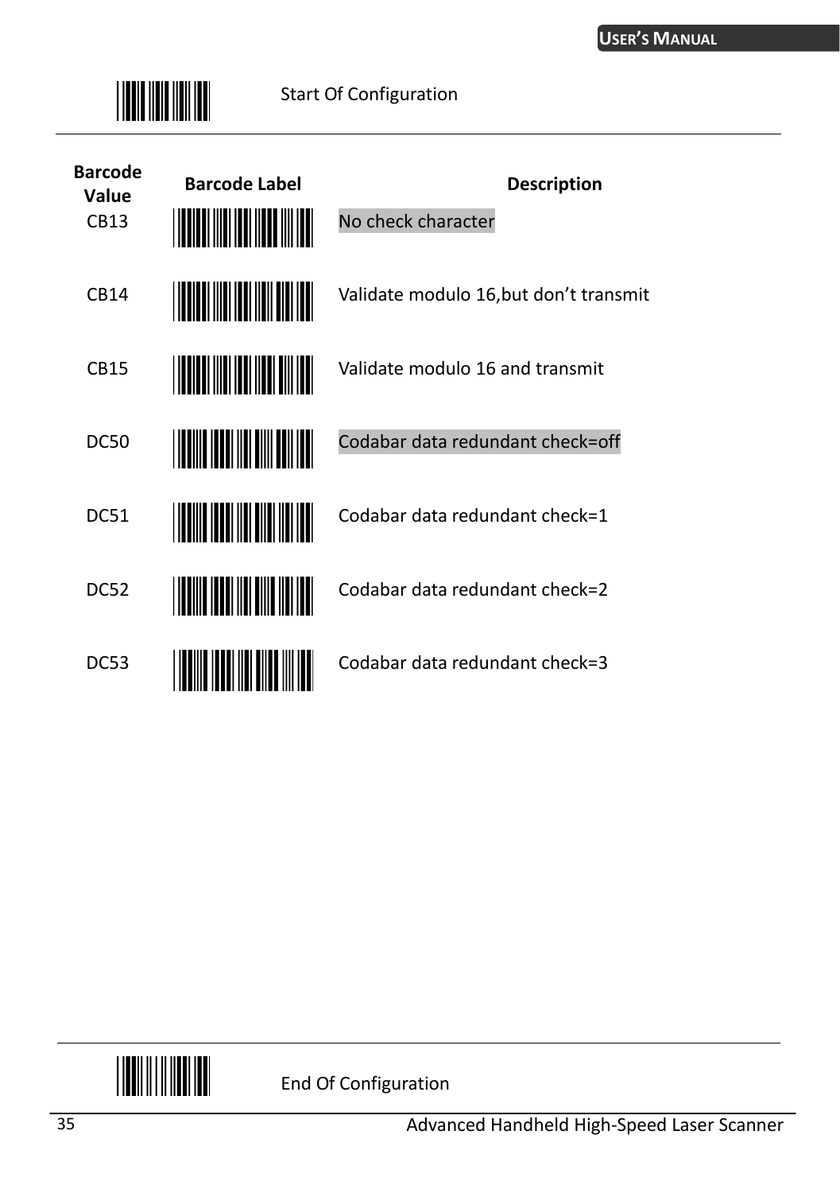Start Of Configuration

| Barcode Value | Barcode Label | Description |
|---|---|---|
| CB13 | | No check character |
| CB14 | | Validate modulo 16,but don't transmit |
| CB15 | | Validate modulo 16 and transmit |
| DC50 | | Codabar data redundant check=off |
| DC51 | | Codabar data redundant check=1 |
| DC52 | | Codabar data redundant check=2 |
| DC53 | | Codabar data redundant check=3 |

End Of Configuration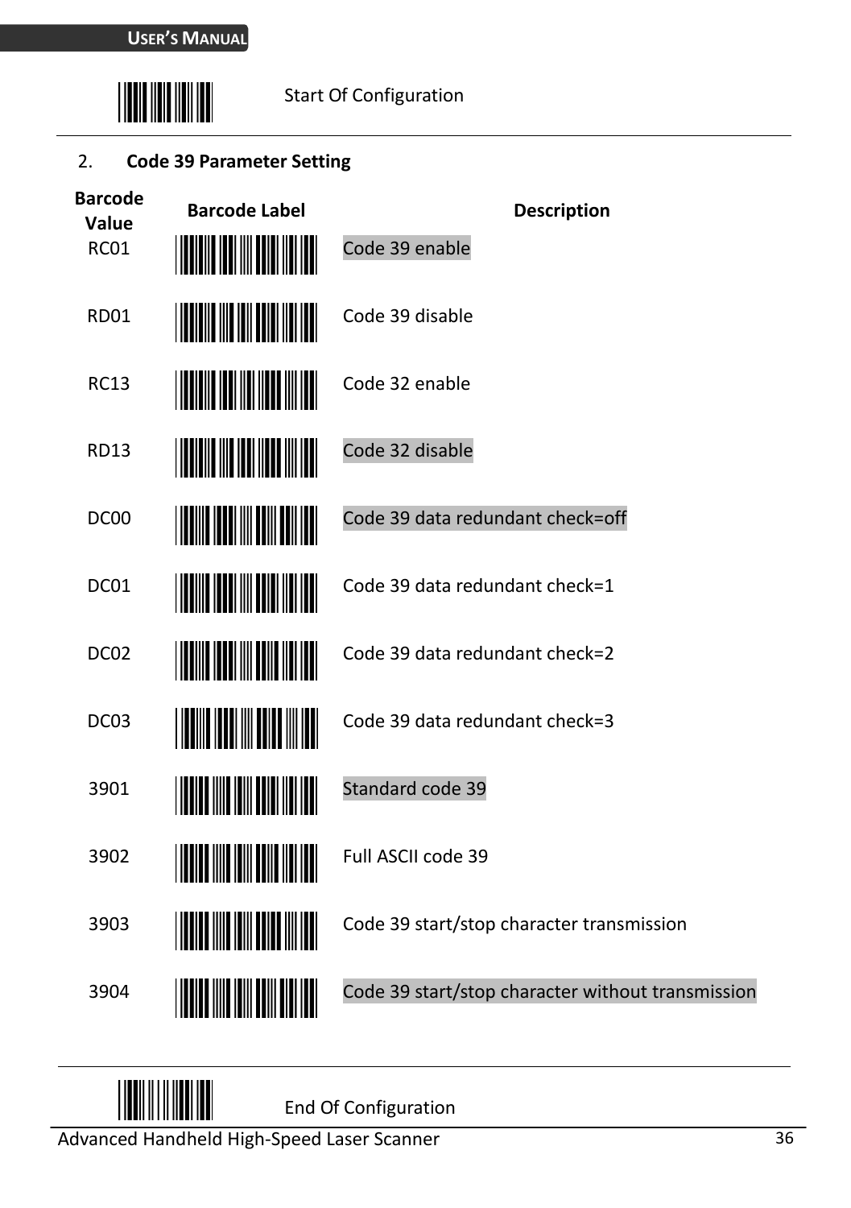Start Of Configuration

2. **Code 39 Parameter Setting**

| Barcode Value | Barcode Label | Description |
|---|---|---|
| RC01 | | Code 39 enable |
| RD01 | | Code 39 disable |
| RC13 | | Code 32 enable |
| RD13 | | Code 32 disable |
| DC00 | | Code 39 data redundant check=off |
| DC01 | | Code 39 data redundant check=1 |
| DC02 | | Code 39 data redundant check=2 |
| DC03 | | Code 39 data redundant check=3 |
| 3901 | | Standard code 39 |
| 3902 | | Full ASCII code 39 |
| 3903 | | Code 39 start/stop character transmission |
| 3904 | | Code 39 start/stop character without transmission |

End Of Configuration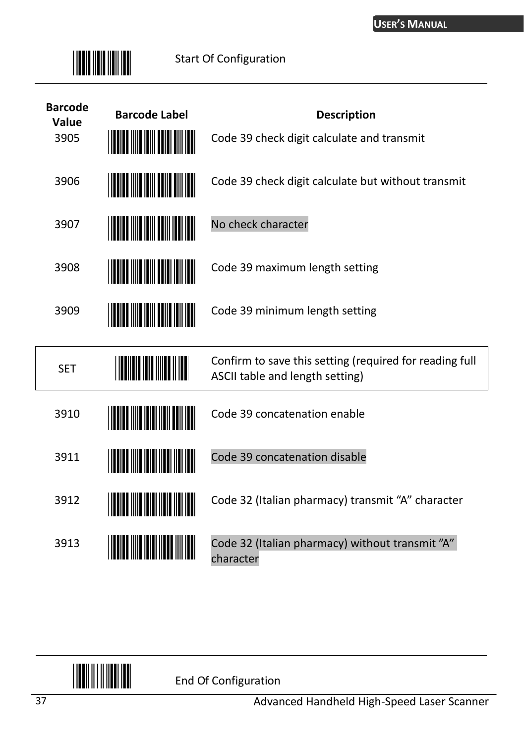Start Of Configuration

| Barcode Value | Barcode Label | Description |
|---|---|---|
| 3905 | | Code 39 check digit calculate and transmit |
| 3906 | | Code 39 check digit calculate but without transmit |
| 3907 | | No check character |
| 3908 | | Code 39 maximum length setting |
| 3909 | | Code 39 minimum length setting |
| SET | | Confirm to save this setting (required for reading full ASCII table and length setting) |
| 3910 | | Code 39 concatenation enable |
| 3911 | | Code 39 concatenation disable |
| 3912 | | Code 32 (Italian pharmacy) transmit “A” character |
| 3913 | | Code 32 (Italian pharmacy) without transmit ”A” character |

End Of Configuration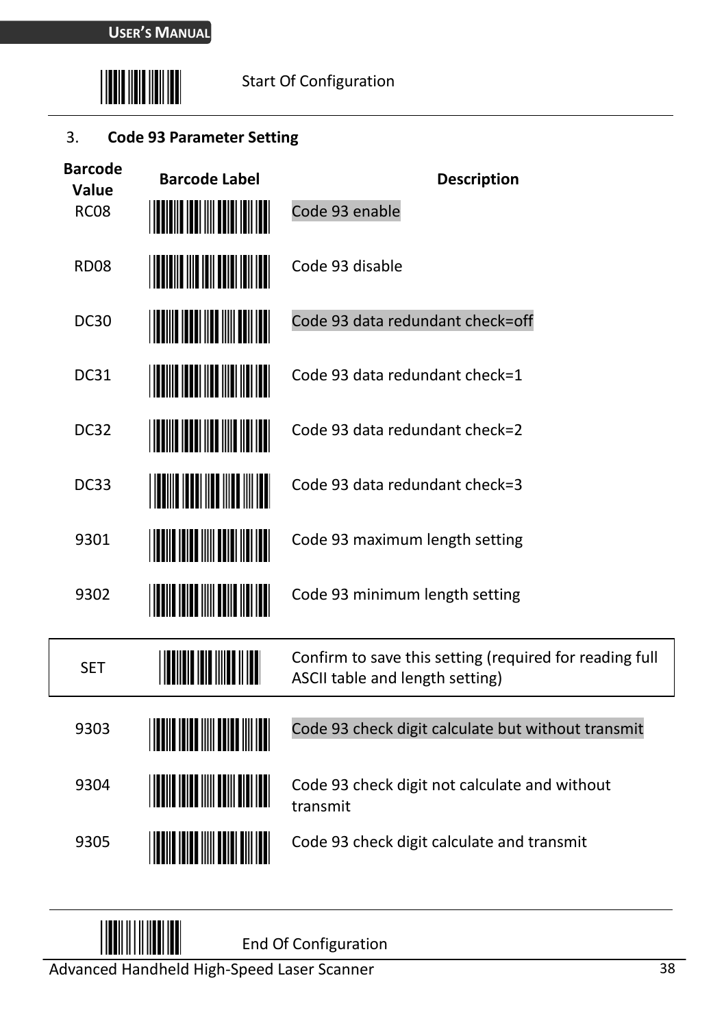Start Of Configuration

3. **Code 93 Parameter Setting**

| Barcode Value | Barcode Label | Description |
|---|---|---|
| RC08 | | Code 93 enable |
| RD08 | | Code 93 disable |
| DC30 | | Code 93 data redundant check=off |
| DC31 | | Code 93 data redundant check=1 |
| DC32 | | Code 93 data redundant check=2 |
| DC33 | | Code 93 data redundant check=3 |
| 9301 | | Code 93 maximum length setting |
| 9302 | | Code 93 minimum length setting |
| SET | | Confirm to save this setting (required for reading full ASCII table and length setting) |
| 9303 | | Code 93 check digit calculate but without transmit |
| 9304 | | Code 93 check digit not calculate and without transmit |
| 9305 | | Code 93 check digit calculate and transmit |

End Of Configuration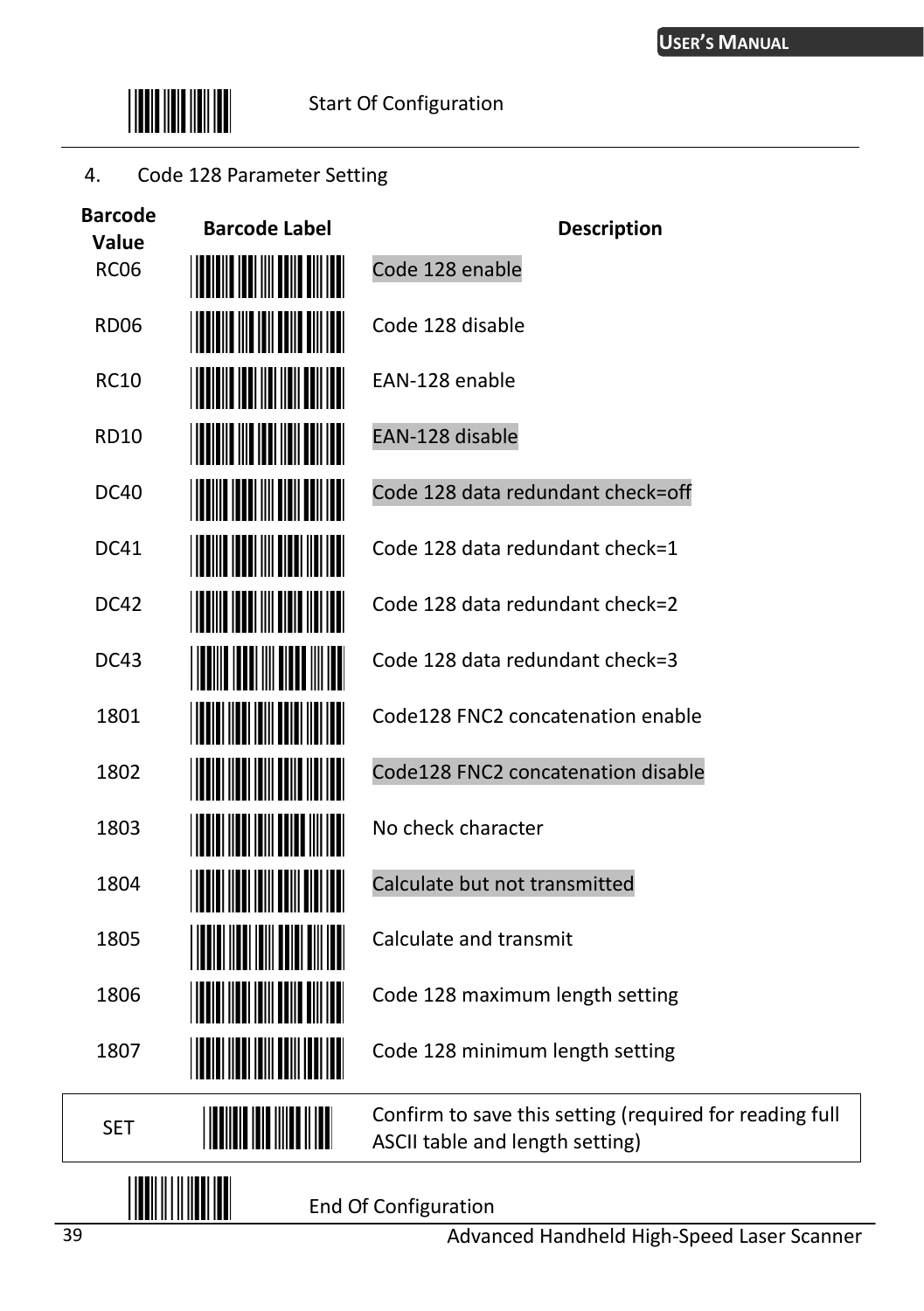Start Of Configuration

4. Code 128 Parameter Setting

| Barcode Value | Barcode Label | Description |
|---|---|---|
| RC06 | | Code 128 enable |
| RD06 | | Code 128 disable |
| RC10 | | EAN-128 enable |
| RD10 | | EAN-128 disable |
| DC40 | | Code 128 data redundant check=off |
| DC41 | | Code 128 data redundant check=1 |
| DC42 | | Code 128 data redundant check=2 |
| DC43 | | Code 128 data redundant check=3 |
| 1801 | | Code128 FNC2 concatenation enable |
| 1802 | | Code128 FNC2 concatenation disable |
| 1803 | | No check character |
| 1804 | | Calculate but not transmitted |
| 1805 | | Calculate and transmit |
| 1806 | | Code 128 maximum length setting |
| 1807 | | Code 128 minimum length setting |

| SET | | Confirm to save this setting (required for reading full ASCII table and length setting) |
|---|---|---|

End Of Configuration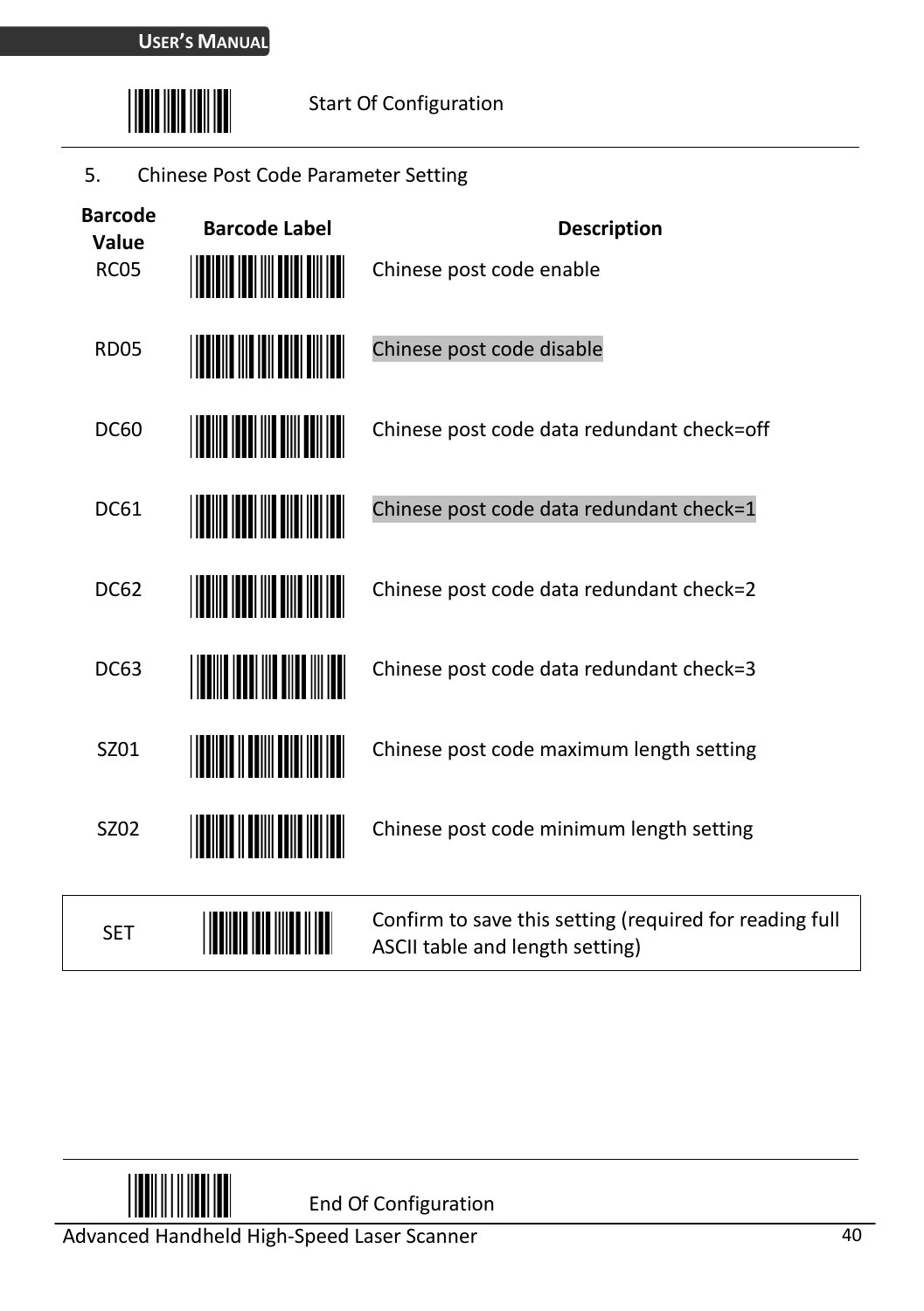Start Of Configuration

5. Chinese Post Code Parameter Setting

| Barcode Value | Barcode Label | Description |
|---|---|---|
| RC05 | | Chinese post code enable |
| RD05 | | Chinese post code disable |
| DC60 | | Chinese post code data redundant check=off |
| DC61 | | Chinese post code data redundant check=1 |
| DC62 | | Chinese post code data redundant check=2 |
| DC63 | | Chinese post code data redundant check=3 |
| SZ01 | | Chinese post code maximum length setting |
| SZ02 | | Chinese post code minimum length setting |

| SET | | Confirm to save this setting (required for reading full ASCII table and length setting) |
|---|---|---|

End Of Configuration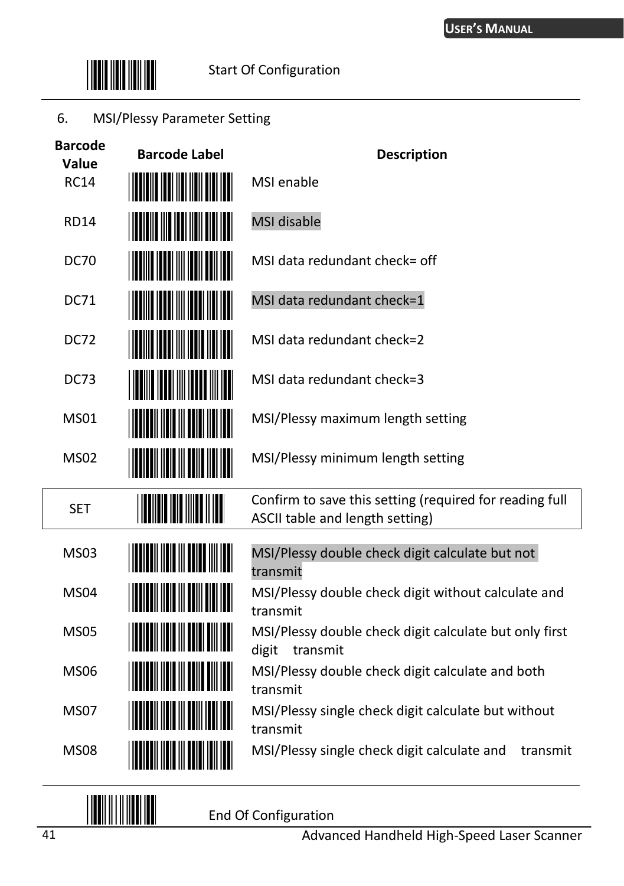Start Of Configuration

6. MSI/Plessy Parameter Setting

| Barcode Value | Barcode Label | Description |
|---|---|---|
| RC14 | | MSI enable |
| RD14 | | MSI disable |
| DC70 | | MSI data redundant check= off |
| DC71 | | MSI data redundant check=1 |
| DC72 | | MSI data redundant check=2 |
| DC73 | | MSI data redundant check=3 |
| MS01 | | MSI/Plessy maximum length setting |
| MS02 | | MSI/Plessy minimum length setting |
| SET | | Confirm to save this setting (required for reading full ASCII table and length setting) |
| MS03 | | MSI/Plessy double check digit calculate but not transmit |
| MS04 | | MSI/Plessy double check digit without calculate and transmit |
| MS05 | | MSI/Plessy double check digit calculate but only first digit transmit |
| MS06 | | MSI/Plessy double check digit calculate and both transmit |
| MS07 | | MSI/Plessy single check digit calculate but without transmit |
| MS08 | | MSI/Plessy single check digit calculate and transmit |

End Of Configuration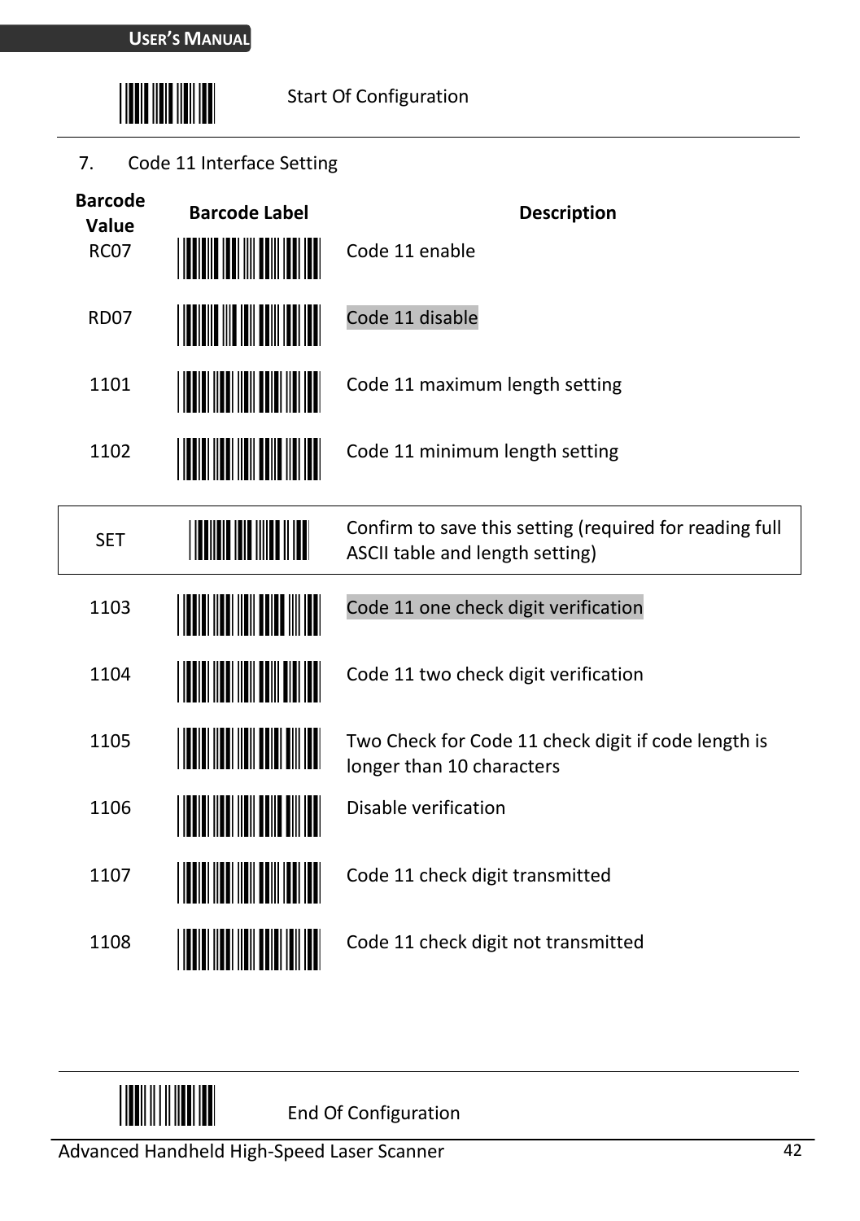Start Of Configuration

7. Code 11 Interface Setting

| Barcode Value | Barcode Label | Description |
|---|---|---|
| RC07 | | Code 11 enable |
| RD07 | | Code 11 disable |
| 1101 | | Code 11 maximum length setting |
| 1102 | | Code 11 minimum length setting |
| SET | | Confirm to save this setting (required for reading full ASCII table and length setting) |
| 1103 | | Code 11 one check digit verification |
| 1104 | | Code 11 two check digit verification |
| 1105 | | Two Check for Code 11 check digit if code length is longer than 10 characters |
| 1106 | | Disable verification |
| 1107 | | Code 11 check digit transmitted |
| 1108 | | Code 11 check digit not transmitted |

End Of Configuration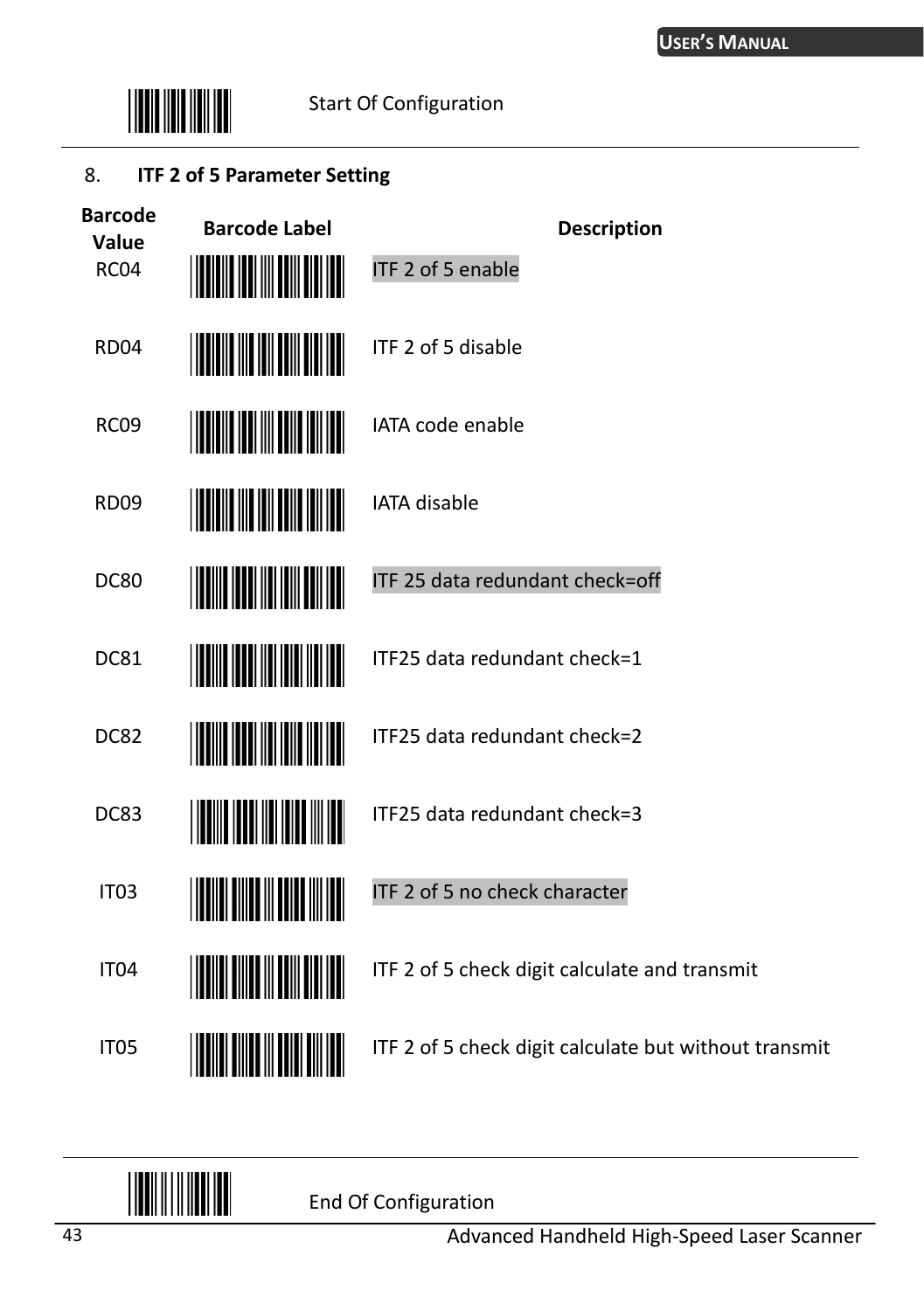Start Of Configuration

8. **ITF 2 of 5 Parameter Setting**

| Barcode Value | Barcode Label | Description |
|---|---|---|
| RC04 | | ITF 2 of 5 enable |
| RD04 | | ITF 2 of 5 disable |
| RC09 | | IATA code enable |
| RD09 | | IATA disable |
| DC80 | | ITF 25 data redundant check=off |
| DC81 | | ITF25 data redundant check=1 |
| DC82 | | ITF25 data redundant check=2 |
| DC83 | | ITF25 data redundant check=3 |
| IT03 | | ITF 2 of 5 no check character |
| IT04 | | ITF 2 of 5 check digit calculate and transmit |
| IT05 | | ITF 2 of 5 check digit calculate but without transmit |

End Of Configuration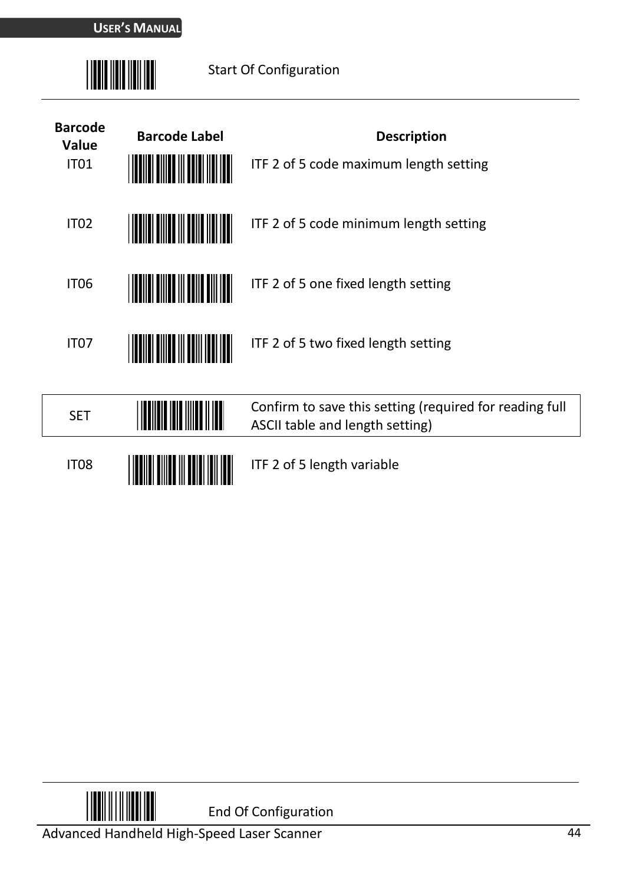Start Of Configuration

| Barcode Value | Barcode Label | Description |
|---|---|---|
| IT01 | | ITF 2 of 5 code maximum length setting |
| IT02 | | ITF 2 of 5 code minimum length setting |
| IT06 | | ITF 2 of 5 one fixed length setting |
| IT07 | | ITF 2 of 5 two fixed length setting |
| SET | | Confirm to save this setting (required for reading full ASCII table and length setting) |
| IT08 | | ITF 2 of 5 length variable |

End Of Configuration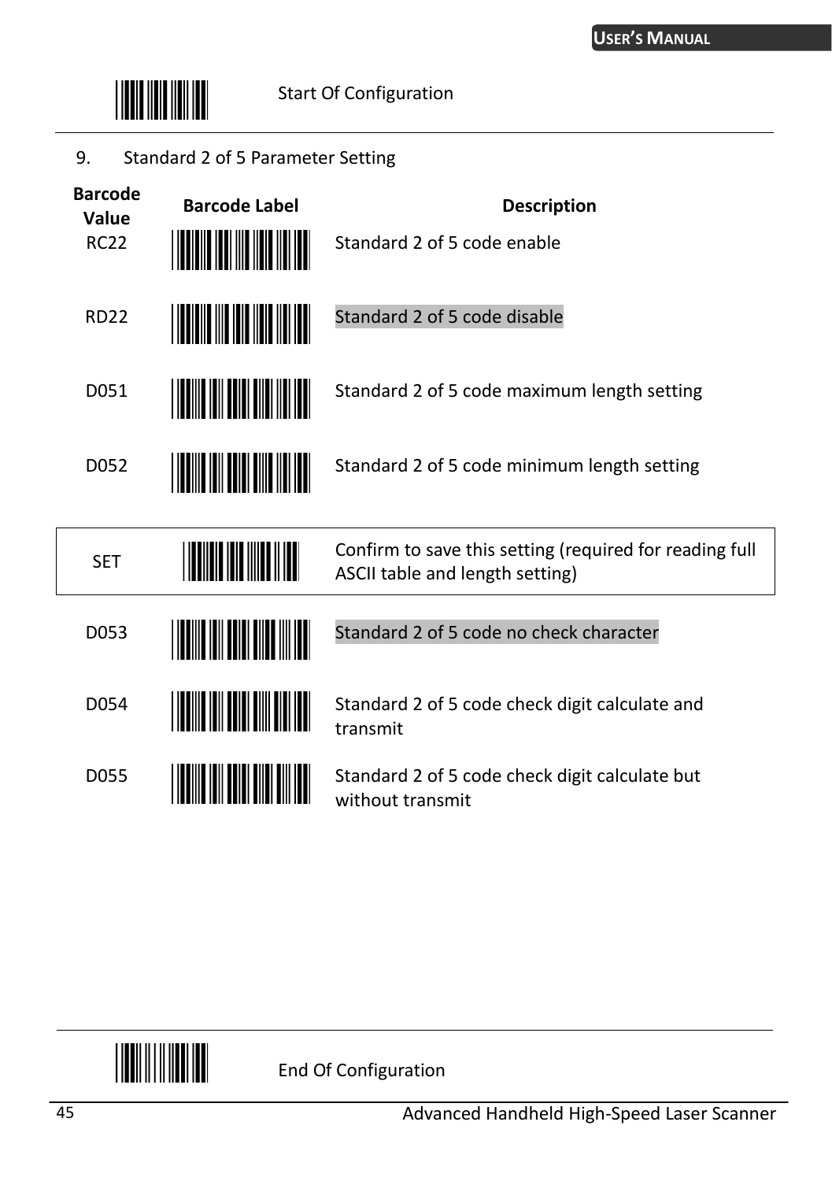Start Of Configuration

9. Standard 2 of 5 Parameter Setting

| Barcode Value | Barcode Label | Description |
|---|---|---|
| RC22 | | Standard 2 of 5 code enable |
| RD22 | | Standard 2 of 5 code disable |
| D051 | | Standard 2 of 5 code maximum length setting |
| D052 | | Standard 2 of 5 code minimum length setting |
| SET | | Confirm to save this setting (required for reading full ASCII table and length setting) |
| D053 | | Standard 2 of 5 code no check character |
| D054 | | Standard 2 of 5 code check digit calculate and transmit |
| D055 | | Standard 2 of 5 code check digit calculate but without transmit |

End Of Configuration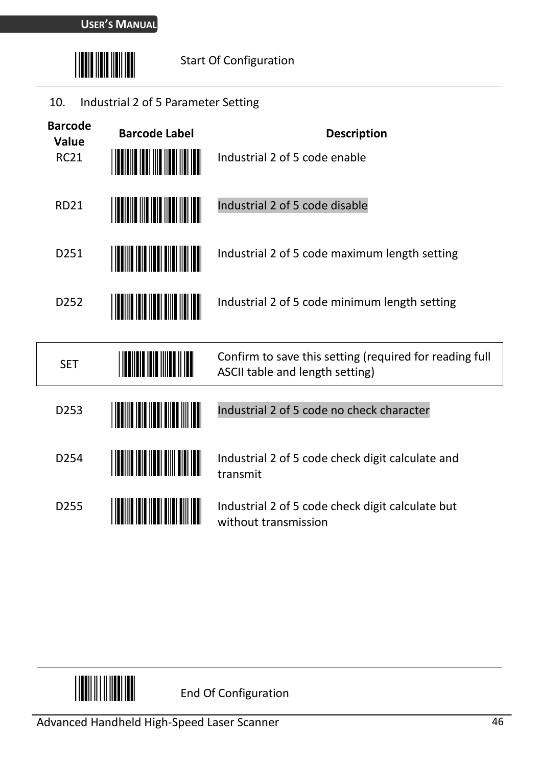Start Of Configuration

10. Industrial 2 of 5 Parameter Setting

| Barcode Value | Barcode Label | Description |
|---|---|---|
| RC21 | | Industrial 2 of 5 code enable |
| RD21 | | Industrial 2 of 5 code disable |
| D251 | | Industrial 2 of 5 code maximum length setting |
| D252 | | Industrial 2 of 5 code minimum length setting |
| SET | | Confirm to save this setting (required for reading full ASCII table and length setting) |
| D253 | | Industrial 2 of 5 code no check character |
| D254 | | Industrial 2 of 5 code check digit calculate and transmit |
| D255 | | Industrial 2 of 5 code check digit calculate but without transmission |

End Of Configuration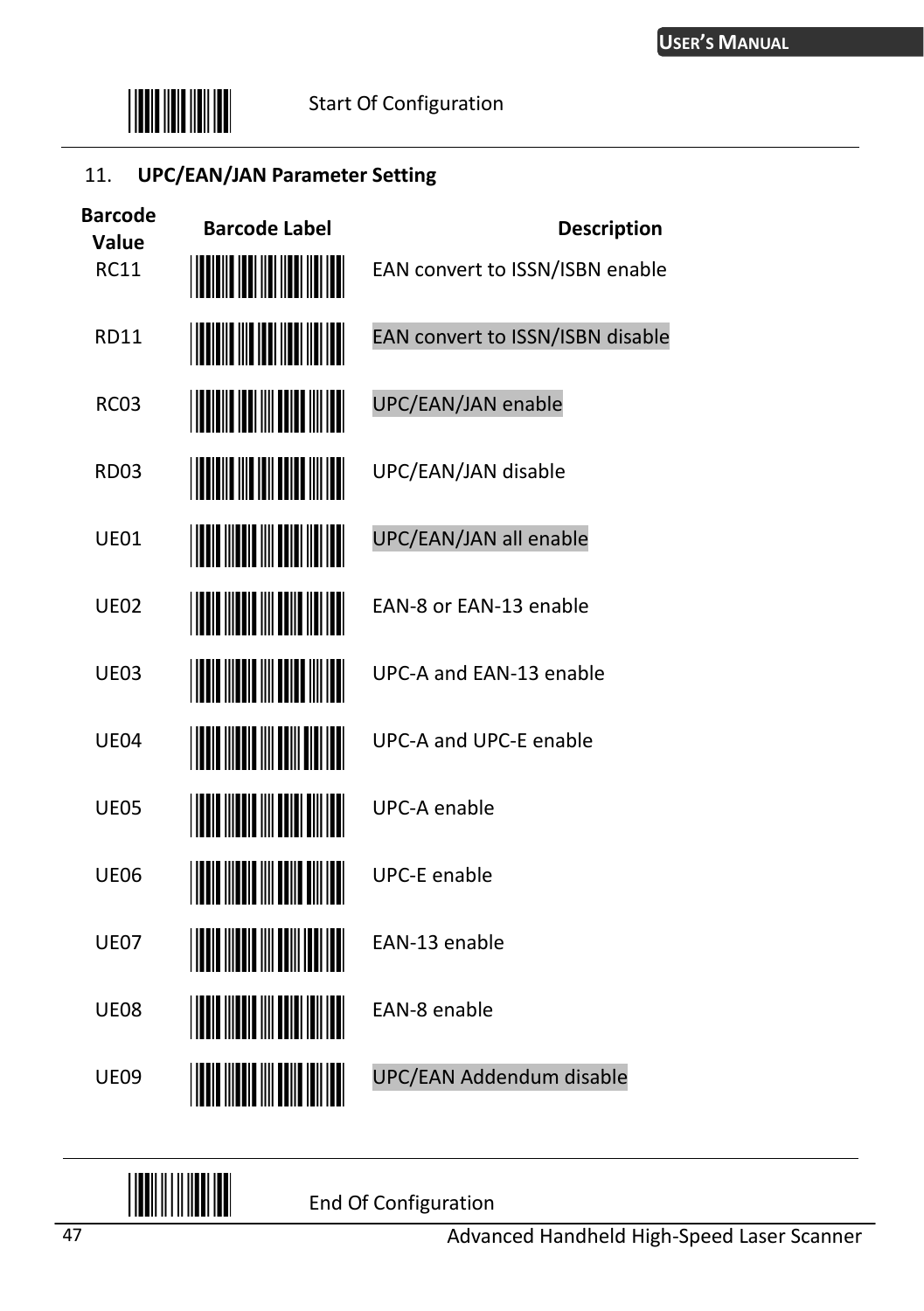Start Of Configuration

11. **UPC/EAN/JAN Parameter Setting**

| Barcode Value | Barcode Label | Description |
|---|---|---|
| RC11 | | EAN convert to ISSN/ISBN enable |
| RD11 | | EAN convert to ISSN/ISBN disable |
| RC03 | | UPC/EAN/JAN enable |
| RD03 | | UPC/EAN/JAN disable |
| UE01 | | UPC/EAN/JAN all enable |
| UE02 | | EAN-8 or EAN-13 enable |
| UE03 | | UPC-A and EAN-13 enable |
| UE04 | | UPC-A and UPC-E enable |
| UE05 | | UPC-A enable |
| UE06 | | UPC-E enable |
| UE07 | | EAN-13 enable |
| UE08 | | EAN-8 enable |
| UE09 | | UPC/EAN Addendum disable |

End Of Configuration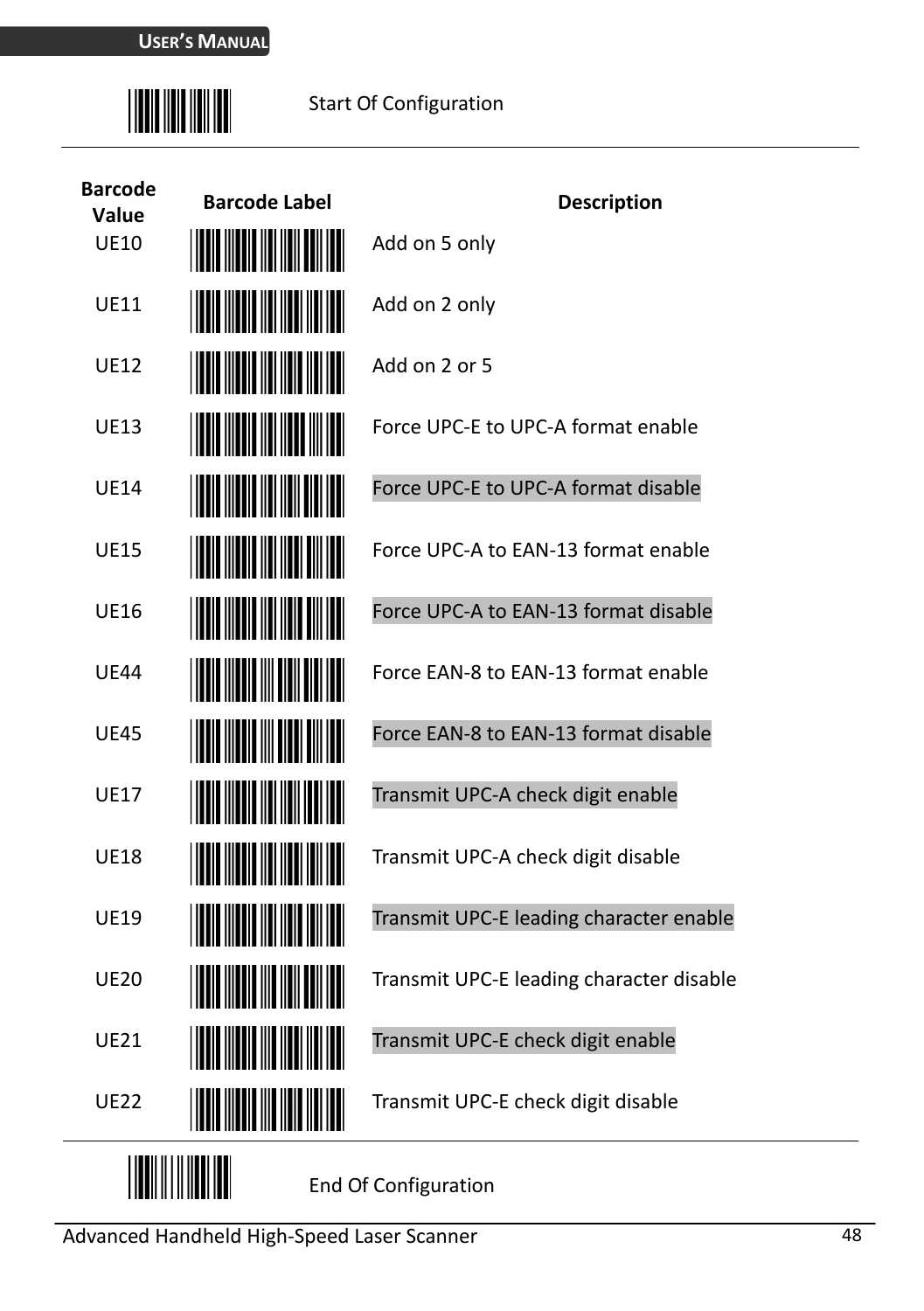Start Of Configuration

| Barcode Value | Barcode Label | Description |
|---|---|---|
| UE10 | | Add on 5 only |
| UE11 | | Add on 2 only |
| UE12 | | Add on 2 or 5 |
| UE13 | | Force UPC-E to UPC-A format enable |
| UE14 | | Force UPC-E to UPC-A format disable |
| UE15 | | Force UPC-A to EAN-13 format enable |
| UE16 | | Force UPC-A to EAN-13 format disable |
| UE44 | | Force EAN-8 to EAN-13 format enable |
| UE45 | | Force EAN-8 to EAN-13 format disable |
| UE17 | | Transmit UPC-A check digit enable |
| UE18 | | Transmit UPC-A check digit disable |
| UE19 | | Transmit UPC-E leading character enable |
| UE20 | | Transmit UPC-E leading character disable |
| UE21 | | Transmit UPC-E check digit enable |
| UE22 | | Transmit UPC-E check digit disable |

End Of Configuration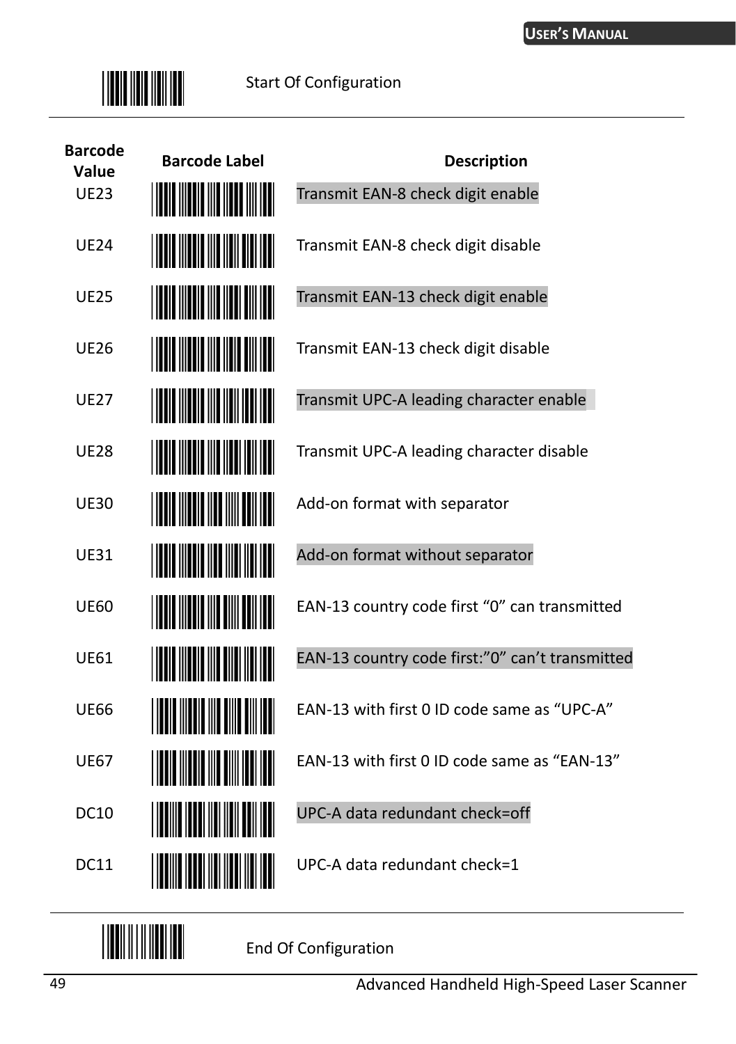Start Of Configuration

| Barcode Value | Barcode Label | Description |
|---|---|---|
| UE23 | | Transmit EAN-8 check digit enable |
| UE24 | | Transmit EAN-8 check digit disable |
| UE25 | | Transmit EAN-13 check digit enable |
| UE26 | | Transmit EAN-13 check digit disable |
| UE27 | | Transmit UPC-A leading character enable |
| UE28 | | Transmit UPC-A leading character disable |
| UE30 | | Add-on format with separator |
| UE31 | | Add-on format without separator |
| UE60 | | EAN-13 country code first “0” can transmitted |
| UE61 | | EAN-13 country code first:”0” can’t transmitted |
| UE66 | | EAN-13 with first 0 ID code same as “UPC-A” |
| UE67 | | EAN-13 with first 0 ID code same as “EAN-13” |
| DC10 | | UPC-A data redundant check=off |
| DC11 | | UPC-A data redundant check=1 |

End Of Configuration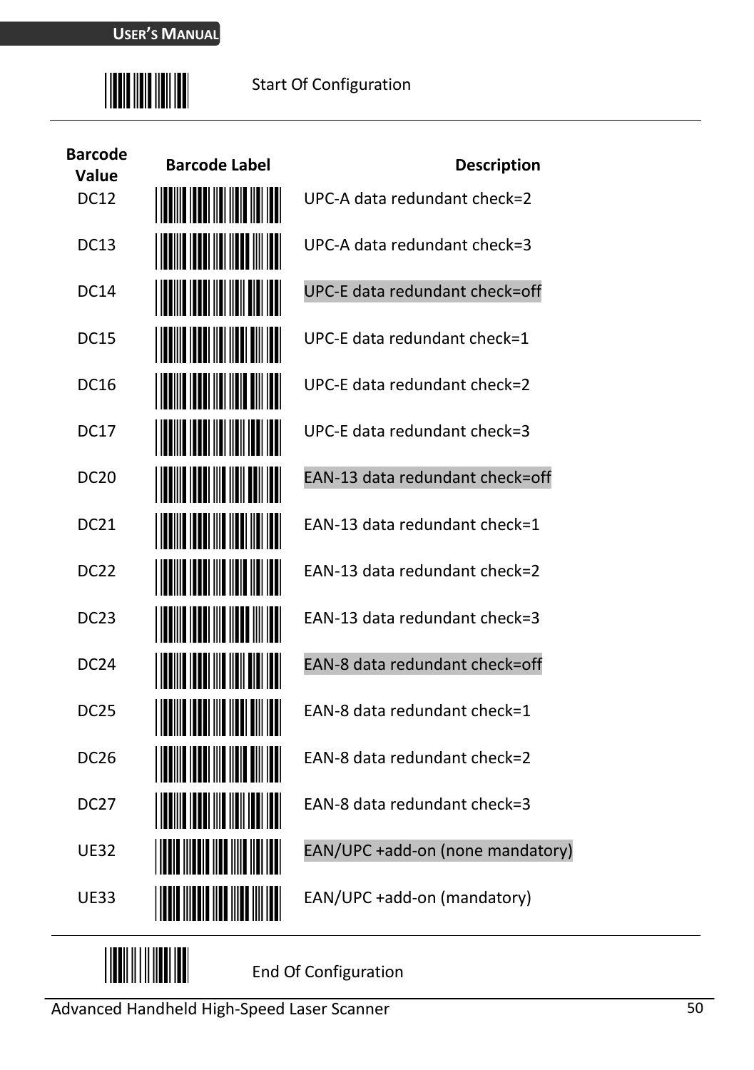Start Of Configuration

| Barcode Value | Barcode Label | Description |
| --- | --- | --- |
| DC12 | | UPC-A data redundant check=2 |
| DC13 | | UPC-A data redundant check=3 |
| DC14 | | UPC-E data redundant check=off |
| DC15 | | UPC-E data redundant check=1 |
| DC16 | | UPC-E data redundant check=2 |
| DC17 | | UPC-E data redundant check=3 |
| DC20 | | EAN-13 data redundant check=off |
| DC21 | | EAN-13 data redundant check=1 |
| DC22 | | EAN-13 data redundant check=2 |
| DC23 | | EAN-13 data redundant check=3 |
| DC24 | | EAN-8 data redundant check=off |
| DC25 | | EAN-8 data redundant check=1 |
| DC26 | | EAN-8 data redundant check=2 |
| DC27 | | EAN-8 data redundant check=3 |
| UE32 | | EAN/UPC +add-on (none mandatory) |
| UE33 | | EAN/UPC +add-on (mandatory) |

End Of Configuration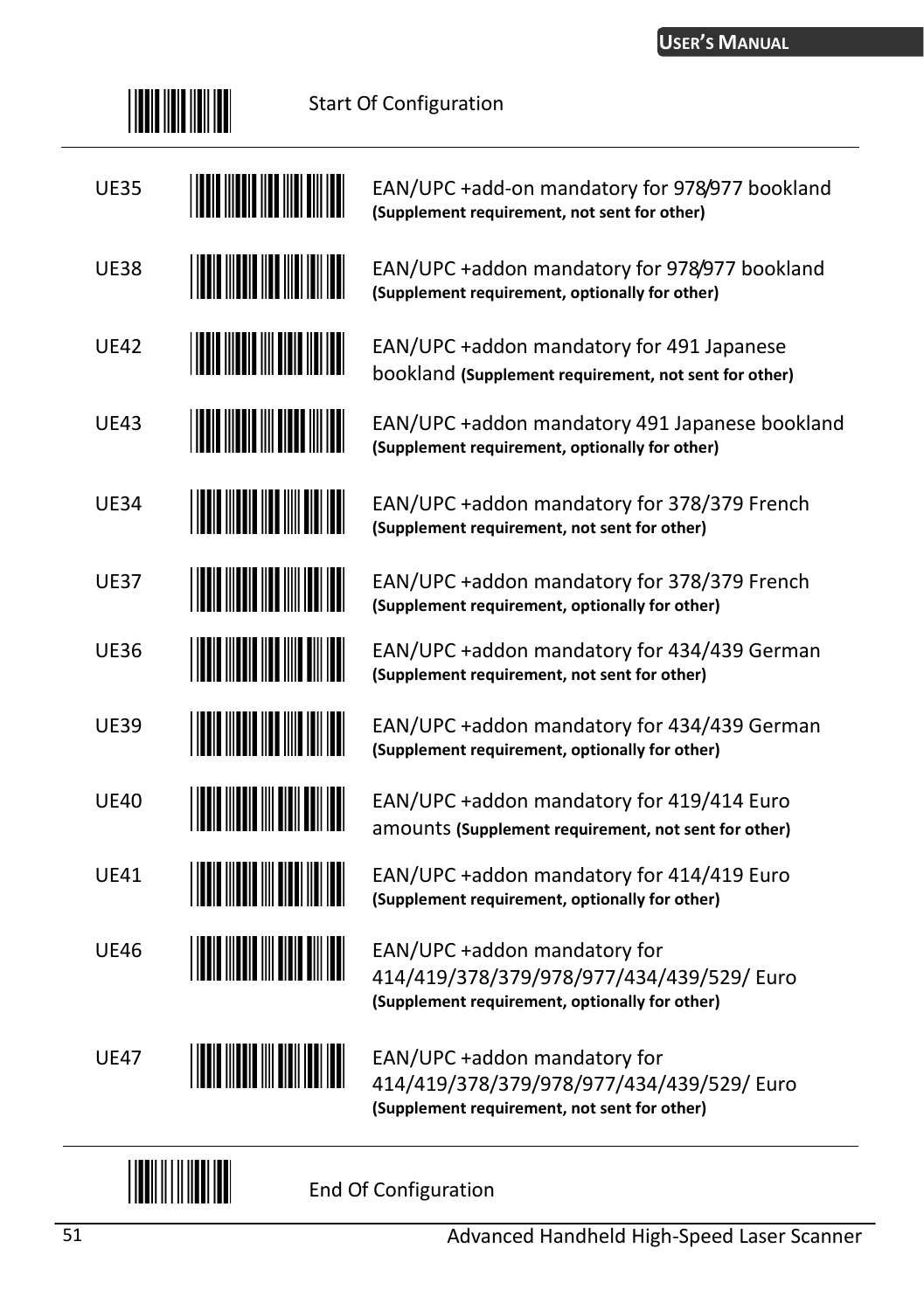Start Of Configuration

| | |
|---|---|
| UE35 | EAN/UPC +add-on mandatory for 978/977 bookland **(Supplement requirement, not sent for other)** |
| UE38 | EAN/UPC +addon mandatory for 978/977 bookland **(Supplement requirement, optionally for other)** |
| UE42 | EAN/UPC +addon mandatory for 491 Japanese bookland **(Supplement requirement, not sent for other)** |
| UE43 | EAN/UPC +addon mandatory 491 Japanese bookland **(Supplement requirement, optionally for other)** |
| UE34 | EAN/UPC +addon mandatory for 378/379 French **(Supplement requirement, not sent for other)** |
| UE37 | EAN/UPC +addon mandatory for 378/379 French **(Supplement requirement, optionally for other)** |
| UE36 | EAN/UPC +addon mandatory for 434/439 German **(Supplement requirement, not sent for other)** |
| UE39 | EAN/UPC +addon mandatory for 434/439 German **(Supplement requirement, optionally for other)** |
| UE40 | EAN/UPC +addon mandatory for 419/414 Euro amounts **(Supplement requirement, not sent for other)** |
| UE41 | EAN/UPC +addon mandatory for 414/419 Euro **(Supplement requirement, optionally for other)** |
| UE46 | EAN/UPC +addon mandatory for 414/419/378/379/978/977/434/439/529/ Euro **(Supplement requirement, optionally for other)** |
| UE47 | EAN/UPC +addon mandatory for 414/419/378/379/978/977/434/439/529/ Euro **(Supplement requirement, not sent for other)** |

End Of Configuration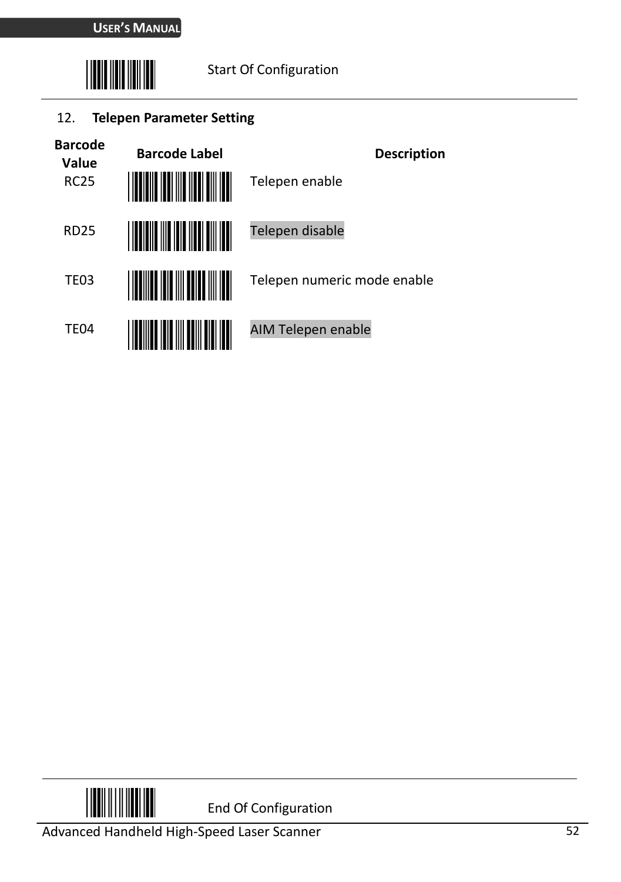Start Of Configuration

## 12. Telepen Parameter Setting

| Barcode Value | Barcode Label | Description |
|---|---|---|
| RC25 | | Telepen enable |
| RD25 | | Telepen disable |
| TE03 | | Telepen numeric mode enable |
| TE04 | | AIM Telepen enable |

End Of Configuration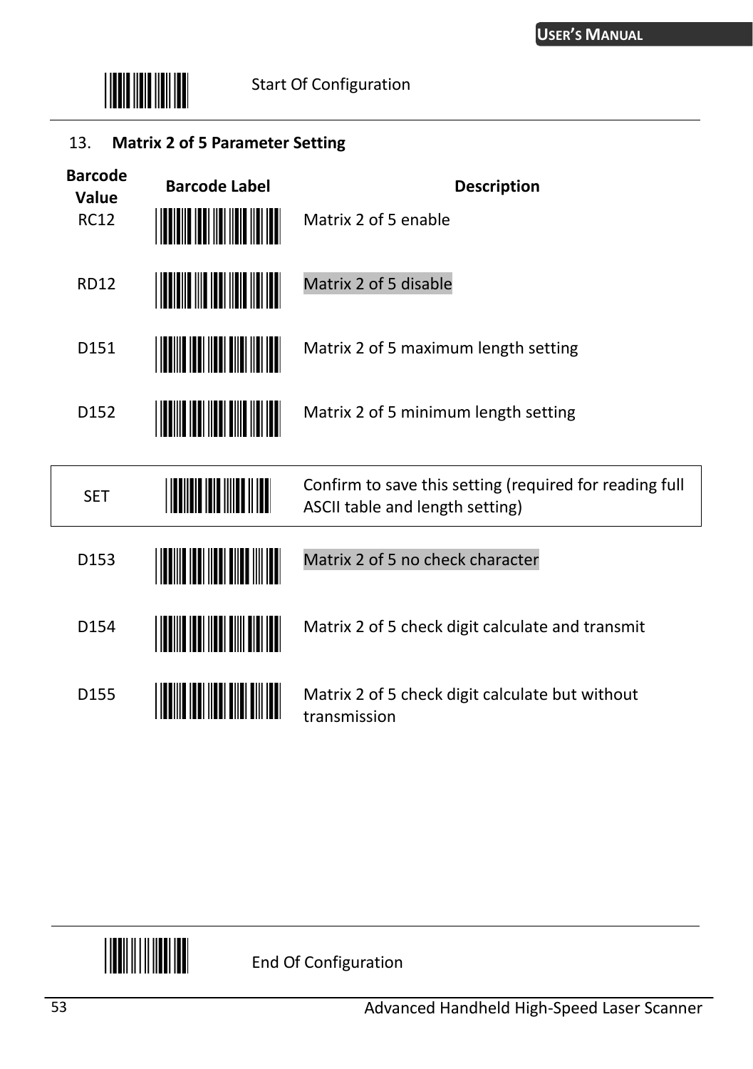Start Of Configuration

### 13. Matrix 2 of 5 Parameter Setting

| Barcode Value | Barcode Label | Description |
|---|---|---|
| RC12 | | Matrix 2 of 5 enable |
| RD12 | | Matrix 2 of 5 disable |
| D151 | | Matrix 2 of 5 maximum length setting |
| D152 | | Matrix 2 of 5 minimum length setting |
| SET | | Confirm to save this setting (required for reading full ASCII table and length setting) |
| D153 | | Matrix 2 of 5 no check character |
| D154 | | Matrix 2 of 5 check digit calculate and transmit |
| D155 | | Matrix 2 of 5 check digit calculate but without transmission |

End Of Configuration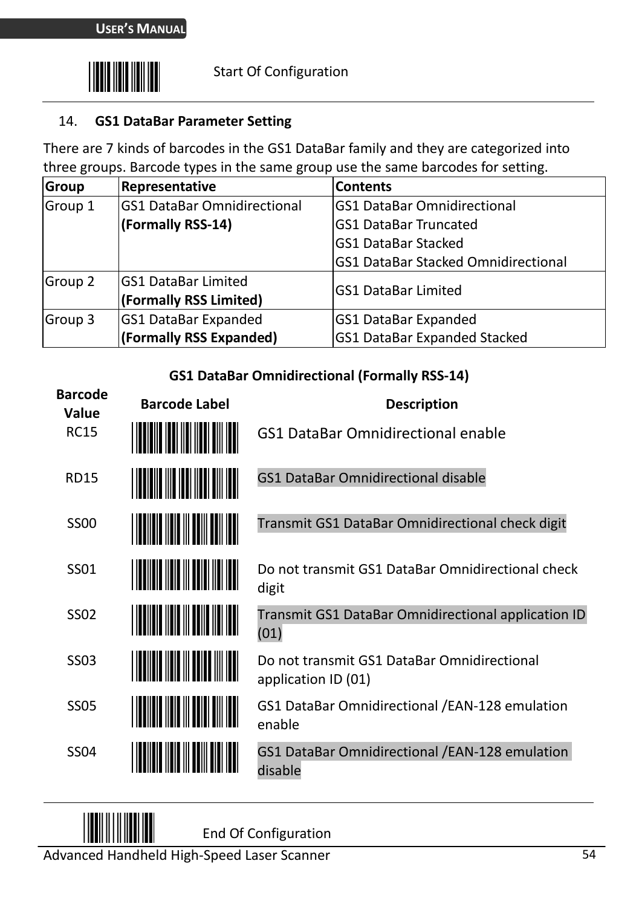Start Of Configuration

14. **GS1 DataBar Parameter Setting**

There are 7 kinds of barcodes in the GS1 DataBar family and they are categorized into three groups. Barcode types in the same group use the same barcodes for setting.

| Group | Representative | Contents |
|---|---|---|
| Group 1 | GS1 DataBar Omnidirectional **(Formally RSS-14)** | GS1 DataBar Omnidirectional<br>GS1 DataBar Truncated<br>GS1 DataBar Stacked<br>GS1 DataBar Stacked Omnidirectional |
| Group 2 | GS1 DataBar Limited **(Formally RSS Limited)** | GS1 DataBar Limited |
| Group 3 | GS1 DataBar Expanded **(Formally RSS Expanded)** | GS1 DataBar Expanded<br>GS1 DataBar Expanded Stacked |

**GS1 DataBar Omnidirectional (Formally RSS-14)**

| Barcode Value | Barcode Label | Description |
|---|---|---|
| RC15 | | GS1 DataBar Omnidirectional enable |
| RD15 | | GS1 DataBar Omnidirectional disable |
| SS00 | | Transmit GS1 DataBar Omnidirectional check digit |
| SS01 | | Do not transmit GS1 DataBar Omnidirectional check digit |
| SS02 | | Transmit GS1 DataBar Omnidirectional application ID (01) |
| SS03 | | Do not transmit GS1 DataBar Omnidirectional application ID (01) |
| SS05 | | GS1 DataBar Omnidirectional /EAN-128 emulation enable |
| SS04 | | GS1 DataBar Omnidirectional /EAN-128 emulation disable |

End Of Configuration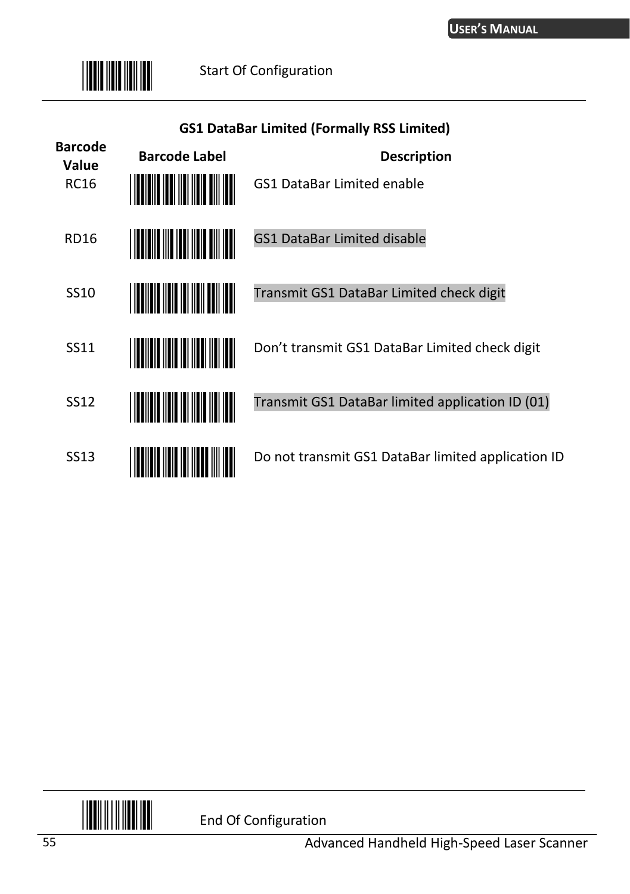Start Of Configuration

## GS1 DataBar Limited (Formally RSS Limited)

| Barcode Value | Barcode Label | Description |
|---|---|---|
| RC16 | | GS1 DataBar Limited enable |
| RD16 | | GS1 DataBar Limited disable |
| SS10 | | Transmit GS1 DataBar Limited check digit |
| SS11 | | Don't transmit GS1 DataBar Limited check digit |
| SS12 | | Transmit GS1 DataBar limited application ID (01) |
| SS13 | | Do not transmit GS1 DataBar limited application ID |

End Of Configuration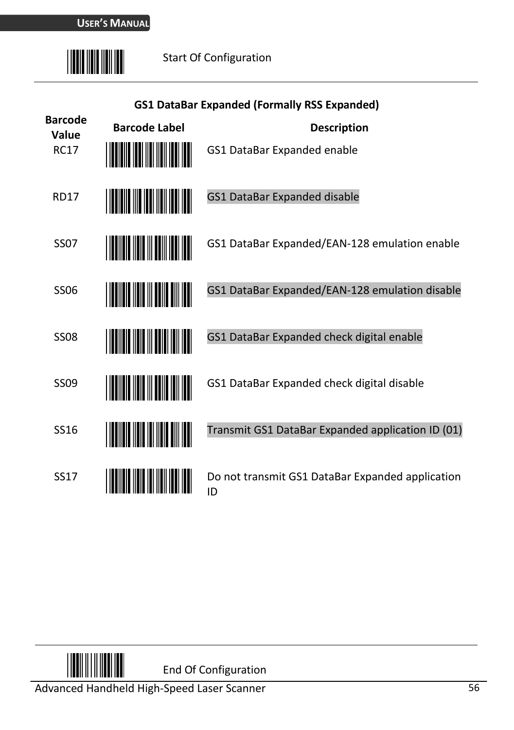Start Of Configuration

## GS1 DataBar Expanded (Formally RSS Expanded)

| Barcode Value | Barcode Label | Description |
|---|---|---|
| RC17 | | GS1 DataBar Expanded enable |
| RD17 | | GS1 DataBar Expanded disable |
| SS07 | | GS1 DataBar Expanded/EAN-128 emulation enable |
| SS06 | | GS1 DataBar Expanded/EAN-128 emulation disable |
| SS08 | | GS1 DataBar Expanded check digital enable |
| SS09 | | GS1 DataBar Expanded check digital disable |
| SS16 | | Transmit GS1 DataBar Expanded application ID (01) |
| SS17 | | Do not transmit GS1 DataBar Expanded application ID |

End Of Configuration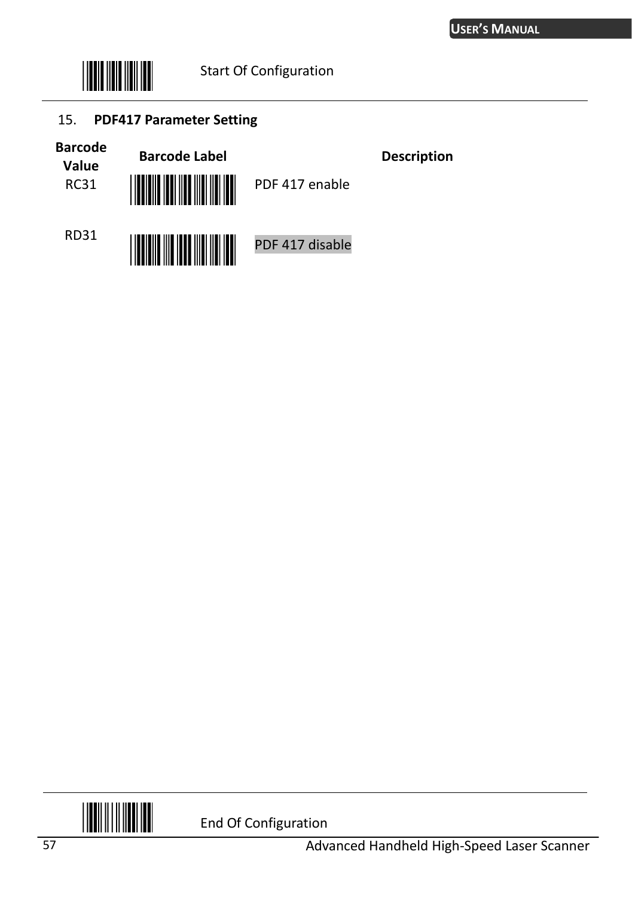Start Of Configuration

## 15. PDF417 Parameter Setting

| Barcode Value | Barcode Label | Description |
|---|---|---|
| RC31 | | PDF 417 enable |
| RD31 | | PDF 417 disable |

End Of Configuration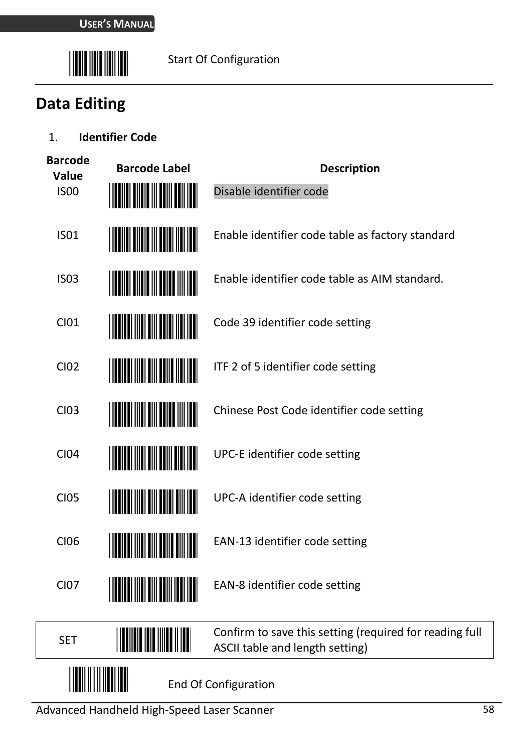Start Of Configuration

## Data Editing

1. **Identifier Code**

| Barcode Value | Barcode Label | Description |
|---|---|---|
| IS00 | | Disable identifier code |
| IS01 | | Enable identifier code table as factory standard |
| IS03 | | Enable identifier code table as AIM standard. |
| CI01 | | Code 39 identifier code setting |
| CI02 | | ITF 2 of 5 identifier code setting |
| CI03 | | Chinese Post Code identifier code setting |
| CI04 | | UPC-E identifier code setting |
| CI05 | | UPC-A identifier code setting |
| CI06 | | EAN-13 identifier code setting |
| CI07 | | EAN-8 identifier code setting |

| | | |
|---|---|---|
| SET | | Confirm to save this setting (required for reading full ASCII table and length setting) |

End Of Configuration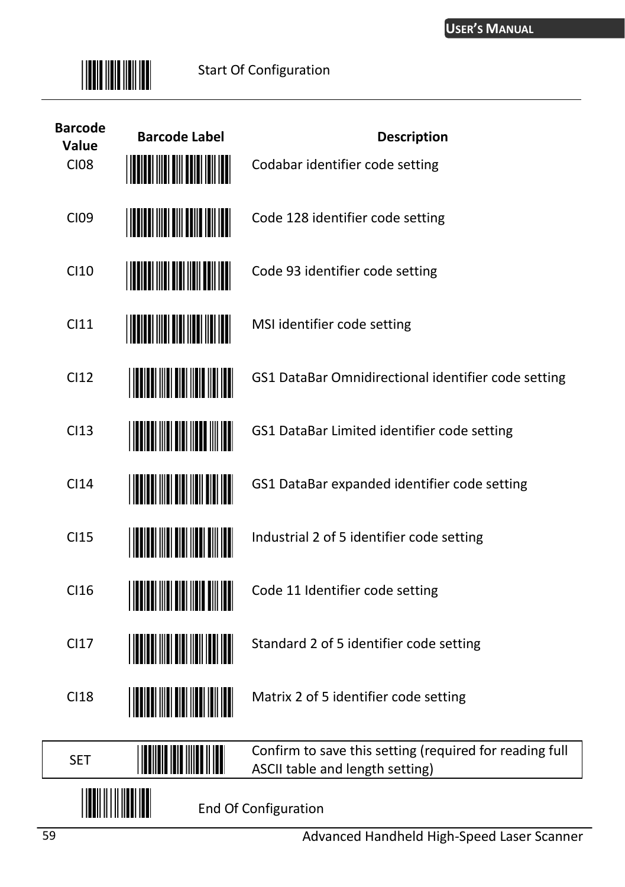Start Of Configuration

| Barcode Value | Barcode Label | Description |
|---|---|---|
| CI08 | | Codabar identifier code setting |
| CI09 | | Code 128 identifier code setting |
| CI10 | | Code 93 identifier code setting |
| CI11 | | MSI identifier code setting |
| CI12 | | GS1 DataBar Omnidirectional identifier code setting |
| CI13 | | GS1 DataBar Limited identifier code setting |
| CI14 | | GS1 DataBar expanded identifier code setting |
| CI15 | | Industrial 2 of 5 identifier code setting |
| CI16 | | Code 11 Identifier code setting |
| CI17 | | Standard 2 of 5 identifier code setting |
| CI18 | | Matrix 2 of 5 identifier code setting |

| SET | | Confirm to save this setting (required for reading full ASCII table and length setting) |
|---|---|---|

End Of Configuration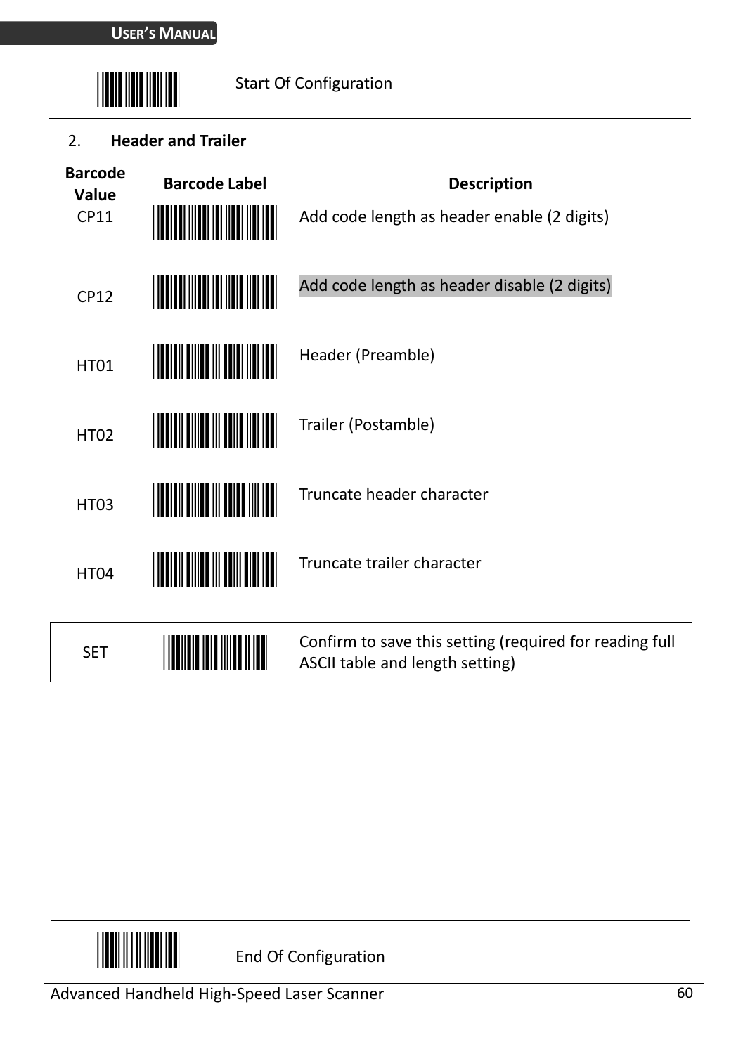Start Of Configuration

## 2. Header and Trailer

| Barcode Value | Barcode Label | Description |
|---|---|---|
| CP11 | | Add code length as header enable (2 digits) |
| CP12 | | Add code length as header disable (2 digits) |
| HT01 | | Header (Preamble) |
| HT02 | | Trailer (Postamble) |
| HT03 | | Truncate header character |
| HT04 | | Truncate trailer character |

| SET | | Confirm to save this setting (required for reading full ASCII table and length setting) |
|---|---|---|

End Of Configuration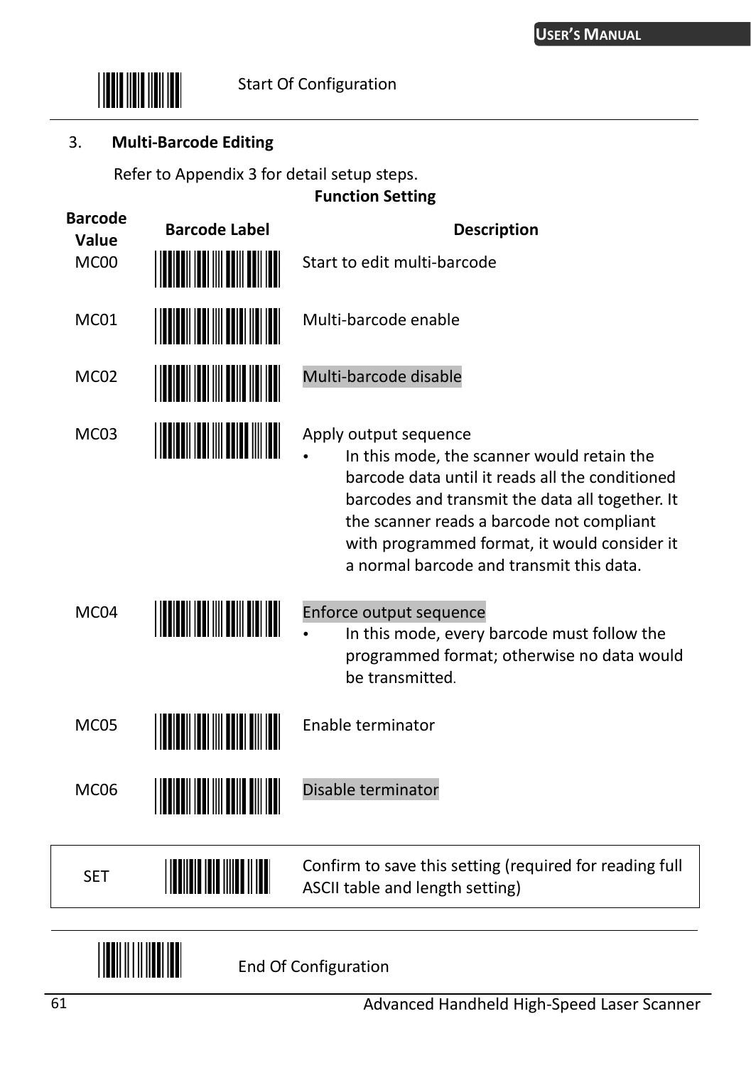Start Of Configuration

3. **Multi-Barcode Editing**

Refer to Appendix 3 for detail setup steps.

**Function Setting**

| Barcode Value | Barcode Label | Description |
|---|---|---|
| MC00 | | Start to edit multi-barcode |
| MC01 | | Multi-barcode enable |
| MC02 | | Multi-barcode disable |
| MC03 | | Apply output sequence<br>• In this mode, the scanner would retain the barcode data until it reads all the conditioned barcodes and transmit the data all together. It the scanner reads a barcode not compliant with programmed format, it would consider it a normal barcode and transmit this data. |
| MC04 | | Enforce output sequence<br>• In this mode, every barcode must follow the programmed format; otherwise no data would be transmitted. |
| MC05 | | Enable terminator |
| MC06 | | Disable terminator |

| | | |
|---|---|---|
| SET | | Confirm to save this setting (required for reading full ASCII table and length setting) |

End Of Configuration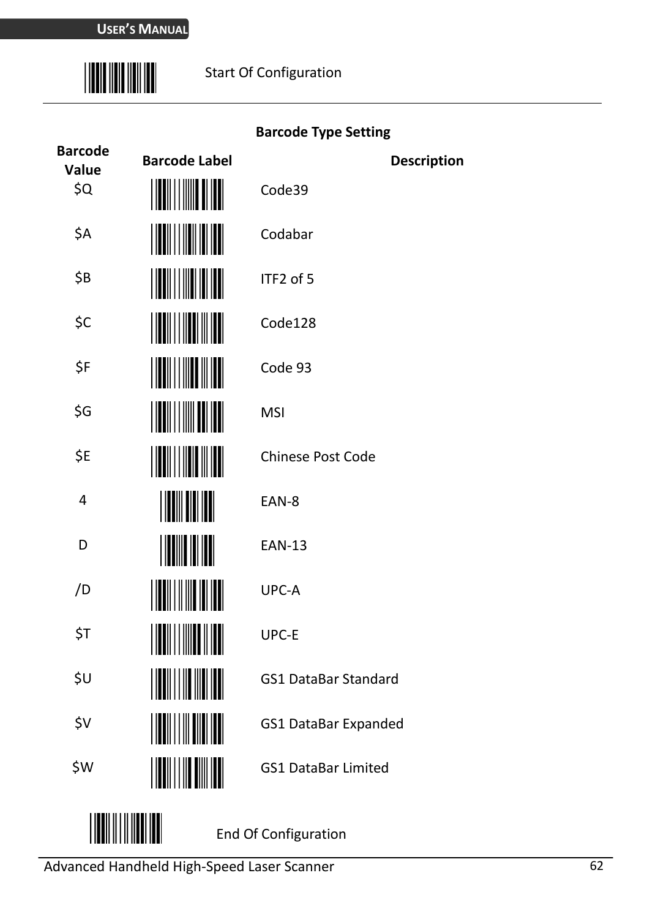Start Of Configuration

**Barcode Type Setting**

| Barcode Value | Barcode Label | Description |
|---|---|---|
| $Q | | Code39 |
| $A | | Codabar |
| $B | | ITF2 of 5 |
| $C | | Code128 |
| $F | | Code 93 |
| $G | | MSI |
| $E | | Chinese Post Code |
| 4 | | EAN-8 |
| D | | EAN-13 |
| /D | | UPC-A |
| $T | | UPC-E |
| $U | | GS1 DataBar Standard |
| $V | | GS1 DataBar Expanded |
| $W | | GS1 DataBar Limited |

End Of Configuration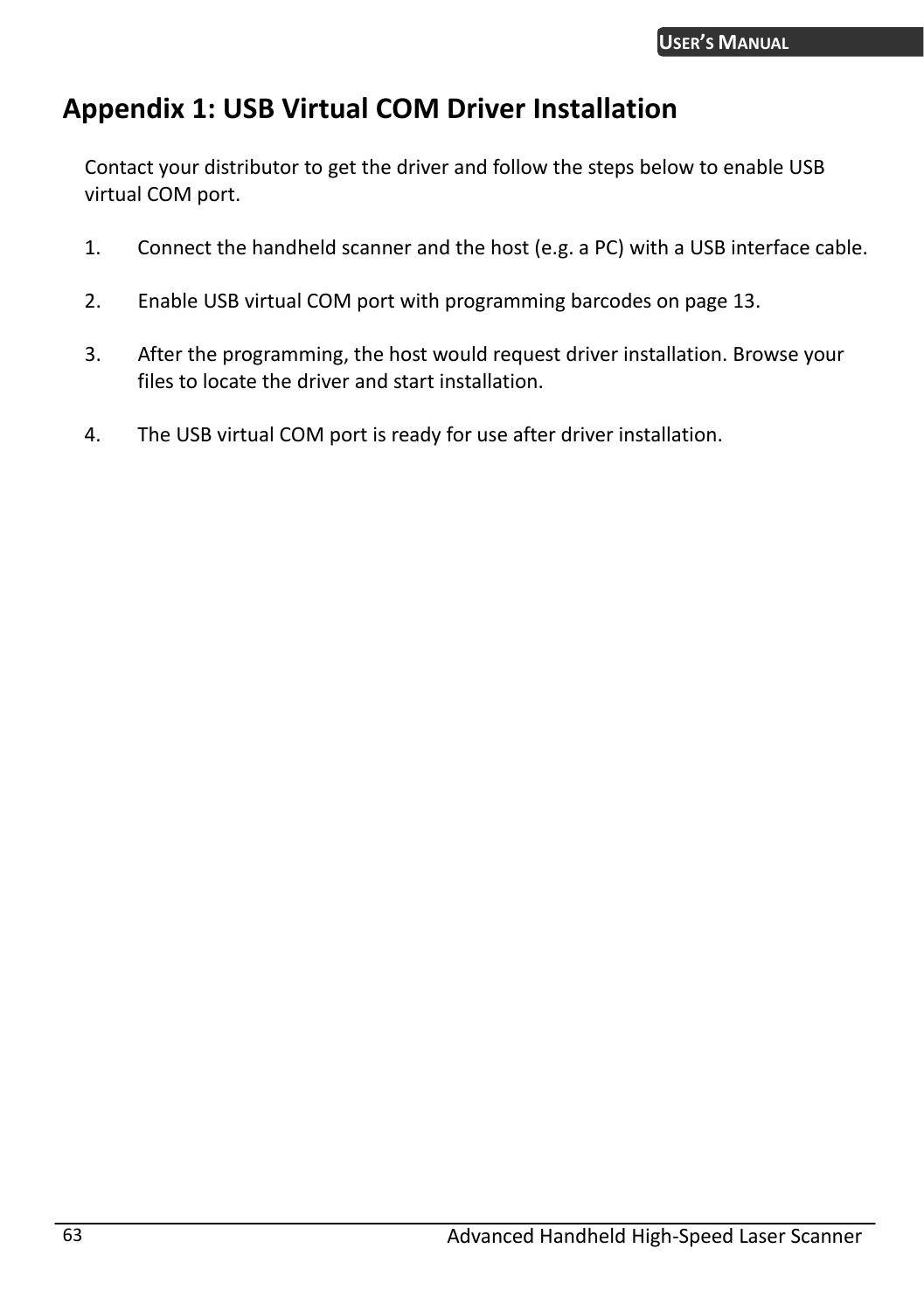# Appendix 1: USB Virtual COM Driver Installation

Contact your distributor to get the driver and follow the steps below to enable USB virtual COM port.

1. Connect the handheld scanner and the host (e.g. a PC) with a USB interface cable.

2. Enable USB virtual COM port with programming barcodes on page 13.

3. After the programming, the host would request driver installation. Browse your files to locate the driver and start installation.

4. The USB virtual COM port is ready for use after driver installation.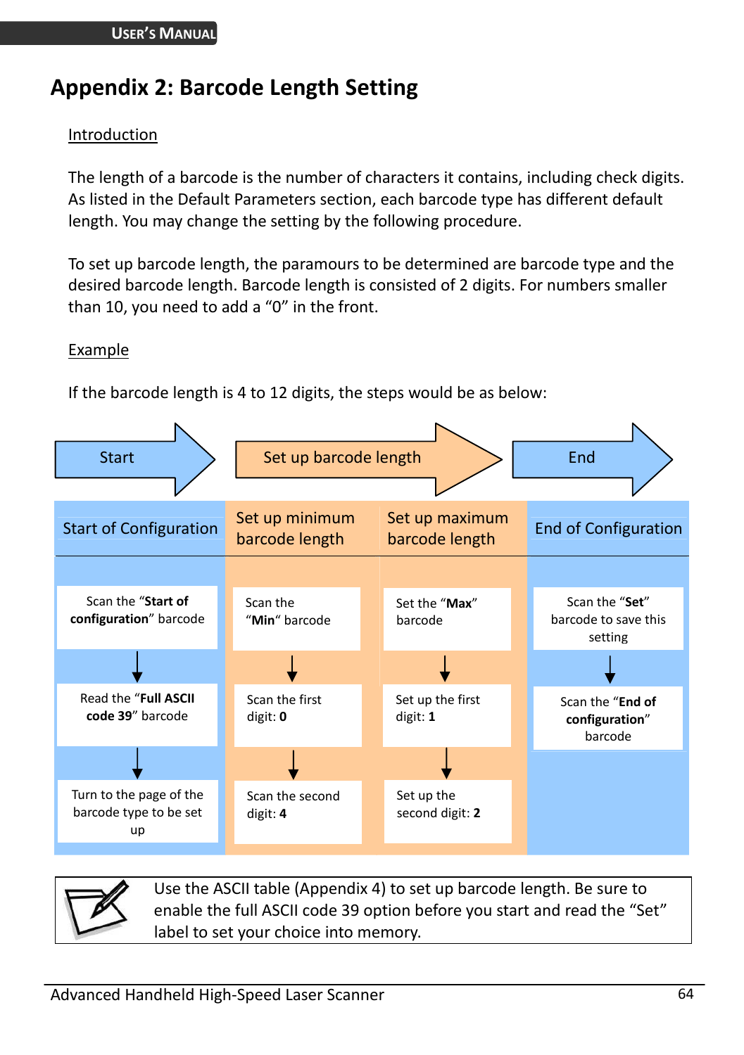# Appendix 2: Barcode Length Setting

Introduction

The length of a barcode is the number of characters it contains, including check digits. As listed in the Default Parameters section, each barcode type has different default length. You may change the setting by the following procedure.

To set up barcode length, the paramours to be determined are barcode type and the desired barcode length. Barcode length is consisted of 2 digits. For numbers smaller than 10, you need to add a "0" in the front.

Example

If the barcode length is 4 to 12 digits, the steps would be as below:

| Start | Set up barcode length | | End |
|---|---|---|---|
| Start of Configuration | Set up minimum barcode length | Set up maximum barcode length | End of Configuration |
| Scan the "**Start of configuration**" barcode | Scan the "**Min**" barcode | Set the "**Max**" barcode | Scan the "**Set**" barcode to save this setting |
| ↓ | ↓ | ↓ | ↓ |
| Read the "**Full ASCII code 39**" barcode | Scan the first digit: **0** | Set up the first digit: **1** | Scan the "**End of configuration**" barcode |
| ↓ | ↓ | ↓ | |
| Turn to the page of the barcode type to be set up | Scan the second digit: **4** | Set up the second digit: **2** | |

Use the ASCII table (Appendix 4) to set up barcode length. Be sure to enable the full ASCII code 39 option before you start and read the "Set" label to set your choice into memory.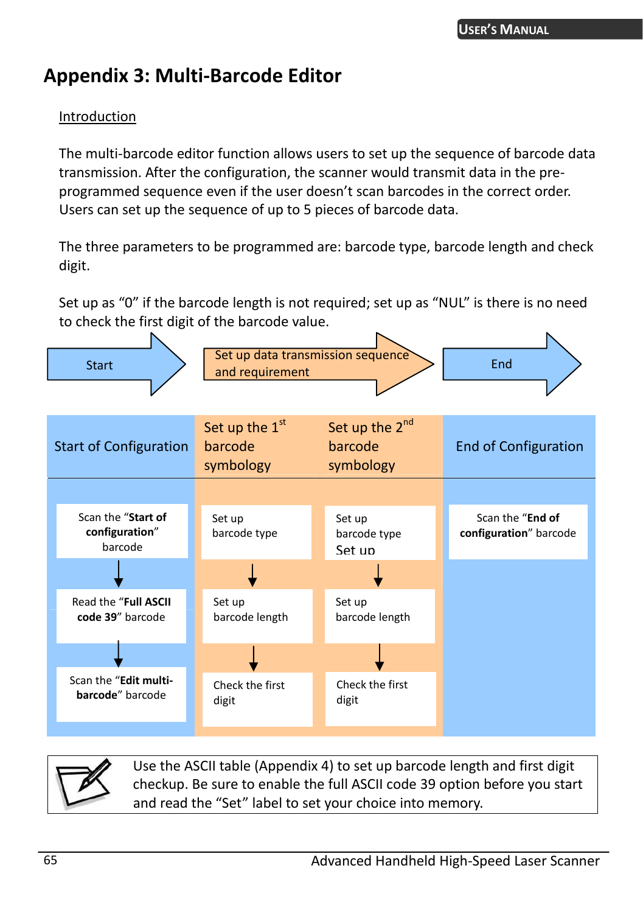# Appendix 3: Multi-Barcode Editor

Introduction

The multi-barcode editor function allows users to set up the sequence of barcode data transmission. After the configuration, the scanner would transmit data in the pre-programmed sequence even if the user doesn't scan barcodes in the correct order. Users can set up the sequence of up to 5 pieces of barcode data.

The three parameters to be programmed are: barcode type, barcode length and check digit.

Set up as "0" if the barcode length is not required; set up as "NUL" is there is no need to check the first digit of the barcode value.

Start → Set up data transmission sequence and requirement → End

| Start of Configuration | Set up the 1st barcode symbology | Set up the 2nd barcode symbology | End of Configuration |
|---|---|---|---|
| Scan the "**Start of configuration**" barcode | Set up barcode type | Set up barcode type Set up | Scan the "**End of configuration**" barcode |
| ↓ | ↓ | ↓ | |
| Read the "**Full ASCII code 39**" barcode | Set up barcode length | Set up barcode length | |
| ↓ | ↓ | ↓ | |
| Scan the "**Edit multi-barcode**" barcode | Check the first digit | Check the first digit | |

Use the ASCII table (Appendix 4) to set up barcode length and first digit checkup. Be sure to enable the full ASCII code 39 option before you start and read the "Set" label to set your choice into memory.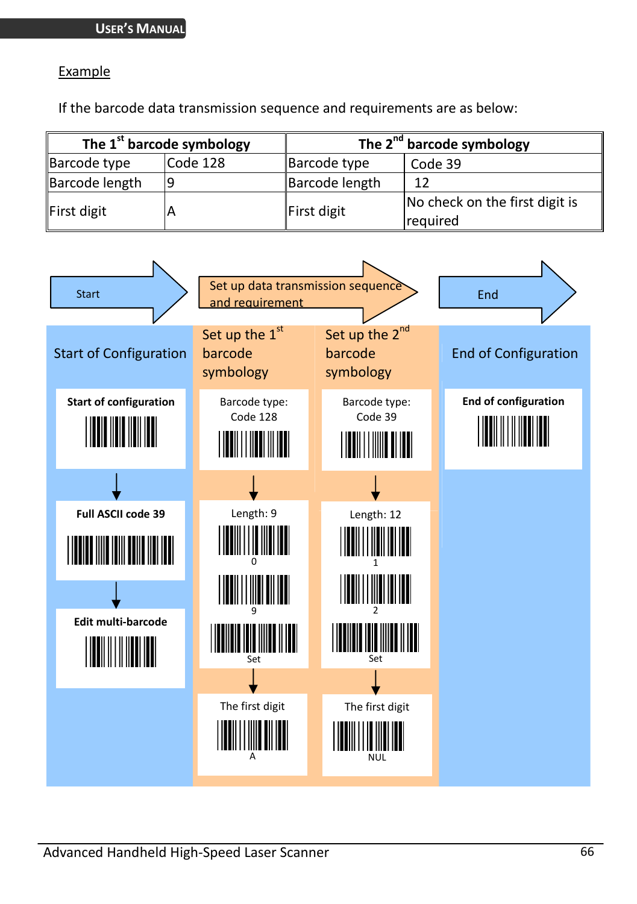Example

If the barcode data transmission sequence and requirements are as below:

| The 1st barcode symbology | | The 2nd barcode symbology | |
|---|---|---|---|
| Barcode type | Code 128 | Barcode type | Code 39 |
| Barcode length | 9 | Barcode length | 12 |
| First digit | A | First digit | No check on the first digit is required |

Start → Set up data transmission sequence and requirement → End

**Start of Configuration**

- **Start of configuration**
- **Full ASCII code 39**
- **Edit multi-barcode**

**Set up the 1st barcode symbology**

- Barcode type: Code 128
- Length: 9
  - 0
  - 9
  - Set
- The first digit
  - A

**Set up the 2nd barcode symbology**

- Barcode type: Code 39
- Length: 12
  - 1
  - 2
  - Set
- The first digit
  - NUL

**End of Configuration**

- **End of configuration**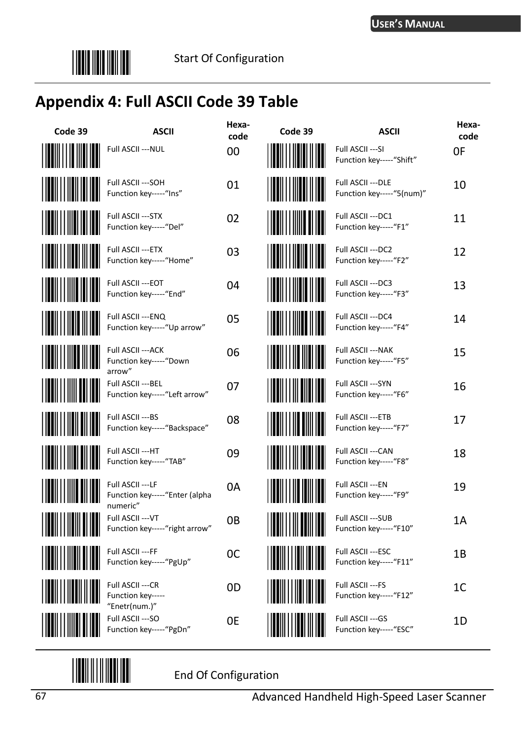Start Of Configuration

## Appendix 4: Full ASCII Code 39 Table

| Code 39 | ASCII | Hexa-code | Code 39 | ASCII | Hexa-code |
|---|---|---|---|---|---|
| | Full ASCII ---NUL | 00 | | Full ASCII ---SI<br>Function key-----"Shift" | 0F |
| | Full ASCII ---SOH<br>Function key-----"Ins" | 01 | | Full ASCII ---DLE<br>Function key-----"5(num)" | 10 |
| | Full ASCII ---STX<br>Function key-----"Del" | 02 | | Full ASCII ---DC1<br>Function key-----"F1" | 11 |
| | Full ASCII ---ETX<br>Function key-----"Home" | 03 | | Full ASCII ---DC2<br>Function key-----"F2" | 12 |
| | Full ASCII ---EOT<br>Function key-----"End" | 04 | | Full ASCII ---DC3<br>Function key-----"F3" | 13 |
| | Full ASCII ---ENQ<br>Function key-----"Up arrow" | 05 | | Full ASCII ---DC4<br>Function key-----"F4" | 14 |
| | Full ASCII ---ACK<br>Function key-----"Down arrow" | 06 | | Full ASCII ---NAK<br>Function key-----"F5" | 15 |
| | Full ASCII ---BEL<br>Function key-----"Left arrow" | 07 | | Full ASCII ---SYN<br>Function key-----"F6" | 16 |
| | Full ASCII ---BS<br>Function key-----"Backspace" | 08 | | Full ASCII ---ETB<br>Function key-----"F7" | 17 |
| | Full ASCII ---HT<br>Function key-----"TAB" | 09 | | Full ASCII ---CAN<br>Function key-----"F8" | 18 |
| | Full ASCII ---LF<br>Function key-----"Enter (alpha numeric" | 0A | | Full ASCII ---EN<br>Function key-----"F9" | 19 |
| | Full ASCII ---VT<br>Function key-----"right arrow" | 0B | | Full ASCII ---SUB<br>Function key-----"F10" | 1A |
| | Full ASCII ---FF<br>Function key-----"PgUp" | 0C | | Full ASCII ---ESC<br>Function key-----"F11" | 1B |
| | Full ASCII ---CR<br>Function key-----"Enetr(num.)" | 0D | | Full ASCII ---FS<br>Function key-----"F12" | 1C |
| | Full ASCII ---SO<br>Function key-----"PgDn" | 0E | | Full ASCII ---GS<br>Function key-----"ESC" | 1D |

End Of Configuration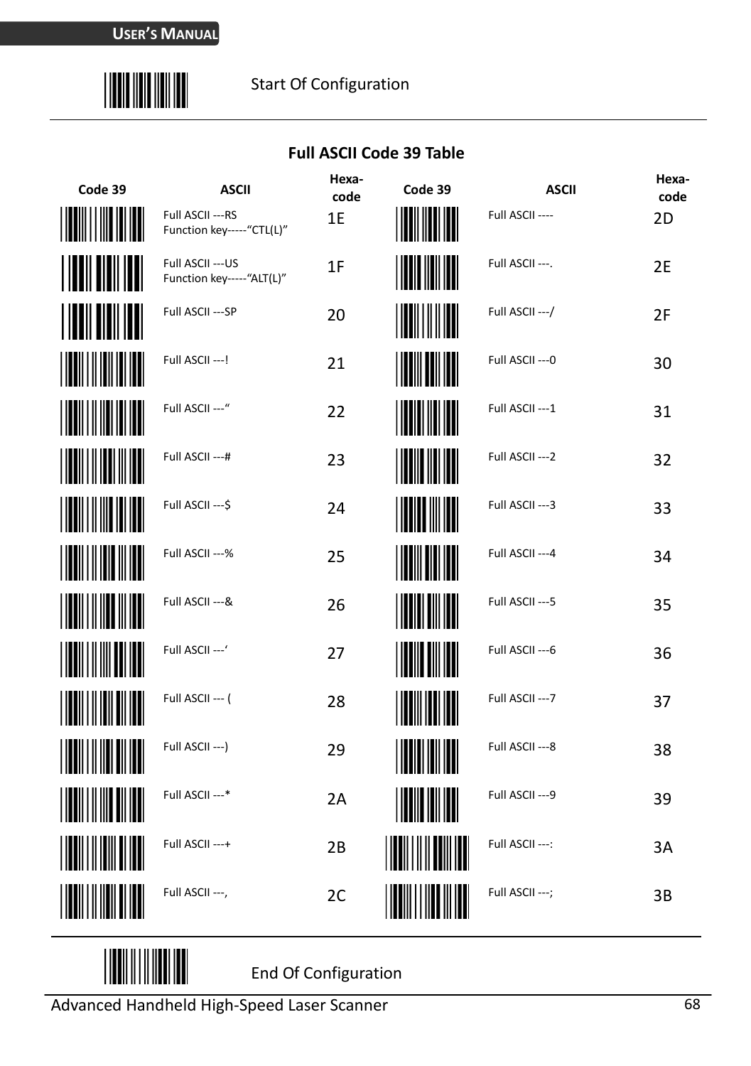Start Of Configuration

## Full ASCII Code 39 Table

| Code 39 | ASCII | Hexa-code | Code 39 | ASCII | Hexa-code |
|---|---|---|---|---|---|
| | Full ASCII ---RS<br>Function key-----"CTL(L)" | 1E | | Full ASCII ---- | 2D |
| | Full ASCII ---US<br>Function key-----"ALT(L)" | 1F | | Full ASCII ---. | 2E |
| | Full ASCII ---SP | 20 | | Full ASCII ---/ | 2F |
| | Full ASCII ---! | 21 | | Full ASCII ---0 | 30 |
| | Full ASCII ---" | 22 | | Full ASCII ---1 | 31 |
| | Full ASCII ---# | 23 | | Full ASCII ---2 | 32 |
| | Full ASCII ---$ | 24 | | Full ASCII ---3 | 33 |
| | Full ASCII ---% | 25 | | Full ASCII ---4 | 34 |
| | Full ASCII ---& | 26 | | Full ASCII ---5 | 35 |
| | Full ASCII ---' | 27 | | Full ASCII ---6 | 36 |
| | Full ASCII --- ( | 28 | | Full ASCII ---7 | 37 |
| | Full ASCII ---) | 29 | | Full ASCII ---8 | 38 |
| | Full ASCII ---* | 2A | | Full ASCII ---9 | 39 |
| | Full ASCII ---+ | 2B | | Full ASCII ---: | 3A |
| | Full ASCII ---, | 2C | | Full ASCII ---; | 3B |

End Of Configuration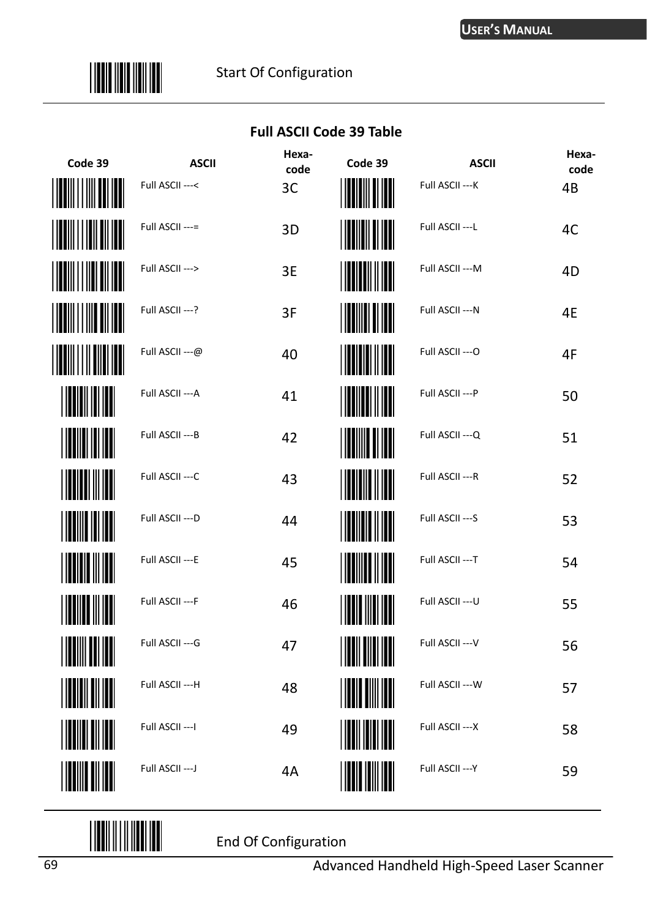Start Of Configuration

## Full ASCII Code 39 Table

| Code 39 | ASCII | Hexa-code | Code 39 | ASCII | Hexa-code |
|---|---|---|---|---|---|
| | Full ASCII ---< | 3C | | Full ASCII ---K | 4B |
| | Full ASCII ---= | 3D | | Full ASCII ---L | 4C |
| | Full ASCII ---> | 3E | | Full ASCII ---M | 4D |
| | Full ASCII ---? | 3F | | Full ASCII ---N | 4E |
| | Full ASCII ---@ | 40 | | Full ASCII ---O | 4F |
| | Full ASCII ---A | 41 | | Full ASCII ---P | 50 |
| | Full ASCII ---B | 42 | | Full ASCII ---Q | 51 |
| | Full ASCII ---C | 43 | | Full ASCII ---R | 52 |
| | Full ASCII ---D | 44 | | Full ASCII ---S | 53 |
| | Full ASCII ---E | 45 | | Full ASCII ---T | 54 |
| | Full ASCII ---F | 46 | | Full ASCII ---U | 55 |
| | Full ASCII ---G | 47 | | Full ASCII ---V | 56 |
| | Full ASCII ---H | 48 | | Full ASCII ---W | 57 |
| | Full ASCII ---I | 49 | | Full ASCII ---X | 58 |
| | Full ASCII ---J | 4A | | Full ASCII ---Y | 59 |

End Of Configuration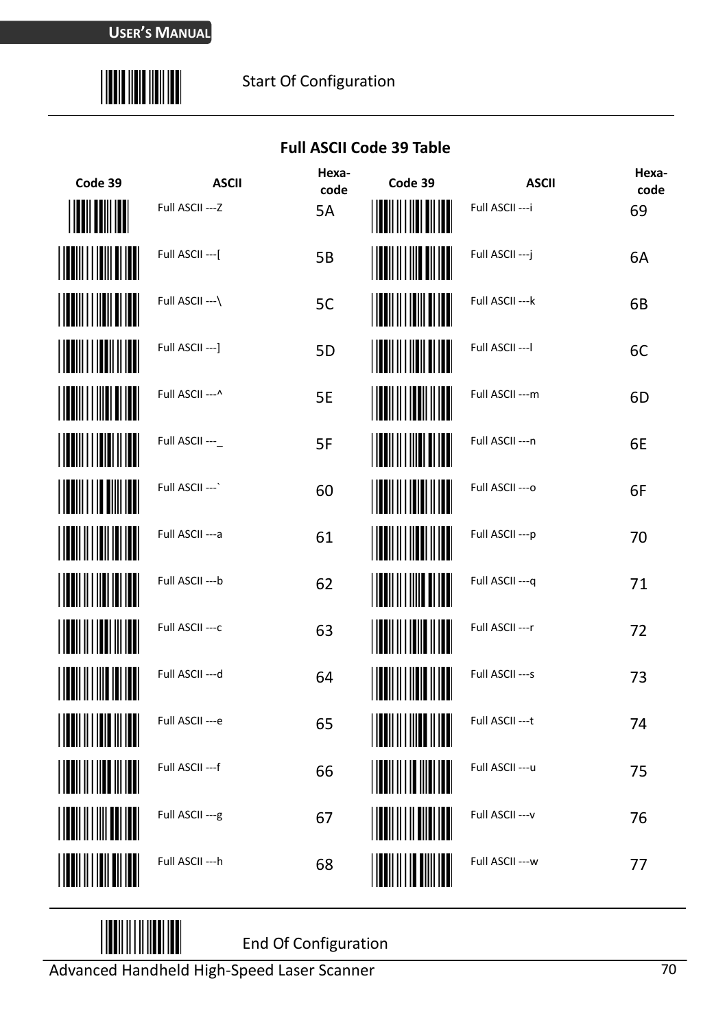Start Of Configuration

## Full ASCII Code 39 Table

| Code 39 | ASCII | Hexa-code | Code 39 | ASCII | Hexa-code |
|---|---|---|---|---|---|
| | Full ASCII ---Z | 5A | | Full ASCII ---i | 69 |
| | Full ASCII ---[ | 5B | | Full ASCII ---j | 6A |
| | Full ASCII ---\ | 5C | | Full ASCII ---k | 6B |
| | Full ASCII ---] | 5D | | Full ASCII ---l | 6C |
| | Full ASCII ---^ | 5E | | Full ASCII ---m | 6D |
| | Full ASCII ---_ | 5F | | Full ASCII ---n | 6E |
| | Full ASCII ---` | 60 | | Full ASCII ---o | 6F |
| | Full ASCII ---a | 61 | | Full ASCII ---p | 70 |
| | Full ASCII ---b | 62 | | Full ASCII ---q | 71 |
| | Full ASCII ---c | 63 | | Full ASCII ---r | 72 |
| | Full ASCII ---d | 64 | | Full ASCII ---s | 73 |
| | Full ASCII ---e | 65 | | Full ASCII ---t | 74 |
| | Full ASCII ---f | 66 | | Full ASCII ---u | 75 |
| | Full ASCII ---g | 67 | | Full ASCII ---v | 76 |
| | Full ASCII ---h | 68 | | Full ASCII ---w | 77 |

End Of Configuration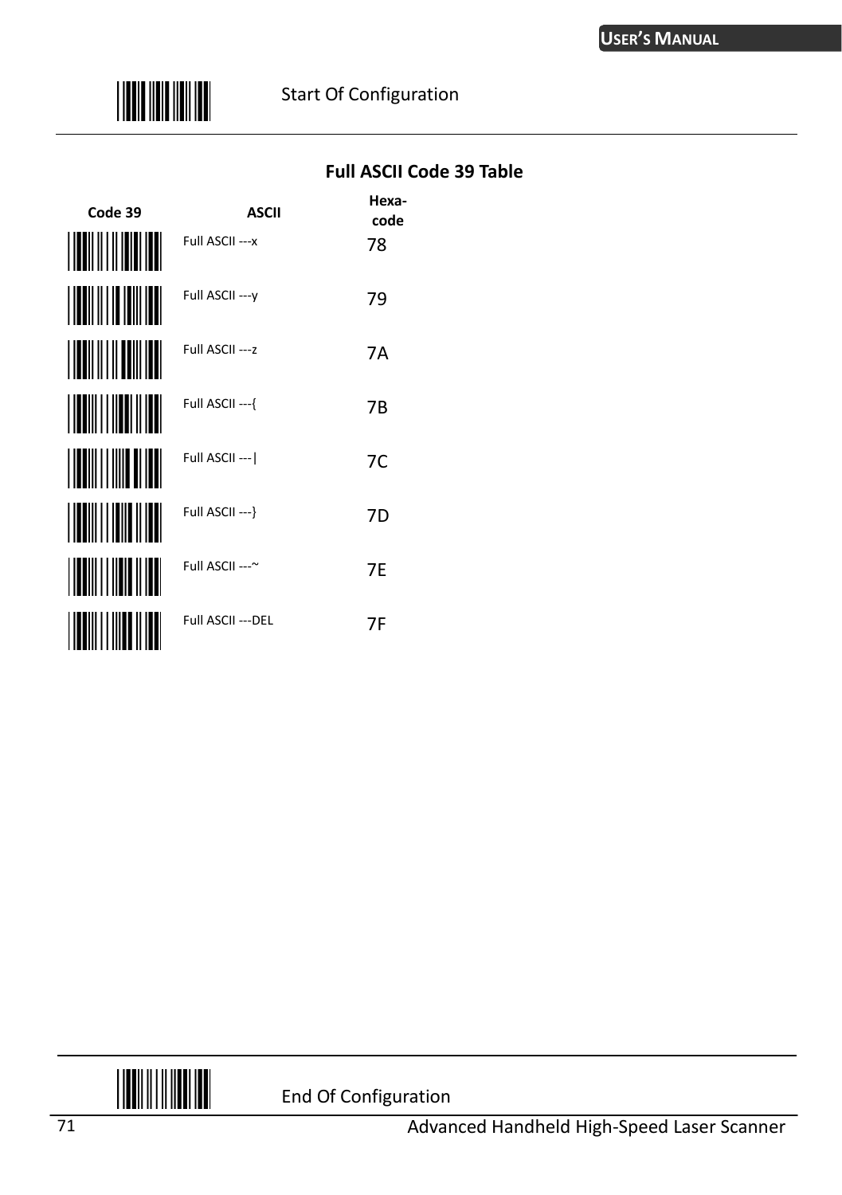Start Of Configuration

## Full ASCII Code 39 Table

| Code 39 | ASCII | Hexa-code |
|---|---|---|
| | Full ASCII ---x | 78 |
| | Full ASCII ---y | 79 |
| | Full ASCII ---z | 7A |
| | Full ASCII ---{ | 7B |
| | Full ASCII ---\| | 7C |
| | Full ASCII ---} | 7D |
| | Full ASCII ---~ | 7E |
| | Full ASCII ---DEL | 7F |

End Of Configuration